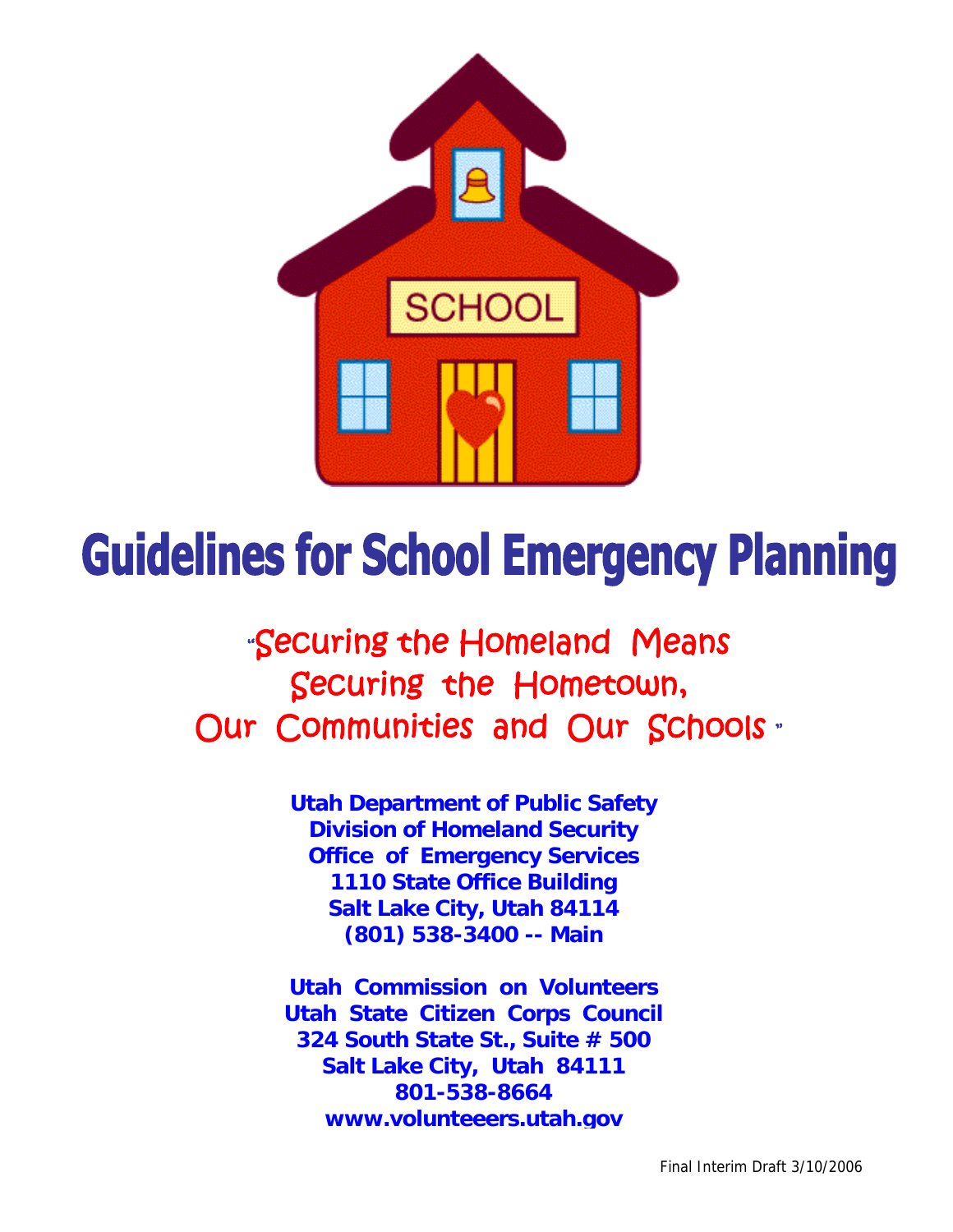# Guidelines for School Emergency Planning

"Securing the Homeland Means Securing the Hometown, Our Communities and Our Schools "

**Utah Department of Public Safety**
**Division of Homeland Security**
**Office of Emergency Services**
**1110 State Office Building**
**Salt Lake City, Utah 84114**
**(801) 538-3400 -- Main**

**Utah Commission on Volunteers**
**Utah State Citizen Corps Council**
**324 South State St., Suite # 500**
**Salt Lake City, Utah 84111**
**801-538-8664**
**www.volunteeers.utah.gov**

Final Interim Draft 3/10/2006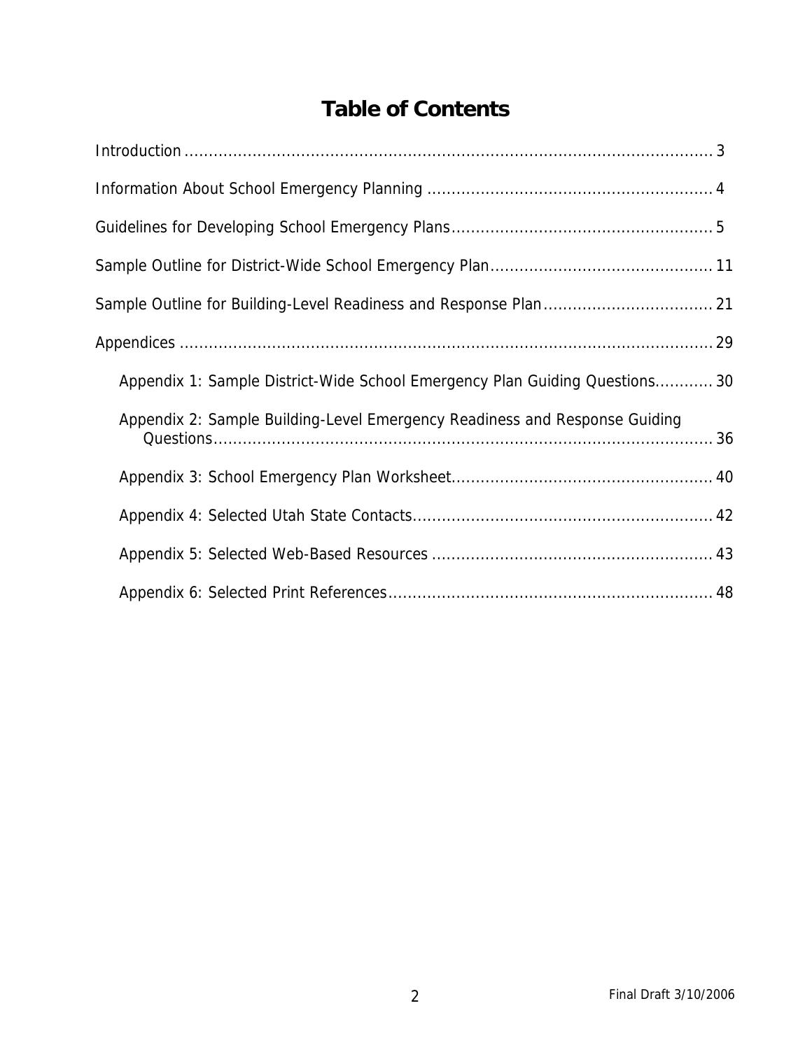# Table of Contents

Introduction ........................................................................................................ 3

Information About School Emergency Planning ........................................................ 4

Guidelines for Developing School Emergency Plans .................................................... 5

Sample Outline for District-Wide School Emergency Plan ............................................ 11

Sample Outline for Building-Level Readiness and Response Plan .................................. 21

Appendices ......................................................................................................... 29

- Appendix 1: Sample District-Wide School Emergency Plan Guiding Questions............ 30
- Appendix 2: Sample Building-Level Emergency Readiness and Response Guiding Questions........................................................................................................ 36
- Appendix 3: School Emergency Plan Worksheet..................................................... 40
- Appendix 4: Selected Utah State Contacts............................................................. 42
- Appendix 5: Selected Web-Based Resources ......................................................... 43
- Appendix 6: Selected Print References.................................................................. 48

Final Draft 3/10/2006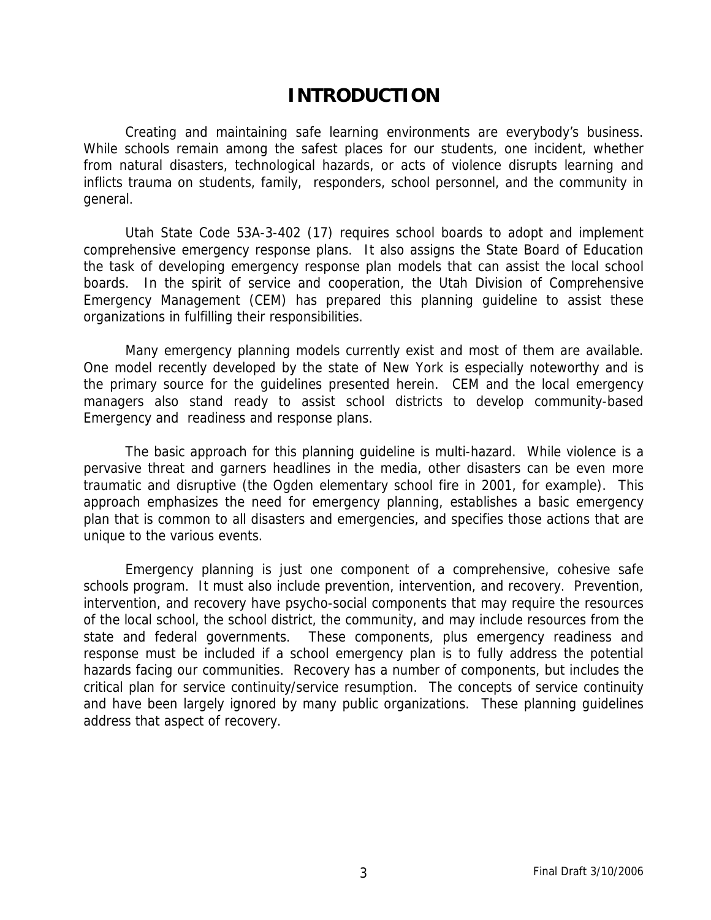# INTRODUCTION

Creating and maintaining safe learning environments are everybody's business. While schools remain among the safest places for our students, one incident, whether from natural disasters, technological hazards, or acts of violence disrupts learning and inflicts trauma on students, family, responders, school personnel, and the community in general.

Utah State Code 53A-3-402 (17) requires school boards to adopt and implement comprehensive emergency response plans. It also assigns the State Board of Education the task of developing emergency response plan models that can assist the local school boards. In the spirit of service and cooperation, the Utah Division of Comprehensive Emergency Management (CEM) has prepared this planning guideline to assist these organizations in fulfilling their responsibilities.

Many emergency planning models currently exist and most of them are available. One model recently developed by the state of New York is especially noteworthy and is the primary source for the guidelines presented herein. CEM and the local emergency managers also stand ready to assist school districts to develop community-based Emergency and readiness and response plans.

The basic approach for this planning guideline is multi-hazard. While violence is a pervasive threat and garners headlines in the media, other disasters can be even more traumatic and disruptive (the Ogden elementary school fire in 2001, for example). This approach emphasizes the need for emergency planning, establishes a basic emergency plan that is common to all disasters and emergencies, and specifies those actions that are unique to the various events.

Emergency planning is just one component of a comprehensive, cohesive safe schools program. It must also include prevention, intervention, and recovery. Prevention, intervention, and recovery have psycho-social components that may require the resources of the local school, the school district, the community, and may include resources from the state and federal governments. These components, plus emergency readiness and response must be included if a school emergency plan is to fully address the potential hazards facing our communities. Recovery has a number of components, but includes the critical plan for service continuity/service resumption. The concepts of service continuity and have been largely ignored by many public organizations. These planning guidelines address that aspect of recovery.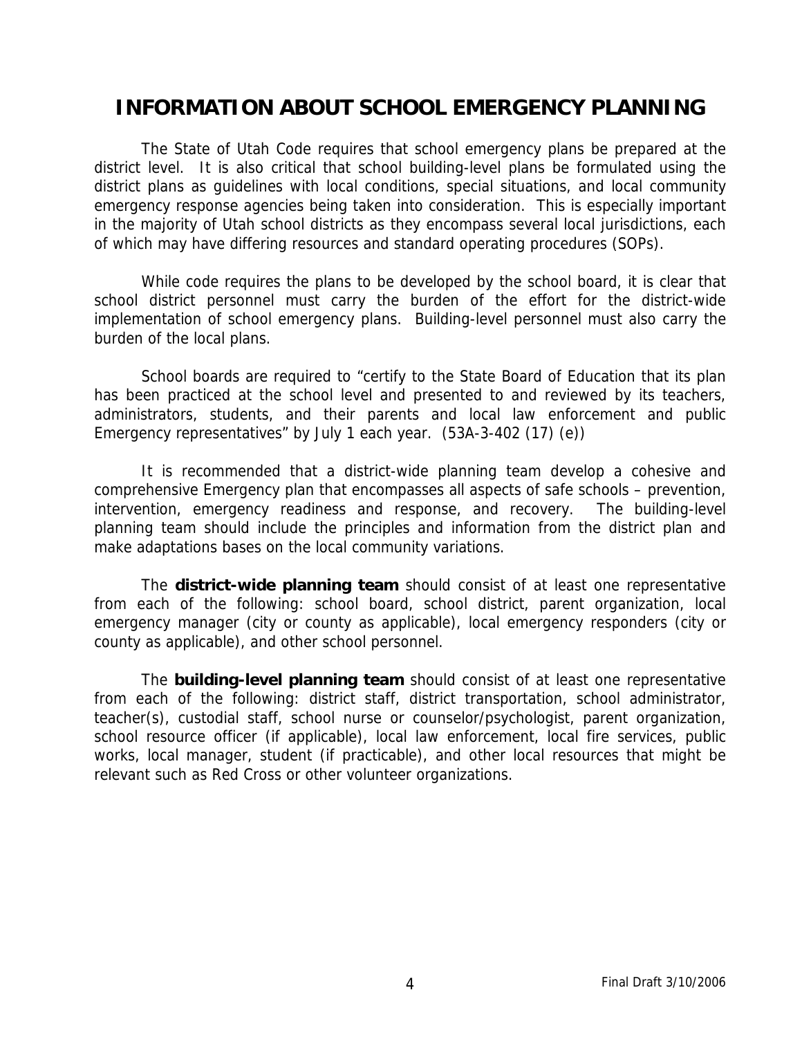# INFORMATION ABOUT SCHOOL EMERGENCY PLANNING

The State of Utah Code requires that school emergency plans be prepared at the district level. It is also critical that school building-level plans be formulated using the district plans as guidelines with local conditions, special situations, and local community emergency response agencies being taken into consideration. This is especially important in the majority of Utah school districts as they encompass several local jurisdictions, each of which may have differing resources and standard operating procedures (SOPs).

While code requires the plans to be developed by the school board, it is clear that school district personnel must carry the burden of the effort for the district-wide implementation of school emergency plans. Building-level personnel must also carry the burden of the local plans.

School boards are required to "certify to the State Board of Education that its plan has been practiced at the school level and presented to and reviewed by its teachers, administrators, students, and their parents and local law enforcement and public Emergency representatives" by July 1 each year. (53A-3-402 (17) (e))

It is recommended that a district-wide planning team develop a cohesive and comprehensive Emergency plan that encompasses all aspects of safe schools – prevention, intervention, emergency readiness and response, and recovery. The building-level planning team should include the principles and information from the district plan and make adaptations bases on the local community variations.

The **district-wide planning team** should consist of at least one representative from each of the following: school board, school district, parent organization, local emergency manager (city or county as applicable), local emergency responders (city or county as applicable), and other school personnel.

The **building-level planning team** should consist of at least one representative from each of the following: district staff, district transportation, school administrator, teacher(s), custodial staff, school nurse or counselor/psychologist, parent organization, school resource officer (if applicable), local law enforcement, local fire services, public works, local manager, student (if practicable), and other local resources that might be relevant such as Red Cross or other volunteer organizations.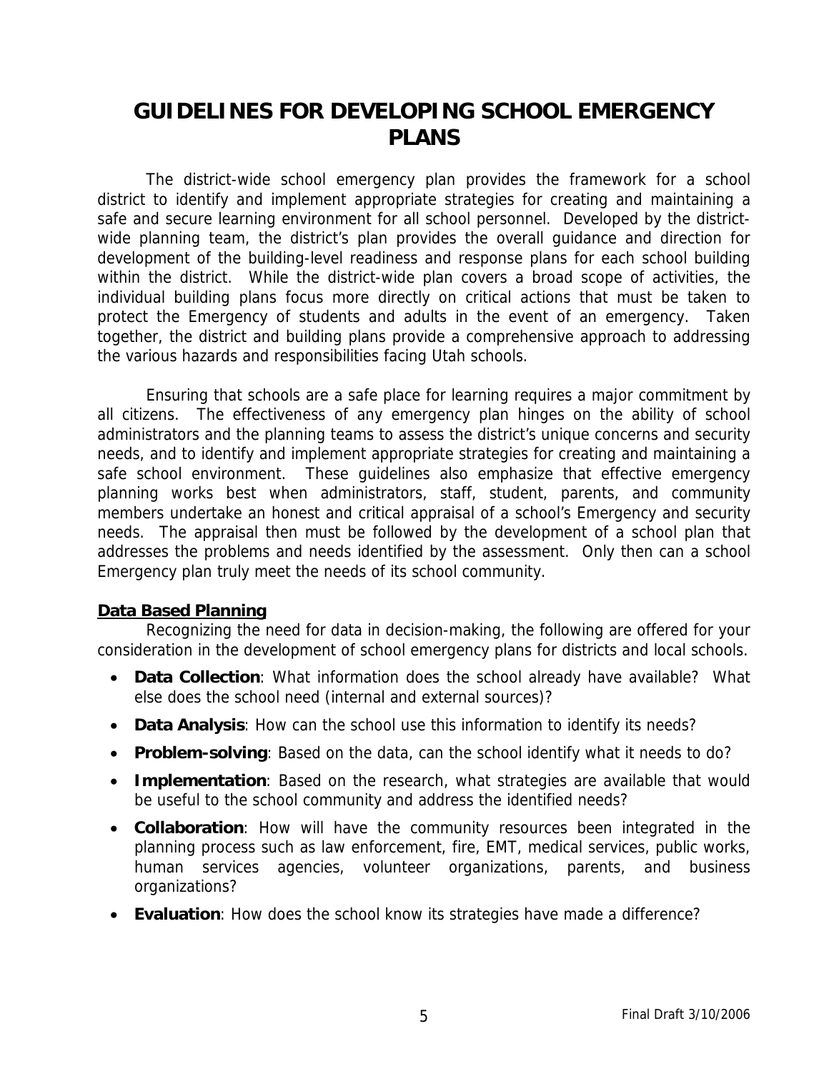# GUIDELINES FOR DEVELOPING SCHOOL EMERGENCY PLANS

The district-wide school emergency plan provides the framework for a school district to identify and implement appropriate strategies for creating and maintaining a safe and secure learning environment for all school personnel. Developed by the district-wide planning team, the district's plan provides the overall guidance and direction for development of the building-level readiness and response plans for each school building within the district. While the district-wide plan covers a broad scope of activities, the individual building plans focus more directly on critical actions that must be taken to protect the Emergency of students and adults in the event of an emergency. Taken together, the district and building plans provide a comprehensive approach to addressing the various hazards and responsibilities facing Utah schools.

Ensuring that schools are a safe place for learning requires a major commitment by all citizens. The effectiveness of any emergency plan hinges on the ability of school administrators and the planning teams to assess the district's unique concerns and security needs, and to identify and implement appropriate strategies for creating and maintaining a safe school environment. These guidelines also emphasize that effective emergency planning works best when administrators, staff, student, parents, and community members undertake an honest and critical appraisal of a school's Emergency and security needs. The appraisal then must be followed by the development of a school plan that addresses the problems and needs identified by the assessment. Only then can a school Emergency plan truly meet the needs of its school community.

**Data Based Planning**

Recognizing the need for data in decision-making, the following are offered for your consideration in the development of school emergency plans for districts and local schools.

- **Data Collection**: What information does the school already have available? What else does the school need (internal and external sources)?
- **Data Analysis**: How can the school use this information to identify its needs?
- **Problem-solving**: Based on the data, can the school identify what it needs to do?
- **Implementation**: Based on the research, what strategies are available that would be useful to the school community and address the identified needs?
- **Collaboration**: How will have the community resources been integrated in the planning process such as law enforcement, fire, EMT, medical services, public works, human services agencies, volunteer organizations, parents, and business organizations?
- **Evaluation**: How does the school know its strategies have made a difference?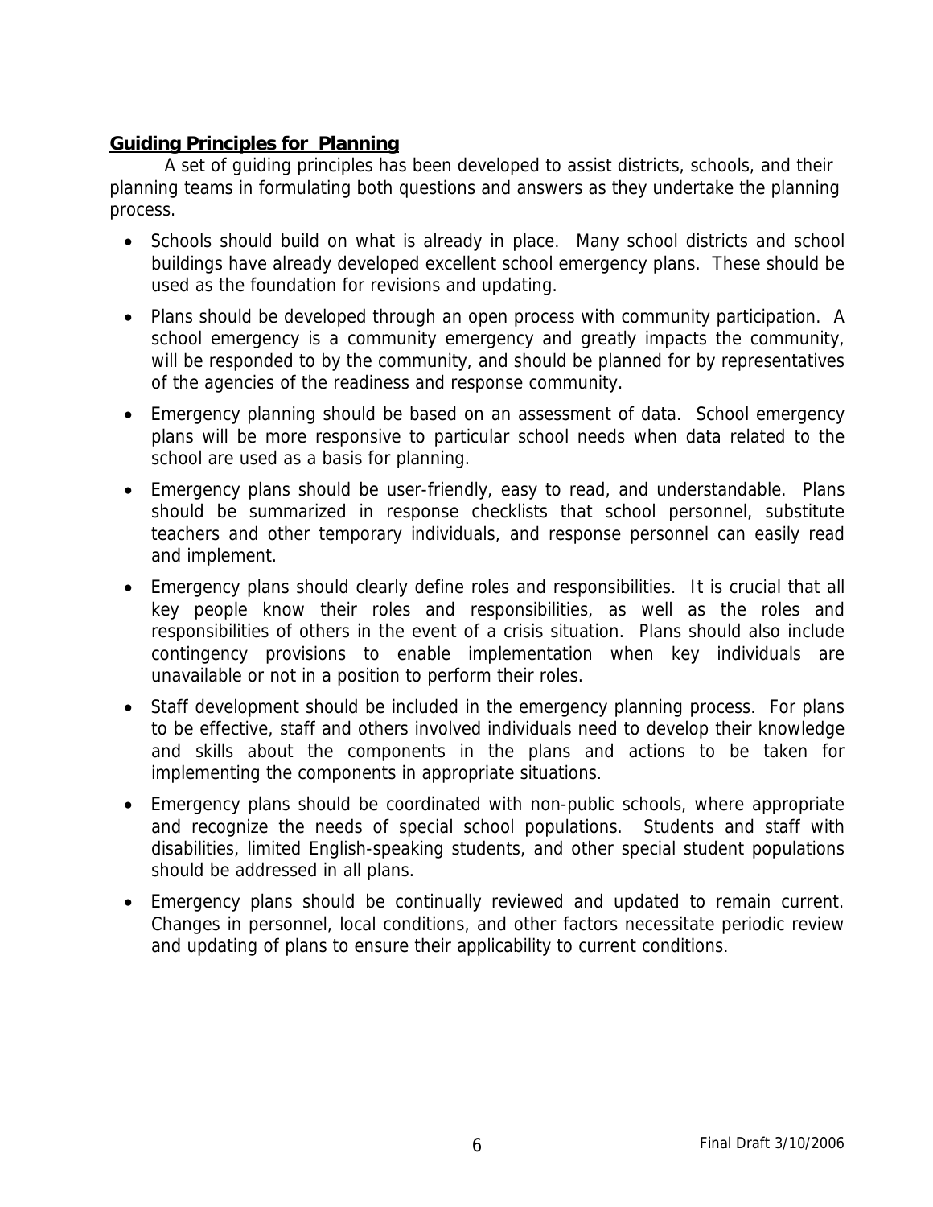## Guiding Principles for Planning

A set of guiding principles has been developed to assist districts, schools, and their planning teams in formulating both questions and answers as they undertake the planning process.

- Schools should build on what is already in place. Many school districts and school buildings have already developed excellent school emergency plans. These should be used as the foundation for revisions and updating.
- Plans should be developed through an open process with community participation. A school emergency is a community emergency and greatly impacts the community, will be responded to by the community, and should be planned for by representatives of the agencies of the readiness and response community.
- Emergency planning should be based on an assessment of data. School emergency plans will be more responsive to particular school needs when data related to the school are used as a basis for planning.
- Emergency plans should be user-friendly, easy to read, and understandable. Plans should be summarized in response checklists that school personnel, substitute teachers and other temporary individuals, and response personnel can easily read and implement.
- Emergency plans should clearly define roles and responsibilities. It is crucial that all key people know their roles and responsibilities, as well as the roles and responsibilities of others in the event of a crisis situation. Plans should also include contingency provisions to enable implementation when key individuals are unavailable or not in a position to perform their roles.
- Staff development should be included in the emergency planning process. For plans to be effective, staff and others involved individuals need to develop their knowledge and skills about the components in the plans and actions to be taken for implementing the components in appropriate situations.
- Emergency plans should be coordinated with non-public schools, where appropriate and recognize the needs of special school populations. Students and staff with disabilities, limited English-speaking students, and other special student populations should be addressed in all plans.
- Emergency plans should be continually reviewed and updated to remain current. Changes in personnel, local conditions, and other factors necessitate periodic review and updating of plans to ensure their applicability to current conditions.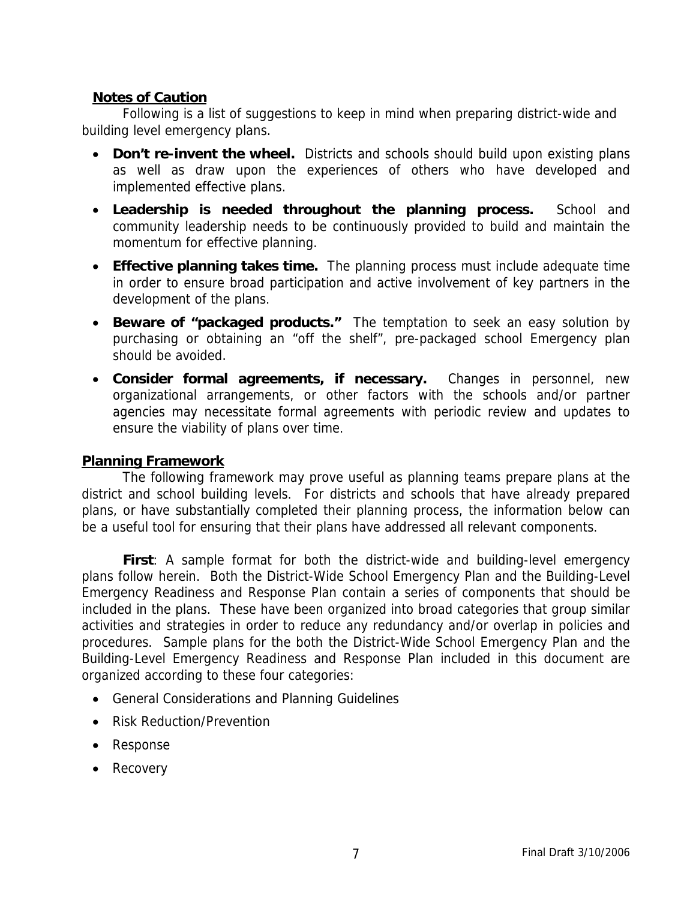## Notes of Caution

Following is a list of suggestions to keep in mind when preparing district-wide and building level emergency plans.

- **Don't re-invent the wheel.** Districts and schools should build upon existing plans as well as draw upon the experiences of others who have developed and implemented effective plans.
- **Leadership is needed throughout the planning process.** School and community leadership needs to be continuously provided to build and maintain the momentum for effective planning.
- **Effective planning takes time.** The planning process must include adequate time in order to ensure broad participation and active involvement of key partners in the development of the plans.
- **Beware of "packaged products."** The temptation to seek an easy solution by purchasing or obtaining an "off the shelf", pre-packaged school Emergency plan should be avoided.
- **Consider formal agreements, if necessary.** Changes in personnel, new organizational arrangements, or other factors with the schools and/or partner agencies may necessitate formal agreements with periodic review and updates to ensure the viability of plans over time.

## Planning Framework

The following framework may prove useful as planning teams prepare plans at the district and school building levels. For districts and schools that have already prepared plans, or have substantially completed their planning process, the information below can be a useful tool for ensuring that their plans have addressed all relevant components.

**First**: A sample format for both the district-wide and building-level emergency plans follow herein. Both the District-Wide School Emergency Plan and the Building-Level Emergency Readiness and Response Plan contain a series of components that should be included in the plans. These have been organized into broad categories that group similar activities and strategies in order to reduce any redundancy and/or overlap in policies and procedures. Sample plans for the both the District-Wide School Emergency Plan and the Building-Level Emergency Readiness and Response Plan included in this document are organized according to these four categories:

- General Considerations and Planning Guidelines
- Risk Reduction/Prevention
- Response
- Recovery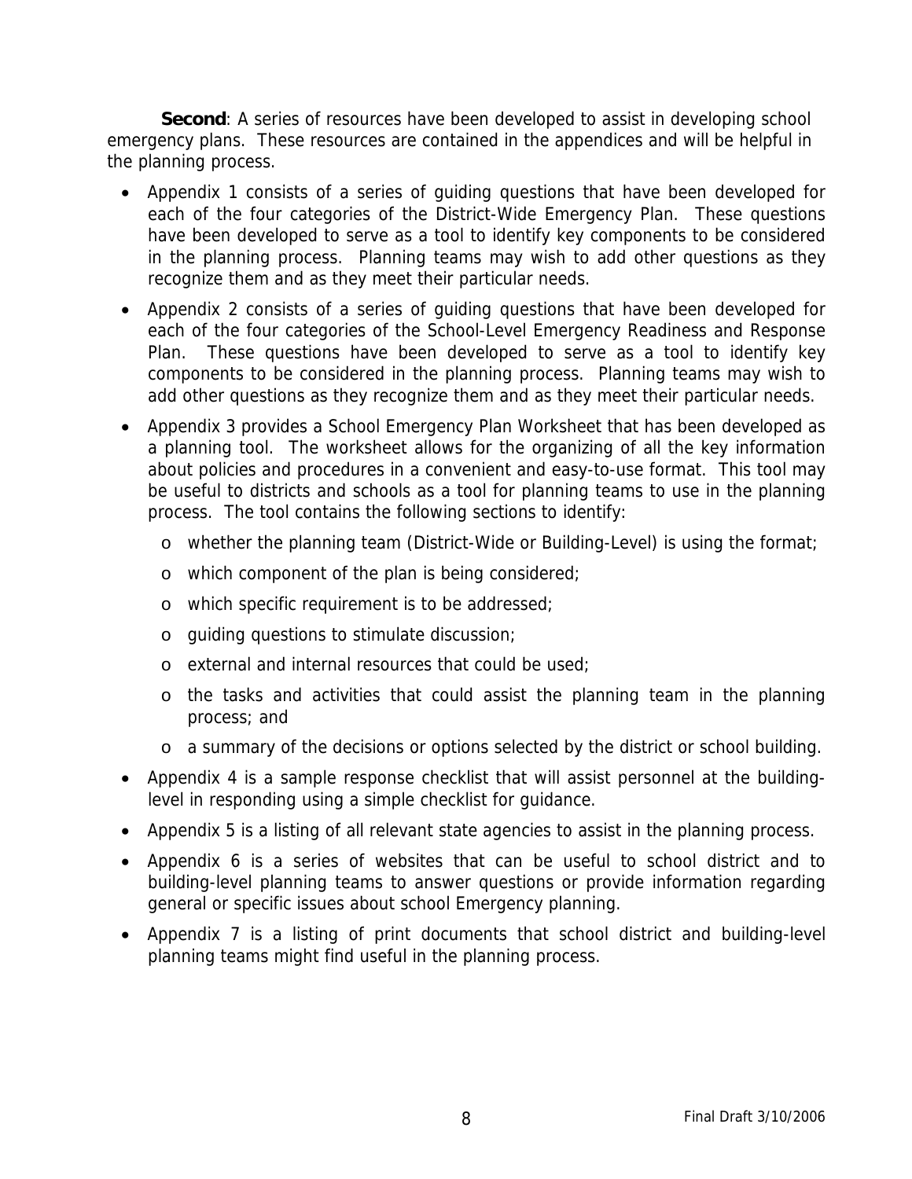**Second**: A series of resources have been developed to assist in developing school emergency plans. These resources are contained in the appendices and will be helpful in the planning process.

- Appendix 1 consists of a series of guiding questions that have been developed for each of the four categories of the District-Wide Emergency Plan. These questions have been developed to serve as a tool to identify key components to be considered in the planning process. Planning teams may wish to add other questions as they recognize them and as they meet their particular needs.
- Appendix 2 consists of a series of guiding questions that have been developed for each of the four categories of the School-Level Emergency Readiness and Response Plan. These questions have been developed to serve as a tool to identify key components to be considered in the planning process. Planning teams may wish to add other questions as they recognize them and as they meet their particular needs.
- Appendix 3 provides a School Emergency Plan Worksheet that has been developed as a planning tool. The worksheet allows for the organizing of all the key information about policies and procedures in a convenient and easy-to-use format. This tool may be useful to districts and schools as a tool for planning teams to use in the planning process. The tool contains the following sections to identify:
  - whether the planning team (District-Wide or Building-Level) is using the format;
  - which component of the plan is being considered;
  - which specific requirement is to be addressed;
  - guiding questions to stimulate discussion;
  - external and internal resources that could be used;
  - the tasks and activities that could assist the planning team in the planning process; and
  - a summary of the decisions or options selected by the district or school building.
- Appendix 4 is a sample response checklist that will assist personnel at the building-level in responding using a simple checklist for guidance.
- Appendix 5 is a listing of all relevant state agencies to assist in the planning process.
- Appendix 6 is a series of websites that can be useful to school district and to building-level planning teams to answer questions or provide information regarding general or specific issues about school Emergency planning.
- Appendix 7 is a listing of print documents that school district and building-level planning teams might find useful in the planning process.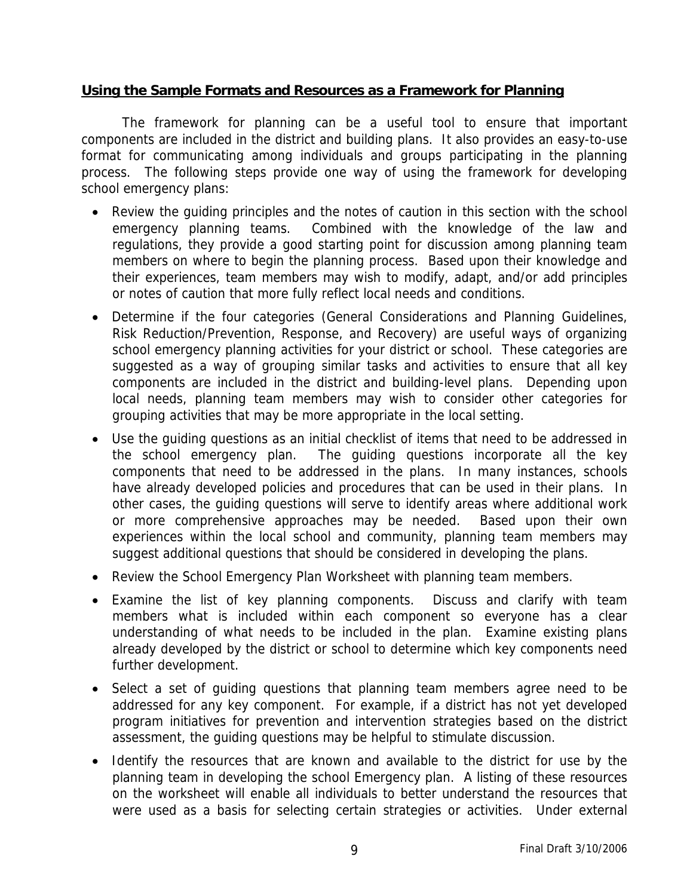## Using the Sample Formats and Resources as a Framework for Planning

The framework for planning can be a useful tool to ensure that important components are included in the district and building plans. It also provides an easy-to-use format for communicating among individuals and groups participating in the planning process. The following steps provide one way of using the framework for developing school emergency plans:

- Review the guiding principles and the notes of caution in this section with the school emergency planning teams. Combined with the knowledge of the law and regulations, they provide a good starting point for discussion among planning team members on where to begin the planning process. Based upon their knowledge and their experiences, team members may wish to modify, adapt, and/or add principles or notes of caution that more fully reflect local needs and conditions.
- Determine if the four categories (General Considerations and Planning Guidelines, Risk Reduction/Prevention, Response, and Recovery) are useful ways of organizing school emergency planning activities for your district or school. These categories are suggested as a way of grouping similar tasks and activities to ensure that all key components are included in the district and building-level plans. Depending upon local needs, planning team members may wish to consider other categories for grouping activities that may be more appropriate in the local setting.
- Use the guiding questions as an initial checklist of items that need to be addressed in the school emergency plan. The guiding questions incorporate all the key components that need to be addressed in the plans. In many instances, schools have already developed policies and procedures that can be used in their plans. In other cases, the guiding questions will serve to identify areas where additional work or more comprehensive approaches may be needed. Based upon their own experiences within the local school and community, planning team members may suggest additional questions that should be considered in developing the plans.
- Review the School Emergency Plan Worksheet with planning team members.
- Examine the list of key planning components. Discuss and clarify with team members what is included within each component so everyone has a clear understanding of what needs to be included in the plan. Examine existing plans already developed by the district or school to determine which key components need further development.
- Select a set of guiding questions that planning team members agree need to be addressed for any key component. For example, if a district has not yet developed program initiatives for prevention and intervention strategies based on the district assessment, the guiding questions may be helpful to stimulate discussion.
- Identify the resources that are known and available to the district for use by the planning team in developing the school Emergency plan. A listing of these resources on the worksheet will enable all individuals to better understand the resources that were used as a basis for selecting certain strategies or activities. Under external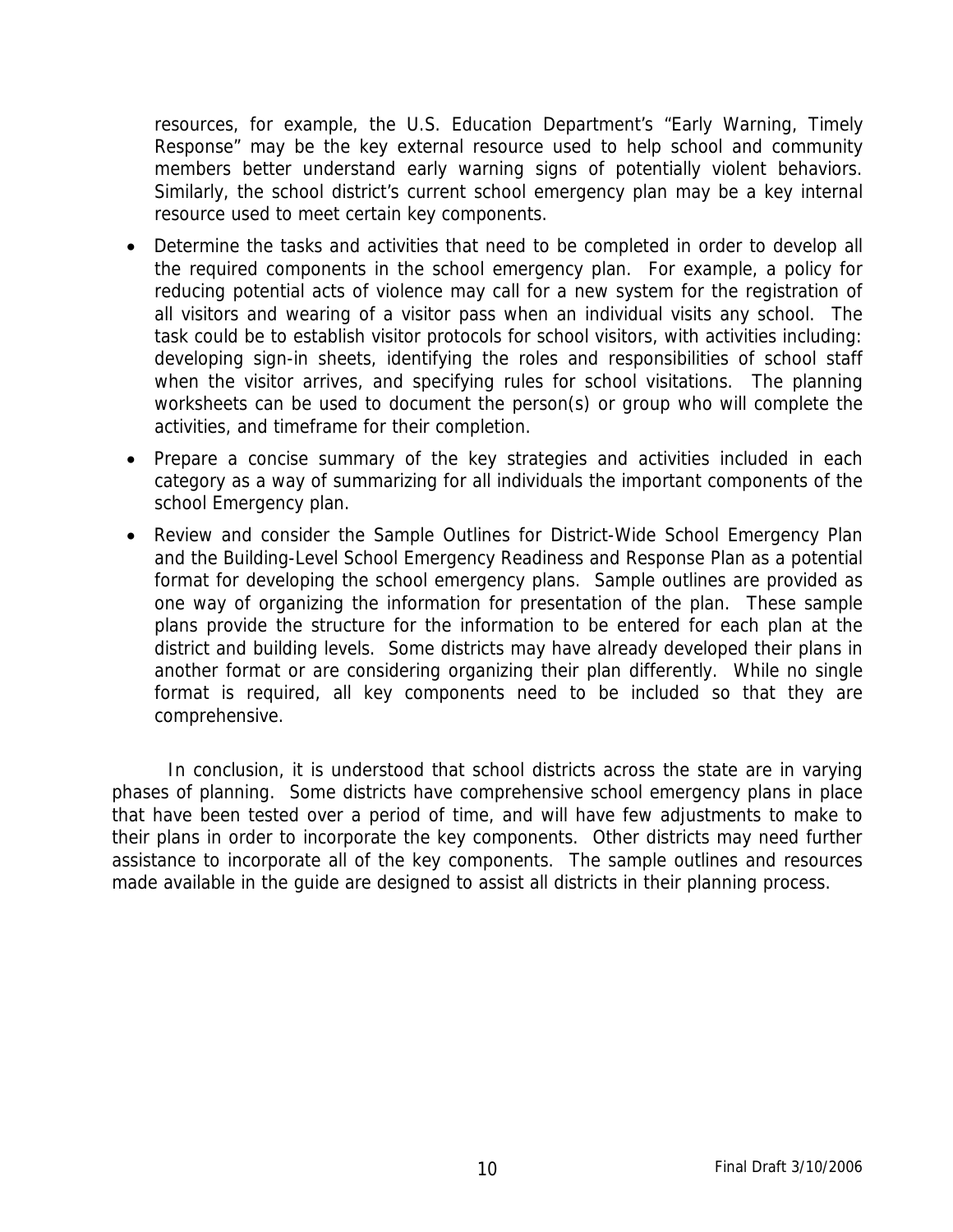resources, for example, the U.S. Education Department's "Early Warning, Timely Response" may be the key external resource used to help school and community members better understand early warning signs of potentially violent behaviors. Similarly, the school district's current school emergency plan may be a key internal resource used to meet certain key components.

- Determine the tasks and activities that need to be completed in order to develop all the required components in the school emergency plan. For example, a policy for reducing potential acts of violence may call for a new system for the registration of all visitors and wearing of a visitor pass when an individual visits any school. The task could be to establish visitor protocols for school visitors, with activities including: developing sign-in sheets, identifying the roles and responsibilities of school staff when the visitor arrives, and specifying rules for school visitations. The planning worksheets can be used to document the person(s) or group who will complete the activities, and timeframe for their completion.
- Prepare a concise summary of the key strategies and activities included in each category as a way of summarizing for all individuals the important components of the school Emergency plan.
- Review and consider the Sample Outlines for District-Wide School Emergency Plan and the Building-Level School Emergency Readiness and Response Plan as a potential format for developing the school emergency plans. Sample outlines are provided as one way of organizing the information for presentation of the plan. These sample plans provide the structure for the information to be entered for each plan at the district and building levels. Some districts may have already developed their plans in another format or are considering organizing their plan differently. While no single format is required, all key components need to be included so that they are comprehensive.

In conclusion, it is understood that school districts across the state are in varying phases of planning. Some districts have comprehensive school emergency plans in place that have been tested over a period of time, and will have few adjustments to make to their plans in order to incorporate the key components. Other districts may need further assistance to incorporate all of the key components. The sample outlines and resources made available in the guide are designed to assist all districts in their planning process.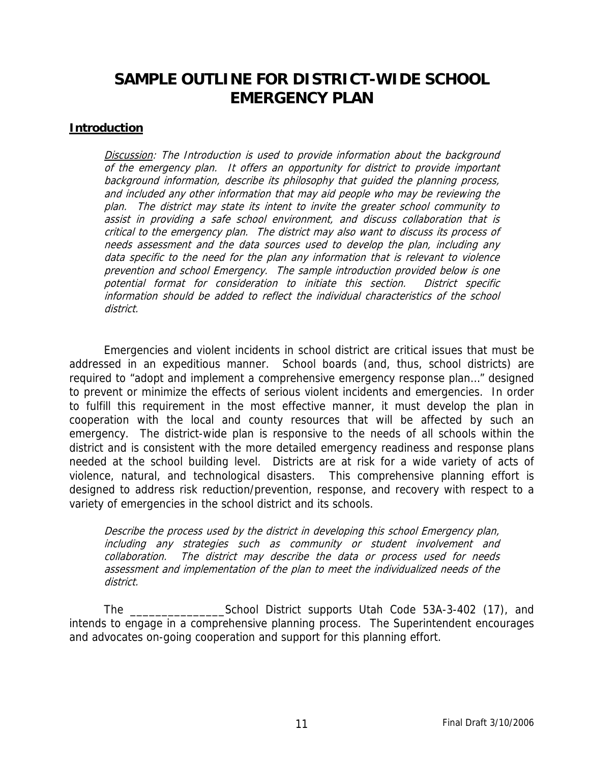# SAMPLE OUTLINE FOR DISTRICT-WIDE SCHOOL EMERGENCY PLAN

## Introduction

> *<u>Discussion</u>: The Introduction is used to provide information about the background of the emergency plan. It offers an opportunity for district to provide important background information, describe its philosophy that guided the planning process, and included any other information that may aid people who may be reviewing the plan. The district may state its intent to invite the greater school community to assist in providing a safe school environment, and discuss collaboration that is critical to the emergency plan. The district may also want to discuss its process of needs assessment and the data sources used to develop the plan, including any data specific to the need for the plan any information that is relevant to violence prevention and school Emergency. The sample introduction provided below is one potential format for consideration to initiate this section. District specific information should be added to reflect the individual characteristics of the school district.*

Emergencies and violent incidents in school district are critical issues that must be addressed in an expeditious manner. School boards (and, thus, school districts) are required to "adopt and implement a comprehensive emergency response plan…" designed to prevent or minimize the effects of serious violent incidents and emergencies. In order to fulfill this requirement in the most effective manner, it must develop the plan in cooperation with the local and county resources that will be affected by such an emergency. The district-wide plan is responsive to the needs of all schools within the district and is consistent with the more detailed emergency readiness and response plans needed at the school building level. Districts are at risk for a wide variety of acts of violence, natural, and technological disasters. This comprehensive planning effort is designed to address risk reduction/prevention, response, and recovery with respect to a variety of emergencies in the school district and its schools.

> *Describe the process used by the district in developing this school Emergency plan, including any strategies such as community or student involvement and collaboration. The district may describe the data or process used for needs assessment and implementation of the plan to meet the individualized needs of the district.*

The _______________School District supports Utah Code 53A-3-402 (17), and intends to engage in a comprehensive planning process. The Superintendent encourages and advocates on-going cooperation and support for this planning effort.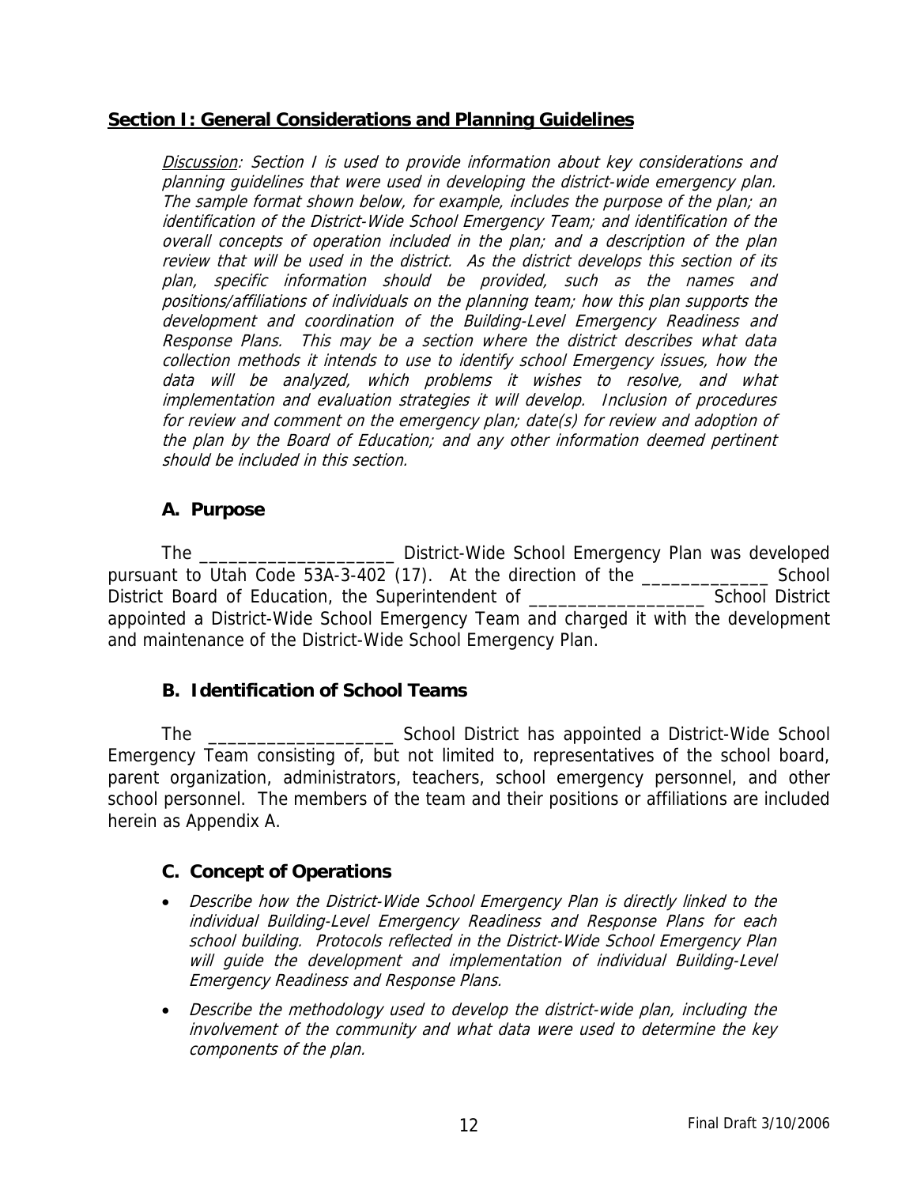## Section I: General Considerations and Planning Guidelines

*Discussion: Section I is used to provide information about key considerations and planning guidelines that were used in developing the district-wide emergency plan. The sample format shown below, for example, includes the purpose of the plan; an identification of the District-Wide School Emergency Team; and identification of the overall concepts of operation included in the plan; and a description of the plan review that will be used in the district. As the district develops this section of its plan, specific information should be provided, such as the names and positions/affiliations of individuals on the planning team; how this plan supports the development and coordination of the Building-Level Emergency Readiness and Response Plans. This may be a section where the district describes what data collection methods it intends to use to identify school Emergency issues, how the data will be analyzed, which problems it wishes to resolve, and what implementation and evaluation strategies it will develop. Inclusion of procedures for review and comment on the emergency plan; date(s) for review and adoption of the plan by the Board of Education; and any other information deemed pertinent should be included in this section.*

### A. Purpose

The ____________________ District-Wide School Emergency Plan was developed pursuant to Utah Code 53A-3-402 (17). At the direction of the _____________ School District Board of Education, the Superintendent of __________________ School District appointed a District-Wide School Emergency Team and charged it with the development and maintenance of the District-Wide School Emergency Plan.

### B. Identification of School Teams

The ___________________ School District has appointed a District-Wide School Emergency Team consisting of, but not limited to, representatives of the school board, parent organization, administrators, teachers, school emergency personnel, and other school personnel. The members of the team and their positions or affiliations are included herein as Appendix A.

### C. Concept of Operations

- *Describe how the District-Wide School Emergency Plan is directly linked to the individual Building-Level Emergency Readiness and Response Plans for each school building. Protocols reflected in the District-Wide School Emergency Plan will guide the development and implementation of individual Building-Level Emergency Readiness and Response Plans.*
- *Describe the methodology used to develop the district-wide plan, including the involvement of the community and what data were used to determine the key components of the plan.*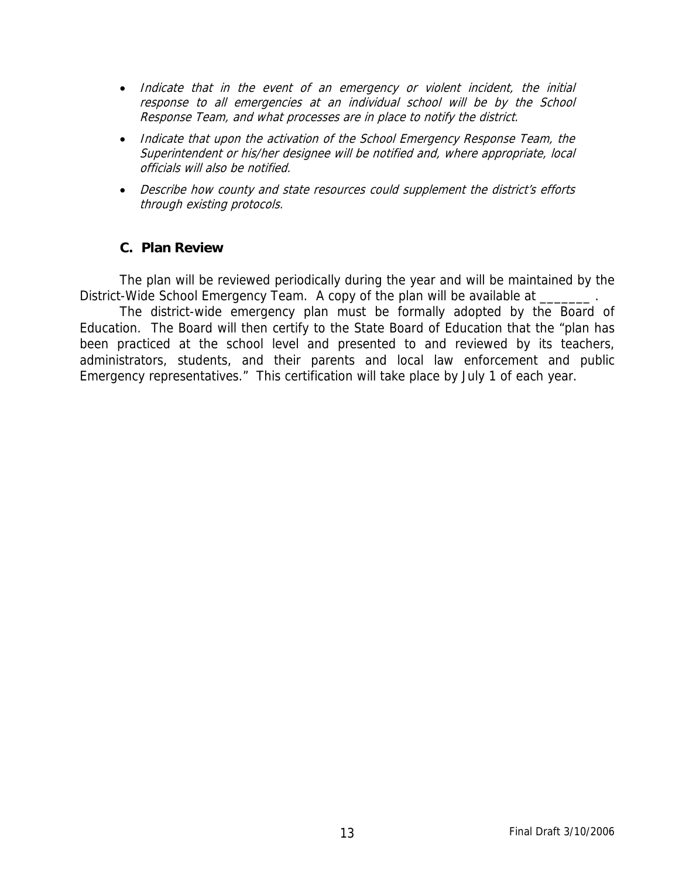- *Indicate that in the event of an emergency or violent incident, the initial response to all emergencies at an individual school will be by the School Response Team, and what processes are in place to notify the district.*
- *Indicate that upon the activation of the School Emergency Response Team, the Superintendent or his/her designee will be notified and, where appropriate, local officials will also be notified.*
- *Describe how county and state resources could supplement the district's efforts through existing protocols.*

### C. Plan Review

The plan will be reviewed periodically during the year and will be maintained by the District-Wide School Emergency Team. A copy of the plan will be available at _______ .

The district-wide emergency plan must be formally adopted by the Board of Education. The Board will then certify to the State Board of Education that the "plan has been practiced at the school level and presented to and reviewed by its teachers, administrators, students, and their parents and local law enforcement and public Emergency representatives." This certification will take place by July 1 of each year.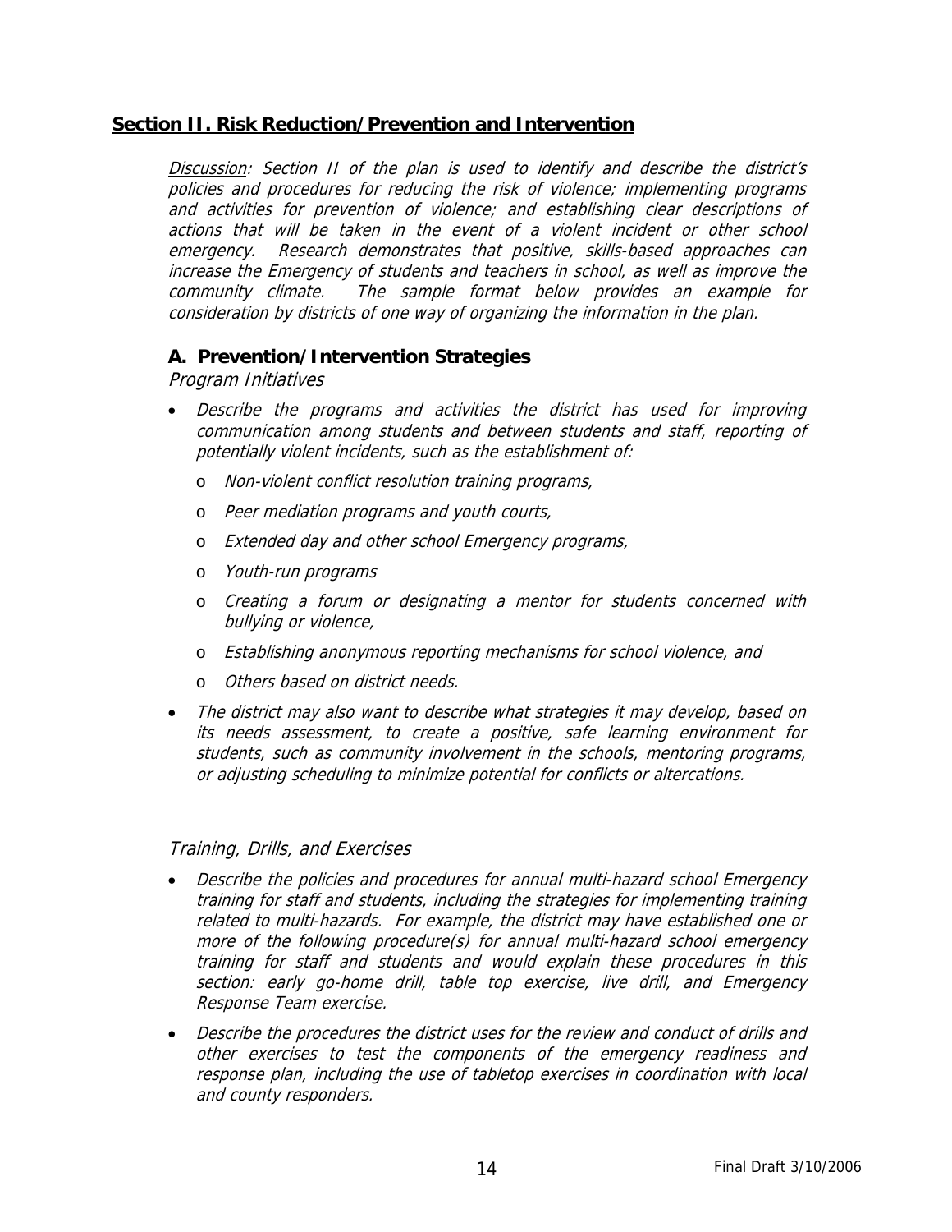## Section II. Risk Reduction/Prevention and Intervention

*Discussion: Section II of the plan is used to identify and describe the district's policies and procedures for reducing the risk of violence; implementing programs and activities for prevention of violence; and establishing clear descriptions of actions that will be taken in the event of a violent incident or other school emergency. Research demonstrates that positive, skills-based approaches can increase the Emergency of students and teachers in school, as well as improve the community climate. The sample format below provides an example for consideration by districts of one way of organizing the information in the plan.*

### A. Prevention/Intervention Strategies

*Program Initiatives*

- *Describe the programs and activities the district has used for improving communication among students and between students and staff, reporting of potentially violent incidents, such as the establishment of:*
  - *Non-violent conflict resolution training programs,*
  - *Peer mediation programs and youth courts,*
  - *Extended day and other school Emergency programs,*
  - *Youth-run programs*
  - *Creating a forum or designating a mentor for students concerned with bullying or violence,*
  - *Establishing anonymous reporting mechanisms for school violence, and*
  - *Others based on district needs.*
- *The district may also want to describe what strategies it may develop, based on its needs assessment, to create a positive, safe learning environment for students, such as community involvement in the schools, mentoring programs, or adjusting scheduling to minimize potential for conflicts or altercations.*

*Training, Drills, and Exercises*

- *Describe the policies and procedures for annual multi-hazard school Emergency training for staff and students, including the strategies for implementing training related to multi-hazards. For example, the district may have established one or more of the following procedure(s) for annual multi-hazard school emergency training for staff and students and would explain these procedures in this section: early go-home drill, table top exercise, live drill, and Emergency Response Team exercise.*
- *Describe the procedures the district uses for the review and conduct of drills and other exercises to test the components of the emergency readiness and response plan, including the use of tabletop exercises in coordination with local and county responders.*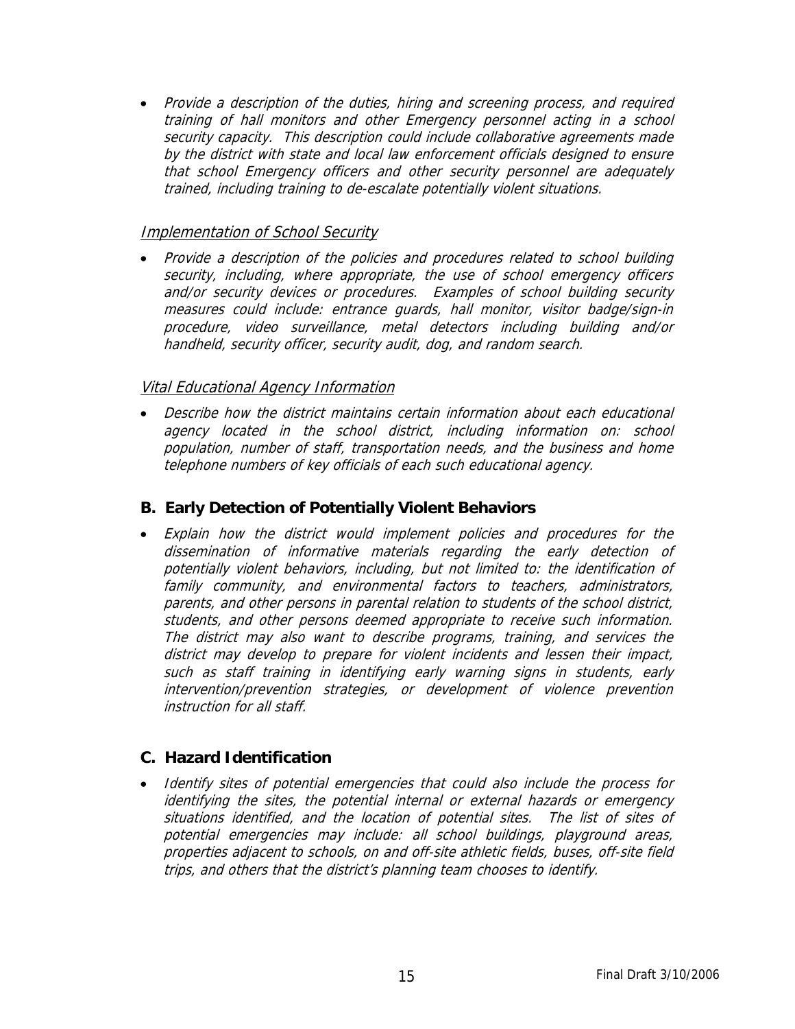- *Provide a description of the duties, hiring and screening process, and required training of hall monitors and other Emergency personnel acting in a school security capacity. This description could include collaborative agreements made by the district with state and local law enforcement officials designed to ensure that school Emergency officers and other security personnel are adequately trained, including training to de-escalate potentially violent situations.*

*Implementation of School Security*

- *Provide a description of the policies and procedures related to school building security, including, where appropriate, the use of school emergency officers and/or security devices or procedures. Examples of school building security measures could include: entrance guards, hall monitor, visitor badge/sign-in procedure, video surveillance, metal detectors including building and/or handheld, security officer, security audit, dog, and random search.*

*Vital Educational Agency Information*

- *Describe how the district maintains certain information about each educational agency located in the school district, including information on: school population, number of staff, transportation needs, and the business and home telephone numbers of key officials of each such educational agency.*

## B. Early Detection of Potentially Violent Behaviors

- *Explain how the district would implement policies and procedures for the dissemination of informative materials regarding the early detection of potentially violent behaviors, including, but not limited to: the identification of family community, and environmental factors to teachers, administrators, parents, and other persons in parental relation to students of the school district, students, and other persons deemed appropriate to receive such information. The district may also want to describe programs, training, and services the district may develop to prepare for violent incidents and lessen their impact, such as staff training in identifying early warning signs in students, early intervention/prevention strategies, or development of violence prevention instruction for all staff.*

## C. Hazard Identification

- *Identify sites of potential emergencies that could also include the process for identifying the sites, the potential internal or external hazards or emergency situations identified, and the location of potential sites. The list of sites of potential emergencies may include: all school buildings, playground areas, properties adjacent to schools, on and off-site athletic fields, buses, off-site field trips, and others that the district's planning team chooses to identify.*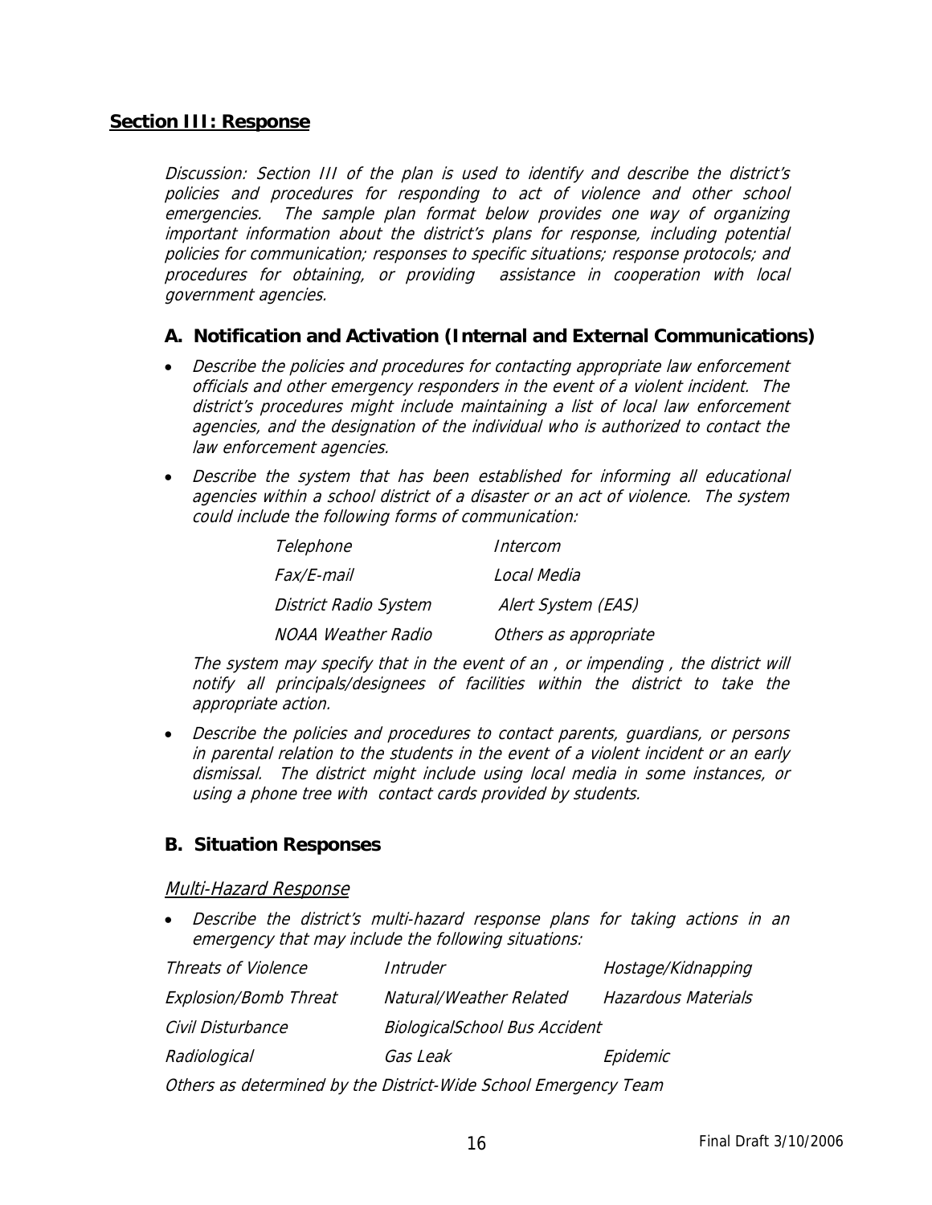## Section III: Response

*Discussion: Section III of the plan is used to identify and describe the district's policies and procedures for responding to act of violence and other school emergencies. The sample plan format below provides one way of organizing important information about the district's plans for response, including potential policies for communication; responses to specific situations; response protocols; and procedures for obtaining, or providing assistance in cooperation with local government agencies.*

### A. Notification and Activation (Internal and External Communications)

- *Describe the policies and procedures for contacting appropriate law enforcement officials and other emergency responders in the event of a violent incident. The district's procedures might include maintaining a list of local law enforcement agencies, and the designation of the individual who is authorized to contact the law enforcement agencies.*
- *Describe the system that has been established for informing all educational agencies within a school district of a disaster or an act of violence. The system could include the following forms of communication:*

| | |
|---|---|
| *Telephone* | *Intercom* |
| *Fax/E-mail* | *Local Media* |
| *District Radio System* | *Alert System (EAS)* |
| *NOAA Weather Radio* | *Others as appropriate* |

*The system may specify that in the event of an , or impending , the district will notify all principals/designees of facilities within the district to take the appropriate action.*

- *Describe the policies and procedures to contact parents, guardians, or persons in parental relation to the students in the event of a violent incident or an early dismissal. The district might include using local media in some instances, or using a phone tree with contact cards provided by students.*

### B. Situation Responses

#### *Multi-Hazard Response*

- *Describe the district's multi-hazard response plans for taking actions in an emergency that may include the following situations:*

| | | |
|---|---|---|
| *Threats of Violence* | *Intruder* | *Hostage/Kidnapping* |
| *Explosion/Bomb Threat* | *Natural/Weather Related* | *Hazardous Materials* |
| *Civil Disturbance* | *BiologicalSchool Bus Accident* | |
| *Radiological* | *Gas Leak* | *Epidemic* |

*Others as determined by the District-Wide School Emergency Team*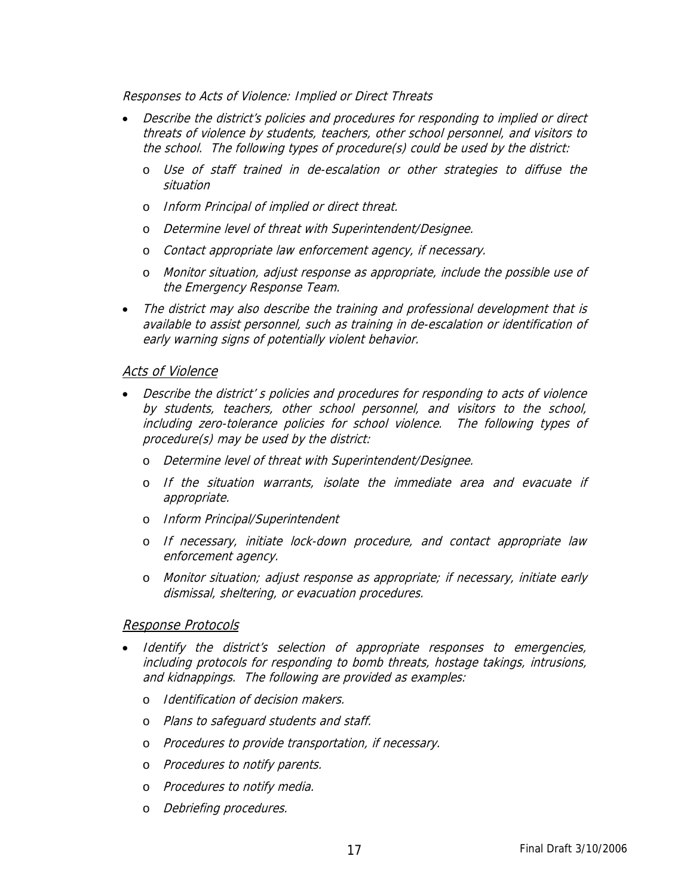*Responses to Acts of Violence: Implied or Direct Threats*

- *Describe the district's policies and procedures for responding to implied or direct threats of violence by students, teachers, other school personnel, and visitors to the school. The following types of procedure(s) could be used by the district:*
  - *Use of staff trained in de-escalation or other strategies to diffuse the situation*
  - *Inform Principal of implied or direct threat.*
  - *Determine level of threat with Superintendent/Designee.*
  - *Contact appropriate law enforcement agency, if necessary.*
  - *Monitor situation, adjust response as appropriate, include the possible use of the Emergency Response Team.*
- *The district may also describe the training and professional development that is available to assist personnel, such as training in de-escalation or identification of early warning signs of potentially violent behavior.*

## *Acts of Violence*

- *Describe the district' s policies and procedures for responding to acts of violence by students, teachers, other school personnel, and visitors to the school, including zero-tolerance policies for school violence. The following types of procedure(s) may be used by the district:*
  - *Determine level of threat with Superintendent/Designee.*
  - *If the situation warrants, isolate the immediate area and evacuate if appropriate.*
  - *Inform Principal/Superintendent*
  - *If necessary, initiate lock-down procedure, and contact appropriate law enforcement agency.*
  - *Monitor situation; adjust response as appropriate; if necessary, initiate early dismissal, sheltering, or evacuation procedures.*

## *Response Protocols*

- *Identify the district's selection of appropriate responses to emergencies, including protocols for responding to bomb threats, hostage takings, intrusions, and kidnappings. The following are provided as examples:*
  - *Identification of decision makers.*
  - *Plans to safeguard students and staff.*
  - *Procedures to provide transportation, if necessary.*
  - *Procedures to notify parents.*
  - *Procedures to notify media.*
  - *Debriefing procedures.*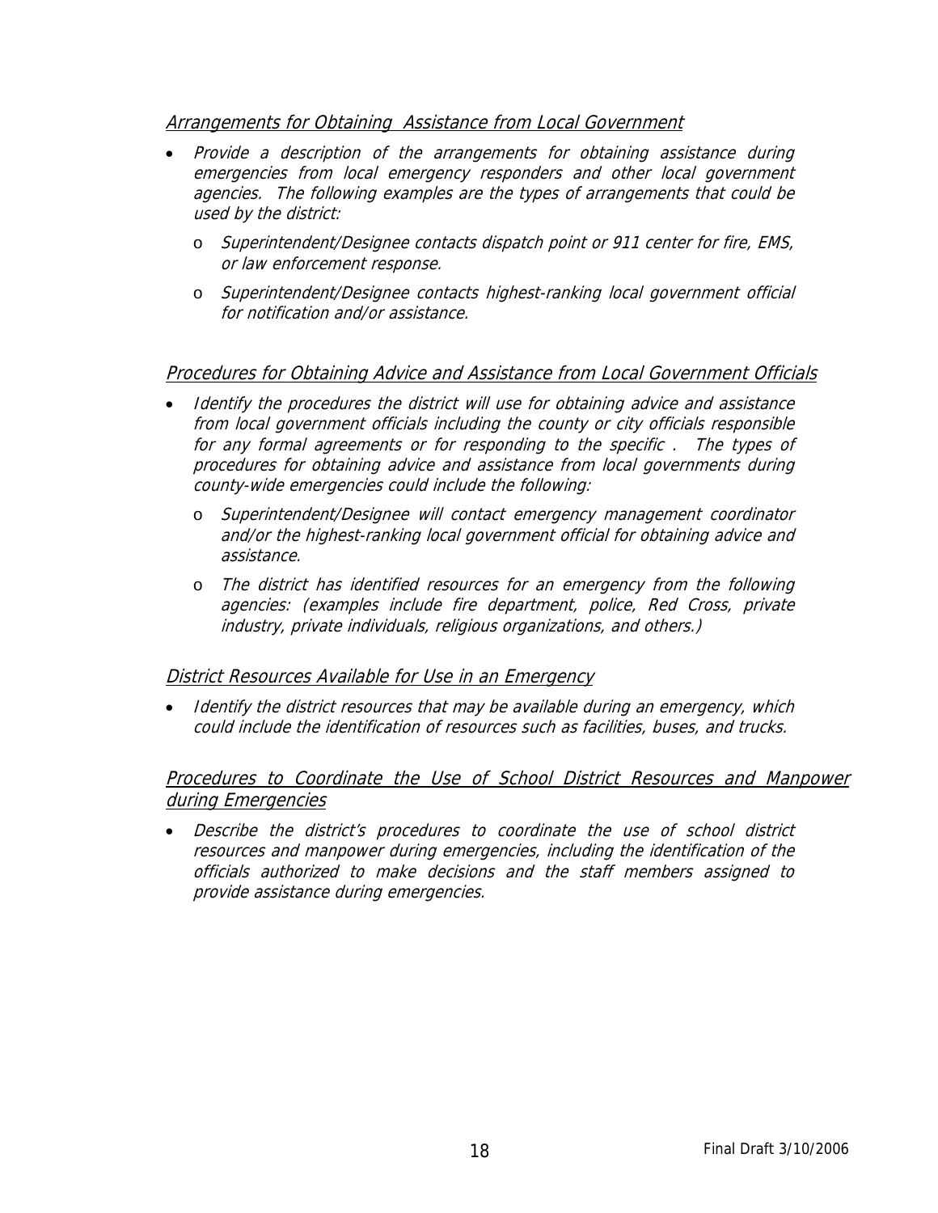*Arrangements for Obtaining  Assistance from Local Government*

- *Provide a description of the arrangements for obtaining assistance during emergencies from local emergency responders and other local government agencies.  The following examples are the types of arrangements that could be used by the district:*
  - *Superintendent/Designee contacts dispatch point or 911 center for fire, EMS, or law enforcement response.*
  - *Superintendent/Designee contacts highest-ranking local government official for notification and/or assistance.*

*Procedures for Obtaining Advice and Assistance from Local Government Officials*

- *Identify the procedures the district will use for obtaining advice and assistance from local government officials including the county or city officials responsible for any formal agreements or for responding to the specific .  The types of procedures for obtaining advice and assistance from local governments during county-wide emergencies could include the following:*
  - *Superintendent/Designee will contact emergency management coordinator and/or the highest-ranking local government official for obtaining advice and assistance.*
  - *The district has identified resources for an emergency from the following agencies: (examples include fire department, police, Red Cross, private industry, private individuals, religious organizations, and others.)*

*District Resources Available for Use in an Emergency*

- *Identify the district resources that may be available during an emergency, which could include the identification of resources such as facilities, buses, and trucks.*

*Procedures to Coordinate the Use of School District Resources and Manpower during Emergencies*

- *Describe the district's procedures to coordinate the use of school district resources and manpower during emergencies, including the identification of the officials authorized to make decisions and the staff members assigned to provide assistance during emergencies.*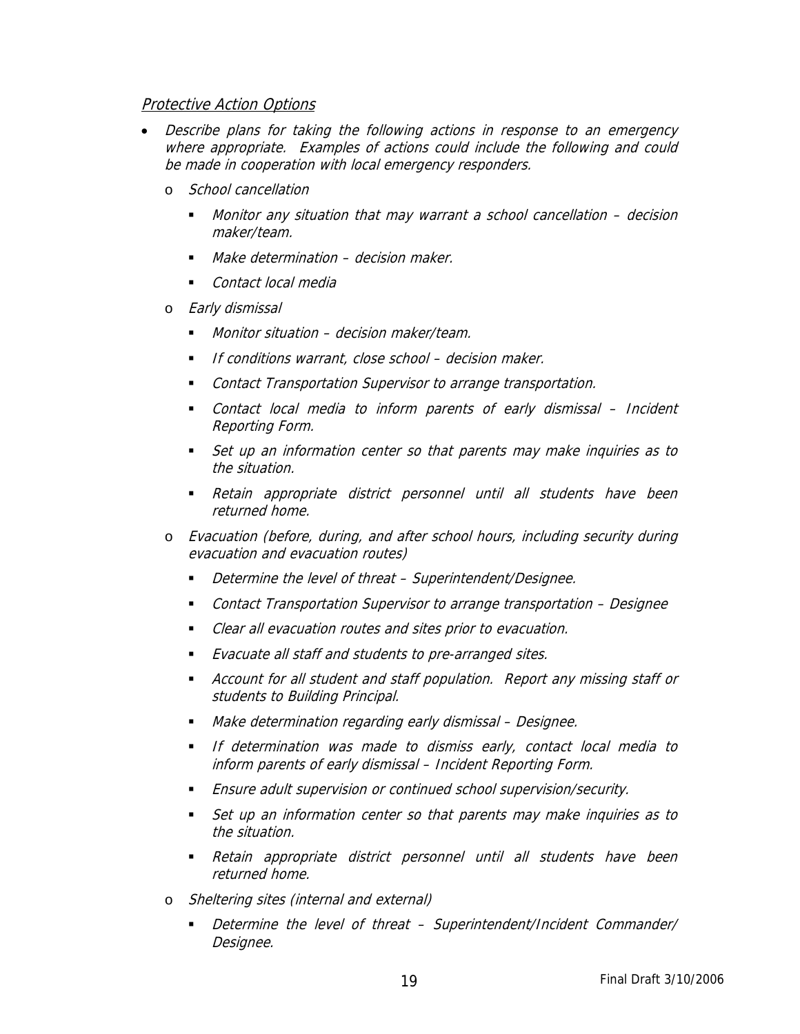## *Protective Action Options*

- *Describe plans for taking the following actions in response to an emergency where appropriate. Examples of actions could include the following and could be made in cooperation with local emergency responders.*
  - *School cancellation*
    - *Monitor any situation that may warrant a school cancellation – decision maker/team.*
    - *Make determination – decision maker.*
    - *Contact local media*
  - *Early dismissal*
    - *Monitor situation – decision maker/team.*
    - *If conditions warrant, close school – decision maker.*
    - *Contact Transportation Supervisor to arrange transportation.*
    - *Contact local media to inform parents of early dismissal – Incident Reporting Form.*
    - *Set up an information center so that parents may make inquiries as to the situation.*
    - *Retain appropriate district personnel until all students have been returned home.*
  - *Evacuation (before, during, and after school hours, including security during evacuation and evacuation routes)*
    - *Determine the level of threat – Superintendent/Designee.*
    - *Contact Transportation Supervisor to arrange transportation – Designee*
    - *Clear all evacuation routes and sites prior to evacuation.*
    - *Evacuate all staff and students to pre-arranged sites.*
    - *Account for all student and staff population. Report any missing staff or students to Building Principal.*
    - *Make determination regarding early dismissal – Designee.*
    - *If determination was made to dismiss early, contact local media to inform parents of early dismissal – Incident Reporting Form.*
    - *Ensure adult supervision or continued school supervision/security.*
    - *Set up an information center so that parents may make inquiries as to the situation.*
    - *Retain appropriate district personnel until all students have been returned home.*
  - *Sheltering sites (internal and external)*
    - *Determine the level of threat – Superintendent/Incident Commander/ Designee.*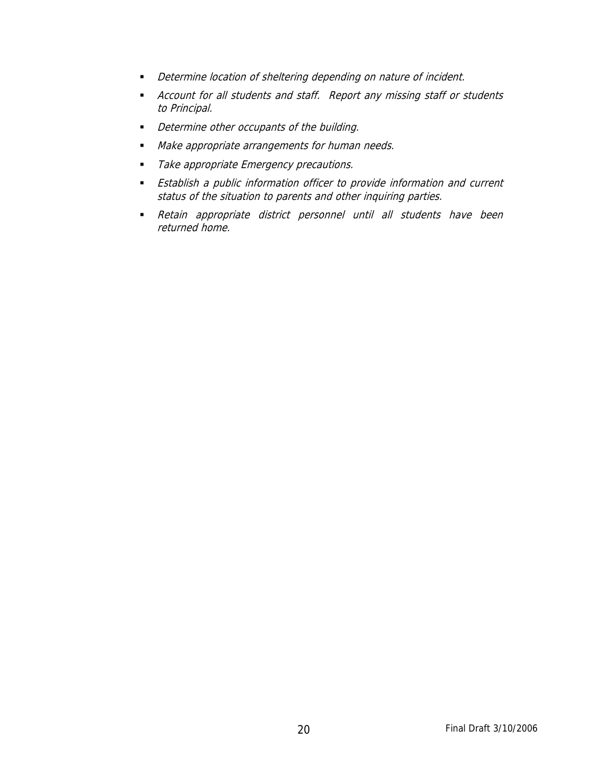- *Determine location of sheltering depending on nature of incident.*
- *Account for all students and staff. Report any missing staff or students to Principal.*
- *Determine other occupants of the building.*
- *Make appropriate arrangements for human needs.*
- *Take appropriate Emergency precautions.*
- *Establish a public information officer to provide information and current status of the situation to parents and other inquiring parties.*
- *Retain appropriate district personnel until all students have been returned home.*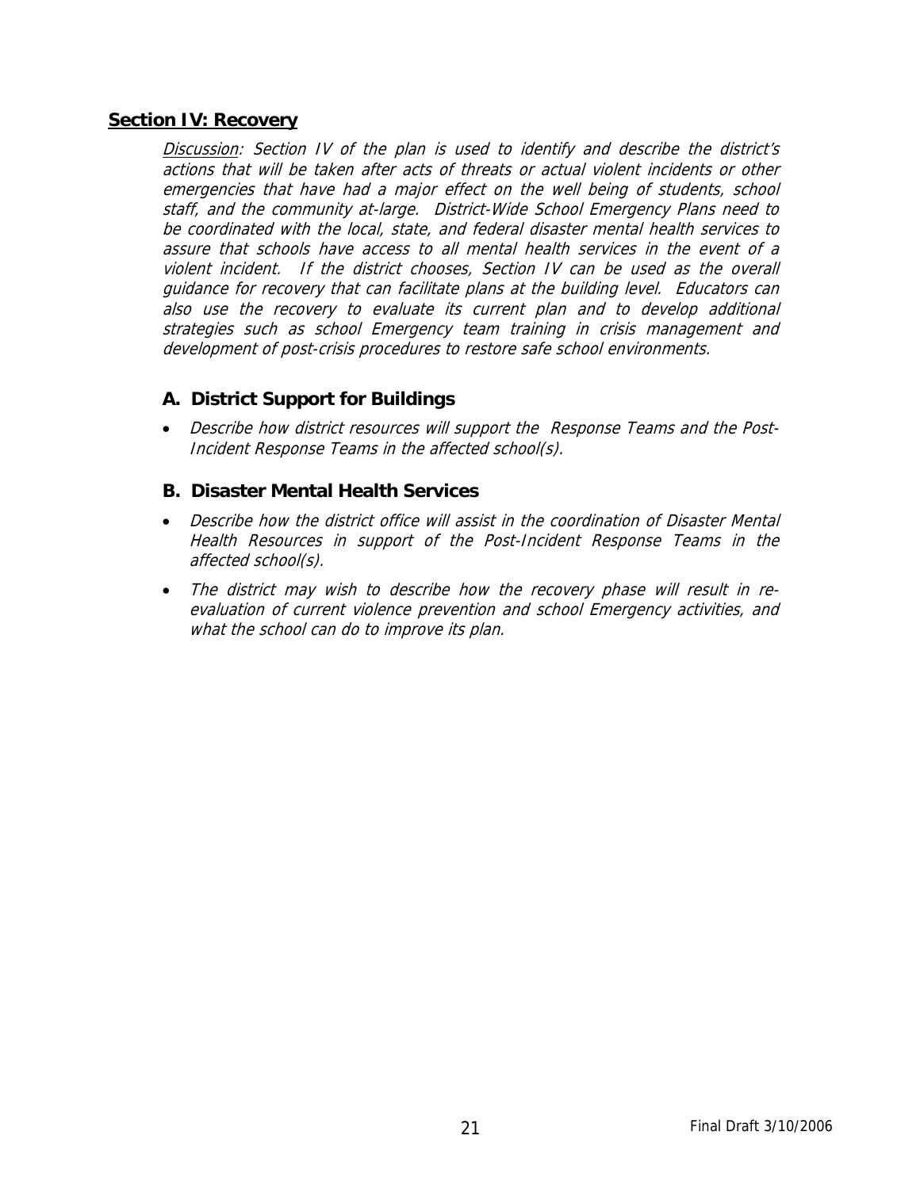## Section IV: Recovery

*<u>Discussion</u>: Section IV of the plan is used to identify and describe the district's actions that will be taken after acts of threats or actual violent incidents or other emergencies that have had a major effect on the well being of students, school staff, and the community at-large. District-Wide School Emergency Plans need to be coordinated with the local, state, and federal disaster mental health services to assure that schools have access to all mental health services in the event of a violent incident. If the district chooses, Section IV can be used as the overall guidance for recovery that can facilitate plans at the building level. Educators can also use the recovery to evaluate its current plan and to develop additional strategies such as school Emergency team training in crisis management and development of post-crisis procedures to restore safe school environments.*

### A. District Support for Buildings

- *Describe how district resources will support the Response Teams and the Post-Incident Response Teams in the affected school(s).*

### B. Disaster Mental Health Services

- *Describe how the district office will assist in the coordination of Disaster Mental Health Resources in support of the Post-Incident Response Teams in the affected school(s).*
- *The district may wish to describe how the recovery phase will result in re-evaluation of current violence prevention and school Emergency activities, and what the school can do to improve its plan.*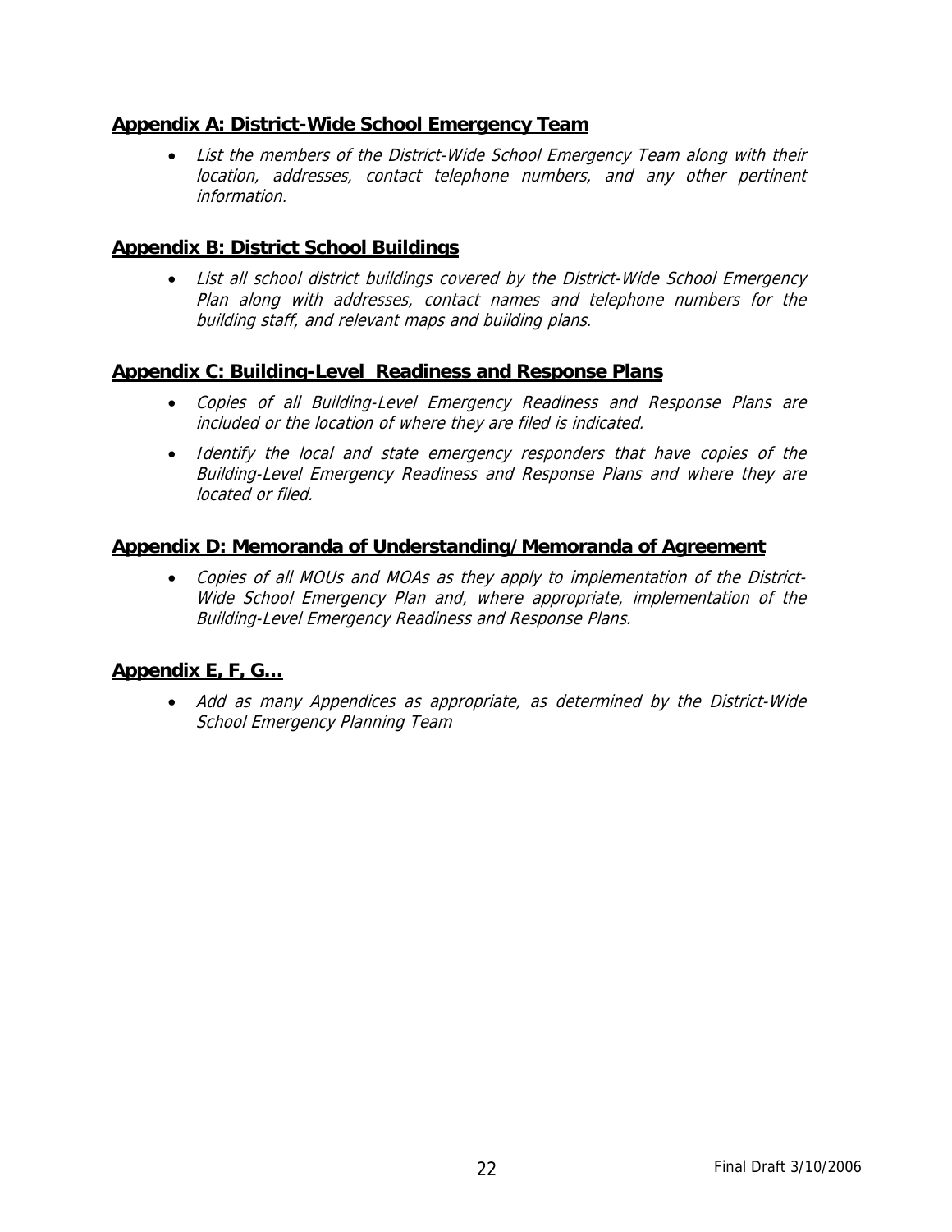## Appendix A: District-Wide School Emergency Team

- *List the members of the District-Wide School Emergency Team along with their location, addresses, contact telephone numbers, and any other pertinent information.*

## Appendix B: District School Buildings

- *List all school district buildings covered by the District-Wide School Emergency Plan along with addresses, contact names and telephone numbers for the building staff, and relevant maps and building plans.*

## Appendix C: Building-Level Readiness and Response Plans

- *Copies of all Building-Level Emergency Readiness and Response Plans are included or the location of where they are filed is indicated.*
- *Identify the local and state emergency responders that have copies of the Building-Level Emergency Readiness and Response Plans and where they are located or filed.*

## Appendix D: Memoranda of Understanding/Memoranda of Agreement

- *Copies of all MOUs and MOAs as they apply to implementation of the District-Wide School Emergency Plan and, where appropriate, implementation of the Building-Level Emergency Readiness and Response Plans.*

## Appendix E, F, G…

- *Add as many Appendices as appropriate, as determined by the District-Wide School Emergency Planning Team*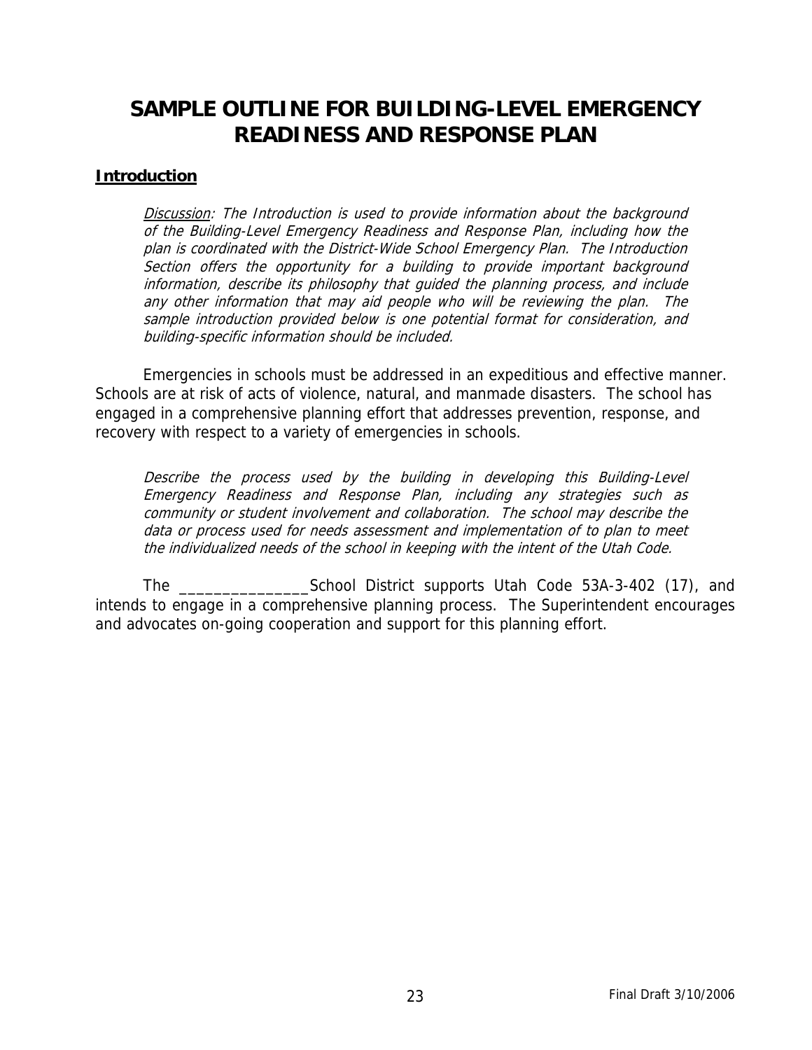# SAMPLE OUTLINE FOR BUILDING-LEVEL EMERGENCY READINESS AND RESPONSE PLAN

## Introduction

*Discussion: The Introduction is used to provide information about the background of the Building-Level Emergency Readiness and Response Plan, including how the plan is coordinated with the District-Wide School Emergency Plan. The Introduction Section offers the opportunity for a building to provide important background information, describe its philosophy that guided the planning process, and include any other information that may aid people who will be reviewing the plan. The sample introduction provided below is one potential format for consideration, and building-specific information should be included.*

Emergencies in schools must be addressed in an expeditious and effective manner. Schools are at risk of acts of violence, natural, and manmade disasters. The school has engaged in a comprehensive planning effort that addresses prevention, response, and recovery with respect to a variety of emergencies in schools.

*Describe the process used by the building in developing this Building-Level Emergency Readiness and Response Plan, including any strategies such as community or student involvement and collaboration. The school may describe the data or process used for needs assessment and implementation of to plan to meet the individualized needs of the school in keeping with the intent of the Utah Code.*

The _______________School District supports Utah Code 53A-3-402 (17), and intends to engage in a comprehensive planning process. The Superintendent encourages and advocates on-going cooperation and support for this planning effort.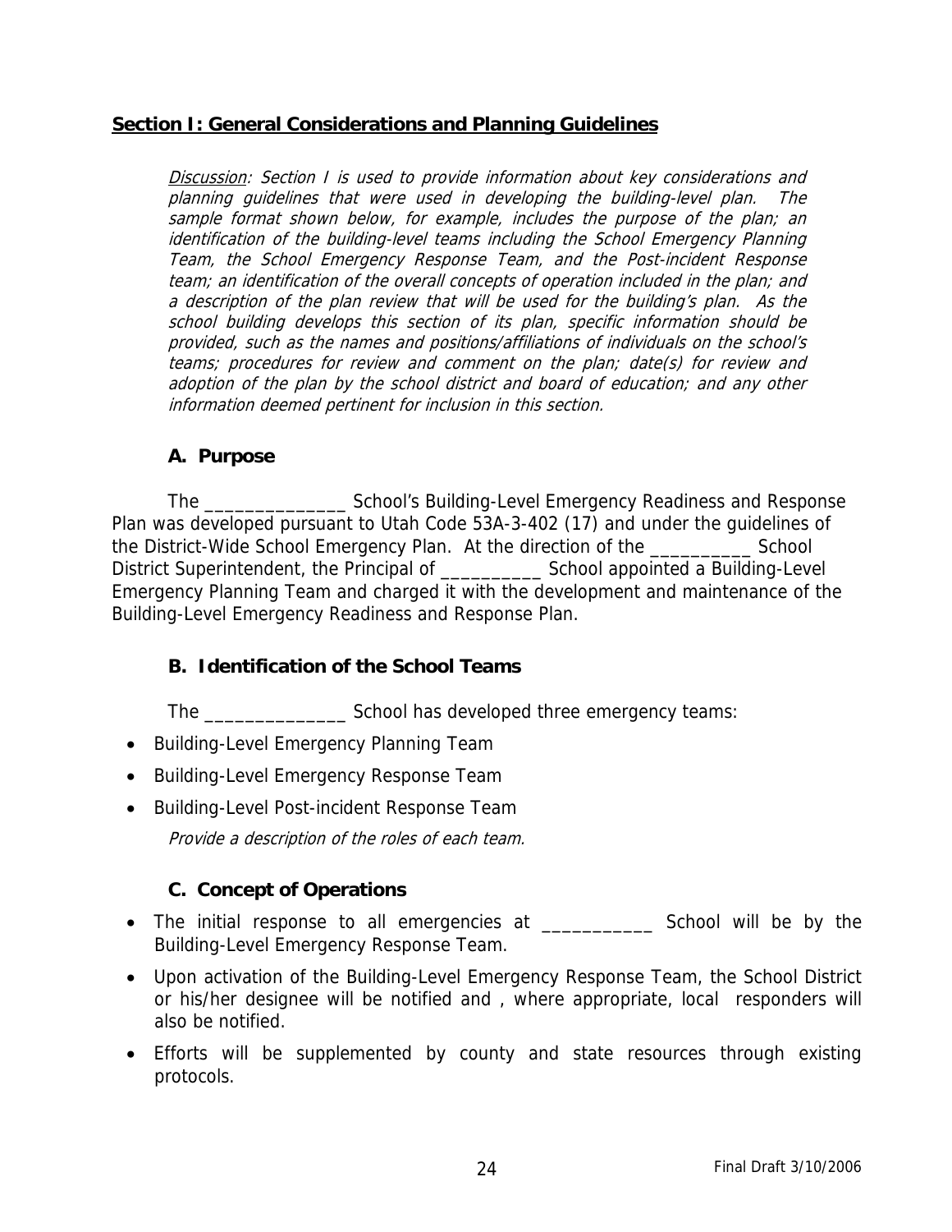## **Section I: General Considerations and Planning Guidelines**

*<u>Discussion</u>: Section I is used to provide information about key considerations and planning guidelines that were used in developing the building-level plan. The sample format shown below, for example, includes the purpose of the plan; an identification of the building-level teams including the School Emergency Planning Team, the School Emergency Response Team, and the Post-incident Response team; an identification of the overall concepts of operation included in the plan; and a description of the plan review that will be used for the building's plan. As the school building develops this section of its plan, specific information should be provided, such as the names and positions/affiliations of individuals on the school's teams; procedures for review and comment on the plan; date(s) for review and adoption of the plan by the school district and board of education; and any other information deemed pertinent for inclusion in this section.*

### **A. Purpose**

The ______________ School's Building-Level Emergency Readiness and Response Plan was developed pursuant to Utah Code 53A-3-402 (17) and under the guidelines of the District-Wide School Emergency Plan. At the direction of the __________ School District Superintendent, the Principal of __________ School appointed a Building-Level Emergency Planning Team and charged it with the development and maintenance of the Building-Level Emergency Readiness and Response Plan.

### **B. Identification of the School Teams**

The ______________ School has developed three emergency teams:

- Building-Level Emergency Planning Team
- Building-Level Emergency Response Team
- Building-Level Post-incident Response Team

  *Provide a description of the roles of each team.*

### **C. Concept of Operations**

- The initial response to all emergencies at ___________ School will be by the Building-Level Emergency Response Team.
- Upon activation of the Building-Level Emergency Response Team, the School District or his/her designee will be notified and , where appropriate, local responders will also be notified.
- Efforts will be supplemented by county and state resources through existing protocols.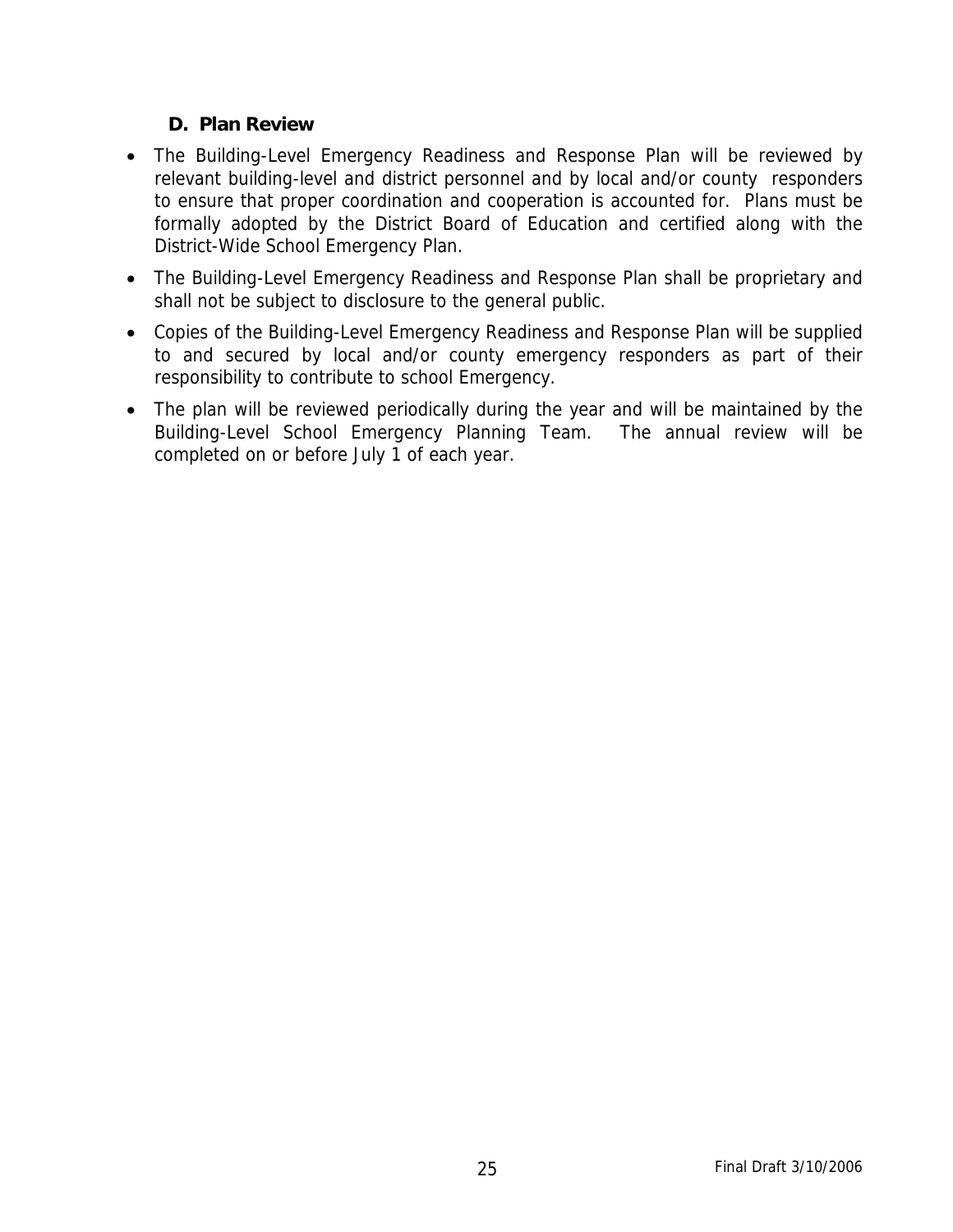### D. Plan Review

- The Building-Level Emergency Readiness and Response Plan will be reviewed by relevant building-level and district personnel and by local and/or county responders to ensure that proper coordination and cooperation is accounted for. Plans must be formally adopted by the District Board of Education and certified along with the District-Wide School Emergency Plan.
- The Building-Level Emergency Readiness and Response Plan shall be proprietary and shall not be subject to disclosure to the general public.
- Copies of the Building-Level Emergency Readiness and Response Plan will be supplied to and secured by local and/or county emergency responders as part of their responsibility to contribute to school Emergency.
- The plan will be reviewed periodically during the year and will be maintained by the Building-Level School Emergency Planning Team. The annual review will be completed on or before July 1 of each year.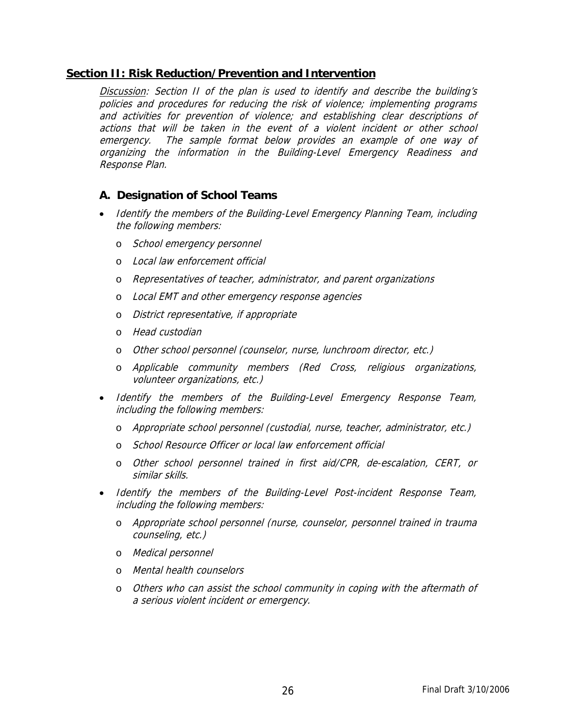## Section II: Risk Reduction/Prevention and Intervention

*Discussion: Section II of the plan is used to identify and describe the building's policies and procedures for reducing the risk of violence; implementing programs and activities for prevention of violence; and establishing clear descriptions of actions that will be taken in the event of a violent incident or other school emergency. The sample format below provides an example of one way of organizing the information in the Building-Level Emergency Readiness and Response Plan.*

### A. Designation of School Teams

- *Identify the members of the Building-Level Emergency Planning Team, including the following members:*
  - *School emergency personnel*
  - *Local law enforcement official*
  - *Representatives of teacher, administrator, and parent organizations*
  - *Local EMT and other emergency response agencies*
  - *District representative, if appropriate*
  - *Head custodian*
  - *Other school personnel (counselor, nurse, lunchroom director, etc.)*
  - *Applicable community members (Red Cross, religious organizations, volunteer organizations, etc.)*
- *Identify the members of the Building-Level Emergency Response Team, including the following members:*
  - *Appropriate school personnel (custodial, nurse, teacher, administrator, etc.)*
  - *School Resource Officer or local law enforcement official*
  - *Other school personnel trained in first aid/CPR, de-escalation, CERT, or similar skills.*
- *Identify the members of the Building-Level Post-incident Response Team, including the following members:*
  - *Appropriate school personnel (nurse, counselor, personnel trained in trauma counseling, etc.)*
  - *Medical personnel*
  - *Mental health counselors*
  - *Others who can assist the school community in coping with the aftermath of a serious violent incident or emergency.*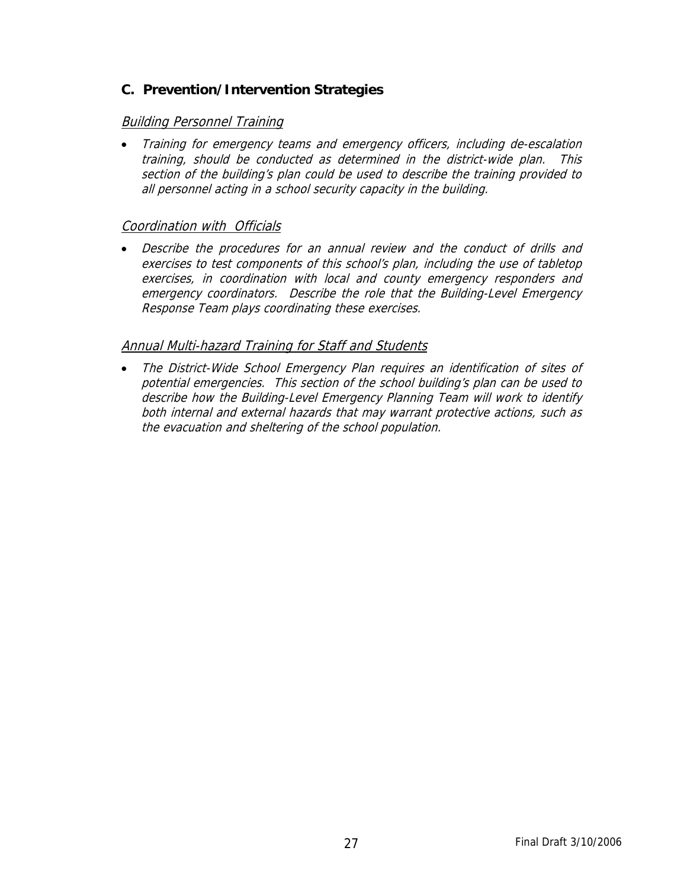## C. Prevention/Intervention Strategies

### *Building Personnel Training*

- *Training for emergency teams and emergency officers, including de-escalation training, should be conducted as determined in the district-wide plan. This section of the building's plan could be used to describe the training provided to all personnel acting in a school security capacity in the building.*

### *Coordination with Officials*

- *Describe the procedures for an annual review and the conduct of drills and exercises to test components of this school's plan, including the use of tabletop exercises, in coordination with local and county emergency responders and emergency coordinators. Describe the role that the Building-Level Emergency Response Team plays coordinating these exercises.*

### *Annual Multi-hazard Training for Staff and Students*

- *The District-Wide School Emergency Plan requires an identification of sites of potential emergencies. This section of the school building's plan can be used to describe how the Building-Level Emergency Planning Team will work to identify both internal and external hazards that may warrant protective actions, such as the evacuation and sheltering of the school population.*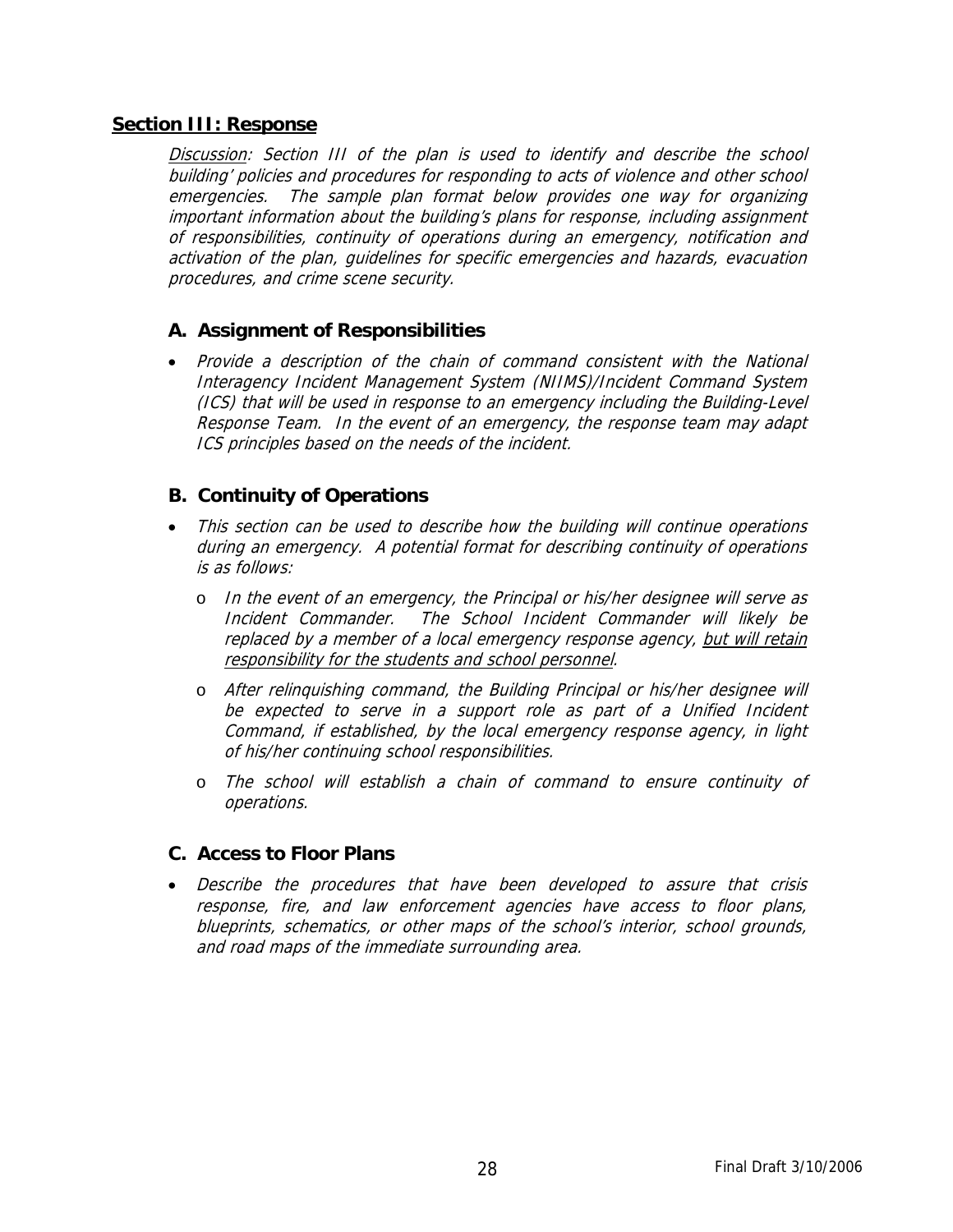## **Section III: Response**

*<u>Discussion</u>: Section III of the plan is used to identify and describe the school building' policies and procedures for responding to acts of violence and other school emergencies. The sample plan format below provides one way for organizing important information about the building's plans for response, including assignment of responsibilities, continuity of operations during an emergency, notification and activation of the plan, guidelines for specific emergencies and hazards, evacuation procedures, and crime scene security.*

### **A. Assignment of Responsibilities**

- *Provide a description of the chain of command consistent with the National Interagency Incident Management System (NIIMS)/Incident Command System (ICS) that will be used in response to an emergency including the Building-Level Response Team. In the event of an emergency, the response team may adapt ICS principles based on the needs of the incident.*

### **B. Continuity of Operations**

- *This section can be used to describe how the building will continue operations during an emergency. A potential format for describing continuity of operations is as follows:*
  - *In the event of an emergency, the Principal or his/her designee will serve as Incident Commander. The School Incident Commander will likely be replaced by a member of a local emergency response agency, <u>but will retain responsibility for the students and school personnel</u>.*
  - *After relinquishing command, the Building Principal or his/her designee will be expected to serve in a support role as part of a Unified Incident Command, if established, by the local emergency response agency, in light of his/her continuing school responsibilities.*
  - *The school will establish a chain of command to ensure continuity of operations.*

### **C. Access to Floor Plans**

- *Describe the procedures that have been developed to assure that crisis response, fire, and law enforcement agencies have access to floor plans, blueprints, schematics, or other maps of the school's interior, school grounds, and road maps of the immediate surrounding area.*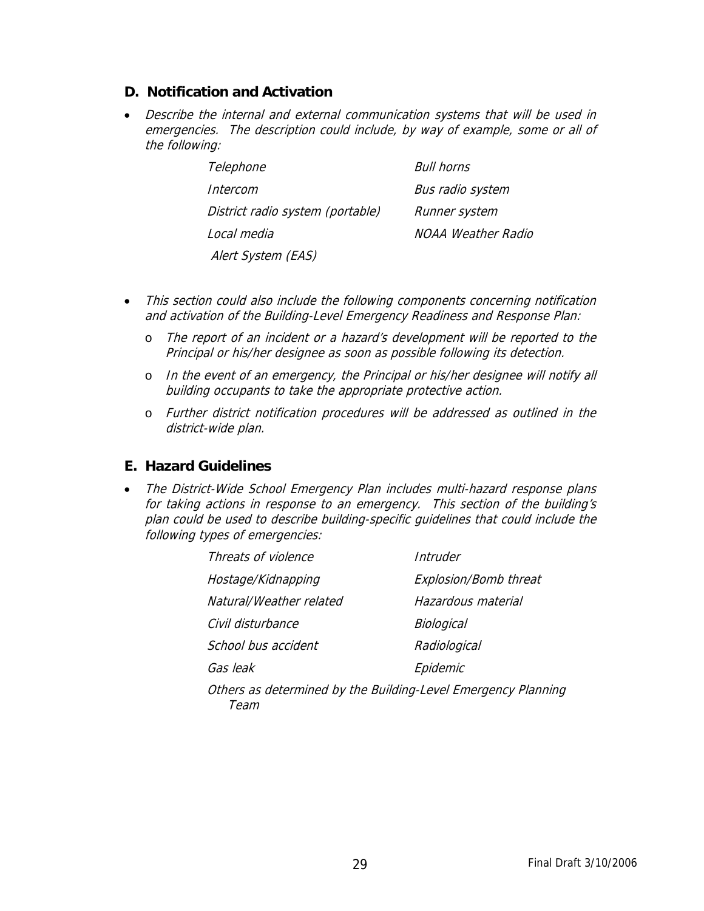## D. Notification and Activation

- *Describe the internal and external communication systems that will be used in emergencies. The description could include, by way of example, some or all of the following:*

| | |
|---|---|
| *Telephone* | *Bull horns* |
| *Intercom* | *Bus radio system* |
| *District radio system (portable)* | *Runner system* |
| *Local media* | *NOAA Weather Radio* |
| *Alert System (EAS)* | |

- *This section could also include the following components concerning notification and activation of the Building-Level Emergency Readiness and Response Plan:*
    - *The report of an incident or a hazard's development will be reported to the Principal or his/her designee as soon as possible following its detection.*
    - *In the event of an emergency, the Principal or his/her designee will notify all building occupants to take the appropriate protective action.*
    - *Further district notification procedures will be addressed as outlined in the district-wide plan.*

## E. Hazard Guidelines

- *The District-Wide School Emergency Plan includes multi-hazard response plans for taking actions in response to an emergency. This section of the building's plan could be used to describe building-specific guidelines that could include the following types of emergencies:*

| | |
|---|---|
| *Threats of violence* | *Intruder* |
| *Hostage/Kidnapping* | *Explosion/Bomb threat* |
| *Natural/Weather related* | *Hazardous material* |
| *Civil disturbance* | *Biological* |
| *School bus accident* | *Radiological* |
| *Gas leak* | *Epidemic* |

*Others as determined by the Building-Level Emergency Planning Team*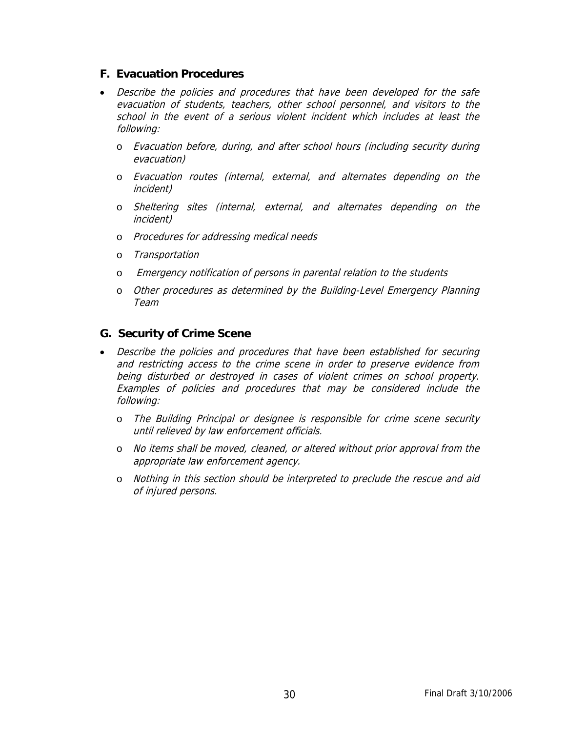## F. Evacuation Procedures

- *Describe the policies and procedures that have been developed for the safe evacuation of students, teachers, other school personnel, and visitors to the school in the event of a serious violent incident which includes at least the following:*
  - *Evacuation before, during, and after school hours (including security during evacuation)*
  - *Evacuation routes (internal, external, and alternates depending on the incident)*
  - *Sheltering sites (internal, external, and alternates depending on the incident)*
  - *Procedures for addressing medical needs*
  - *Transportation*
  - *Emergency notification of persons in parental relation to the students*
  - *Other procedures as determined by the Building-Level Emergency Planning Team*

## G. Security of Crime Scene

- *Describe the policies and procedures that have been established for securing and restricting access to the crime scene in order to preserve evidence from being disturbed or destroyed in cases of violent crimes on school property. Examples of policies and procedures that may be considered include the following:*
  - *The Building Principal or designee is responsible for crime scene security until relieved by law enforcement officials.*
  - *No items shall be moved, cleaned, or altered without prior approval from the appropriate law enforcement agency.*
  - *Nothing in this section should be interpreted to preclude the rescue and aid of injured persons.*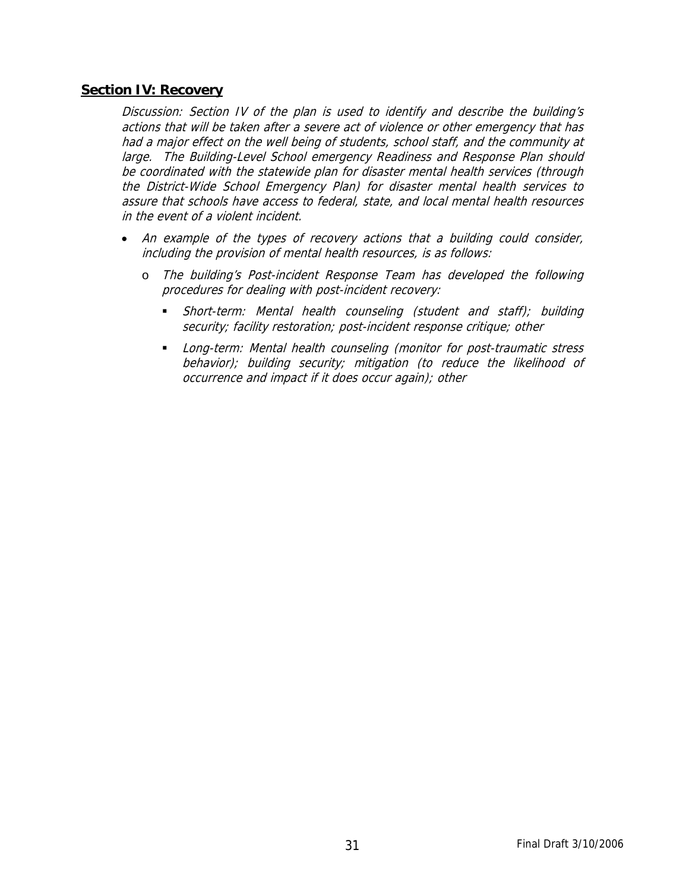## Section IV: Recovery

*Discussion: Section IV of the plan is used to identify and describe the building's actions that will be taken after a severe act of violence or other emergency that has had a major effect on the well being of students, school staff, and the community at large. The Building-Level School emergency Readiness and Response Plan should be coordinated with the statewide plan for disaster mental health services (through the District-Wide School Emergency Plan) for disaster mental health services to assure that schools have access to federal, state, and local mental health resources in the event of a violent incident.*

- *An example of the types of recovery actions that a building could consider, including the provision of mental health resources, is as follows:*
  - *The building's Post-incident Response Team has developed the following procedures for dealing with post-incident recovery:*
    - *Short-term: Mental health counseling (student and staff); building security; facility restoration; post-incident response critique; other*
    - *Long-term: Mental health counseling (monitor for post-traumatic stress behavior); building security; mitigation (to reduce the likelihood of occurrence and impact if it does occur again); other*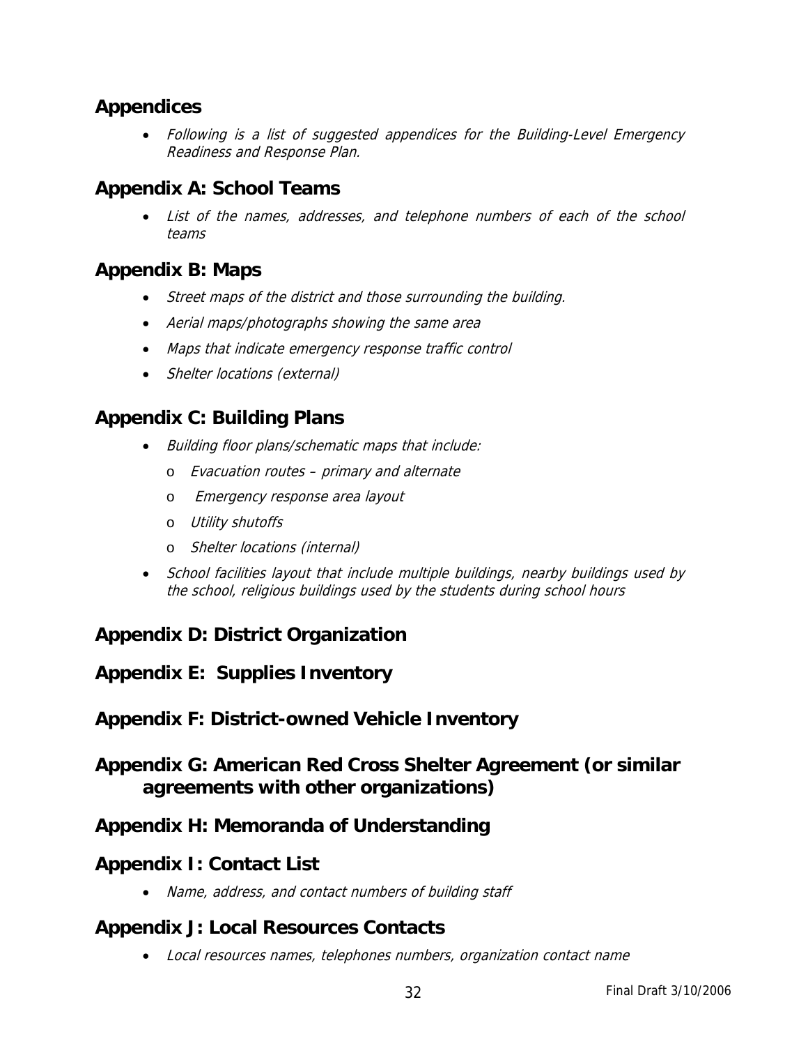## Appendices

- *Following is a list of suggested appendices for the Building-Level Emergency Readiness and Response Plan.*

## Appendix A: School Teams

- *List of the names, addresses, and telephone numbers of each of the school teams*

## Appendix B: Maps

- *Street maps of the district and those surrounding the building.*
- *Aerial maps/photographs showing the same area*
- *Maps that indicate emergency response traffic control*
- *Shelter locations (external)*

## Appendix C: Building Plans

- *Building floor plans/schematic maps that include:*
  - *Evacuation routes – primary and alternate*
  - *Emergency response area layout*
  - *Utility shutoffs*
  - *Shelter locations (internal)*
- *School facilities layout that include multiple buildings, nearby buildings used by the school, religious buildings used by the students during school hours*

## Appendix D: District Organization

## Appendix E: Supplies Inventory

## Appendix F: District-owned Vehicle Inventory

## Appendix G: American Red Cross Shelter Agreement (or similar agreements with other organizations)

## Appendix H: Memoranda of Understanding

## Appendix I: Contact List

- *Name, address, and contact numbers of building staff*

## Appendix J: Local Resources Contacts

- *Local resources names, telephones numbers, organization contact name*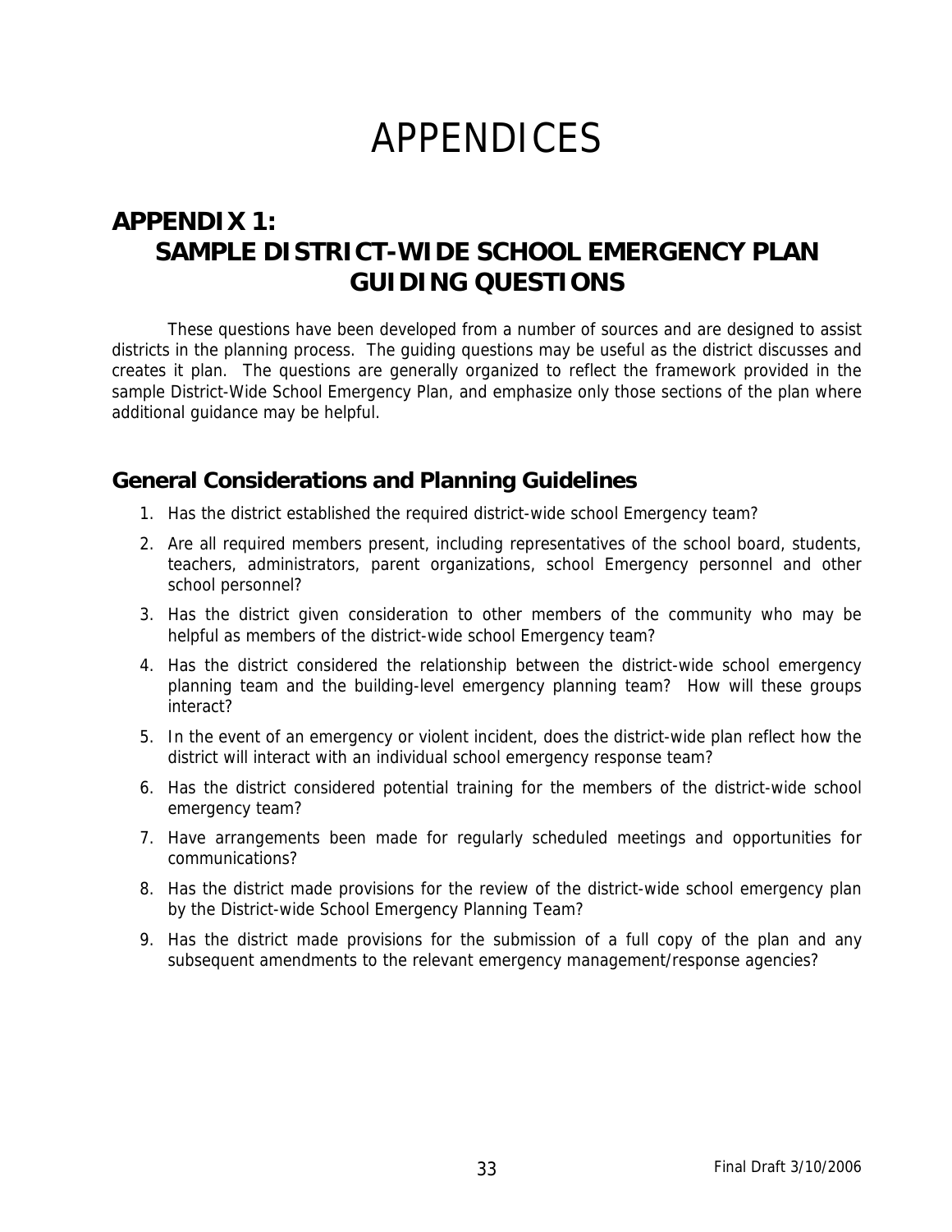# APPENDICES

## APPENDIX 1:
## SAMPLE DISTRICT-WIDE SCHOOL EMERGENCY PLAN GUIDING QUESTIONS

These questions have been developed from a number of sources and are designed to assist districts in the planning process. The guiding questions may be useful as the district discusses and creates it plan. The questions are generally organized to reflect the framework provided in the sample District-Wide School Emergency Plan, and emphasize only those sections of the plan where additional guidance may be helpful.

### General Considerations and Planning Guidelines

1. Has the district established the required district-wide school Emergency team?
2. Are all required members present, including representatives of the school board, students, teachers, administrators, parent organizations, school Emergency personnel and other school personnel?
3. Has the district given consideration to other members of the community who may be helpful as members of the district-wide school Emergency team?
4. Has the district considered the relationship between the district-wide school emergency planning team and the building-level emergency planning team? How will these groups interact?
5. In the event of an emergency or violent incident, does the district-wide plan reflect how the district will interact with an individual school emergency response team?
6. Has the district considered potential training for the members of the district-wide school emergency team?
7. Have arrangements been made for regularly scheduled meetings and opportunities for communications?
8. Has the district made provisions for the review of the district-wide school emergency plan by the District-wide School Emergency Planning Team?
9. Has the district made provisions for the submission of a full copy of the plan and any subsequent amendments to the relevant emergency management/response agencies?

Final Draft 3/10/2006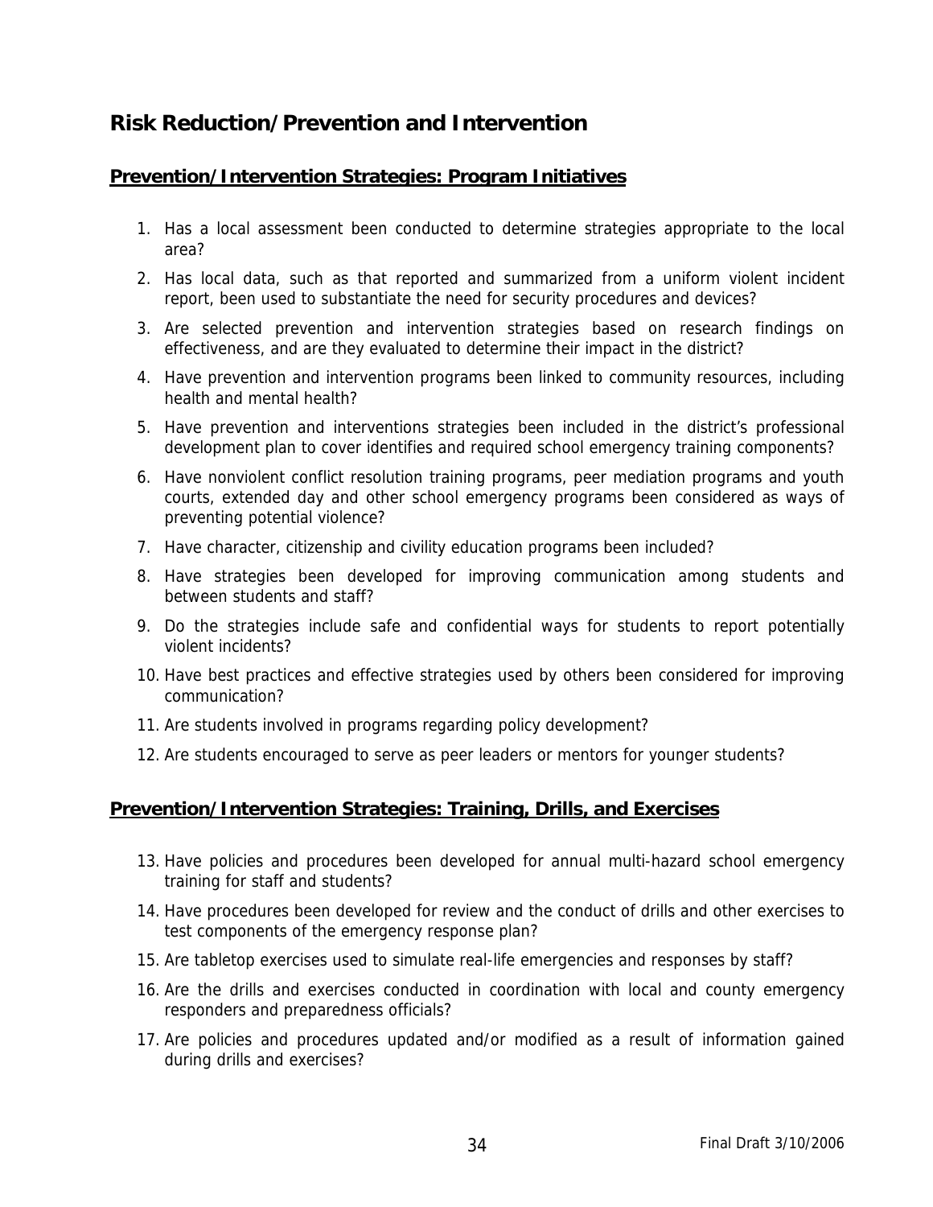# Risk Reduction/Prevention and Intervention

## Prevention/Intervention Strategies: Program Initiatives

1. Has a local assessment been conducted to determine strategies appropriate to the local area?
2. Has local data, such as that reported and summarized from a uniform violent incident report, been used to substantiate the need for security procedures and devices?
3. Are selected prevention and intervention strategies based on research findings on effectiveness, and are they evaluated to determine their impact in the district?
4. Have prevention and intervention programs been linked to community resources, including health and mental health?
5. Have prevention and interventions strategies been included in the district's professional development plan to cover identifies and required school emergency training components?
6. Have nonviolent conflict resolution training programs, peer mediation programs and youth courts, extended day and other school emergency programs been considered as ways of preventing potential violence?
7. Have character, citizenship and civility education programs been included?
8. Have strategies been developed for improving communication among students and between students and staff?
9. Do the strategies include safe and confidential ways for students to report potentially violent incidents?
10. Have best practices and effective strategies used by others been considered for improving communication?
11. Are students involved in programs regarding policy development?
12. Are students encouraged to serve as peer leaders or mentors for younger students?

## Prevention/Intervention Strategies: Training, Drills, and Exercises

13. Have policies and procedures been developed for annual multi-hazard school emergency training for staff and students?
14. Have procedures been developed for review and the conduct of drills and other exercises to test components of the emergency response plan?
15. Are tabletop exercises used to simulate real-life emergencies and responses by staff?
16. Are the drills and exercises conducted in coordination with local and county emergency responders and preparedness officials?
17. Are policies and procedures updated and/or modified as a result of information gained during drills and exercises?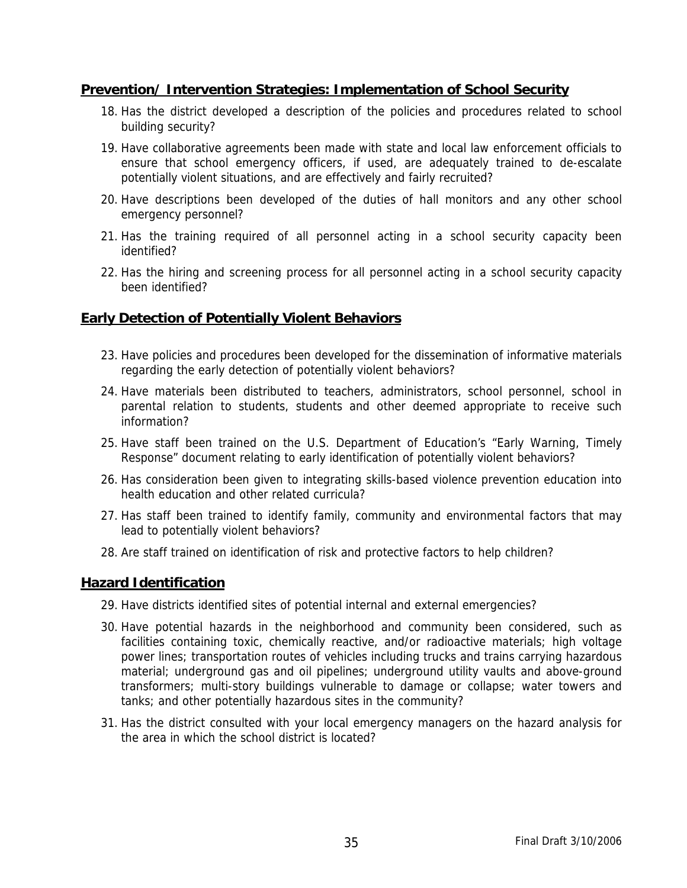## Prevention/ Intervention Strategies: Implementation of School Security

18. Has the district developed a description of the policies and procedures related to school building security?
19. Have collaborative agreements been made with state and local law enforcement officials to ensure that school emergency officers, if used, are adequately trained to de-escalate potentially violent situations, and are effectively and fairly recruited?
20. Have descriptions been developed of the duties of hall monitors and any other school emergency personnel?
21. Has the training required of all personnel acting in a school security capacity been identified?
22. Has the hiring and screening process for all personnel acting in a school security capacity been identified?

## Early Detection of Potentially Violent Behaviors

23. Have policies and procedures been developed for the dissemination of informative materials regarding the early detection of potentially violent behaviors?
24. Have materials been distributed to teachers, administrators, school personnel, school in parental relation to students, students and other deemed appropriate to receive such information?
25. Have staff been trained on the U.S. Department of Education's "Early Warning, Timely Response" document relating to early identification of potentially violent behaviors?
26. Has consideration been given to integrating skills-based violence prevention education into health education and other related curricula?
27. Has staff been trained to identify family, community and environmental factors that may lead to potentially violent behaviors?
28. Are staff trained on identification of risk and protective factors to help children?

## Hazard Identification

29. Have districts identified sites of potential internal and external emergencies?
30. Have potential hazards in the neighborhood and community been considered, such as facilities containing toxic, chemically reactive, and/or radioactive materials; high voltage power lines; transportation routes of vehicles including trucks and trains carrying hazardous material; underground gas and oil pipelines; underground utility vaults and above-ground transformers; multi-story buildings vulnerable to damage or collapse; water towers and tanks; and other potentially hazardous sites in the community?
31. Has the district consulted with your local emergency managers on the hazard analysis for the area in which the school district is located?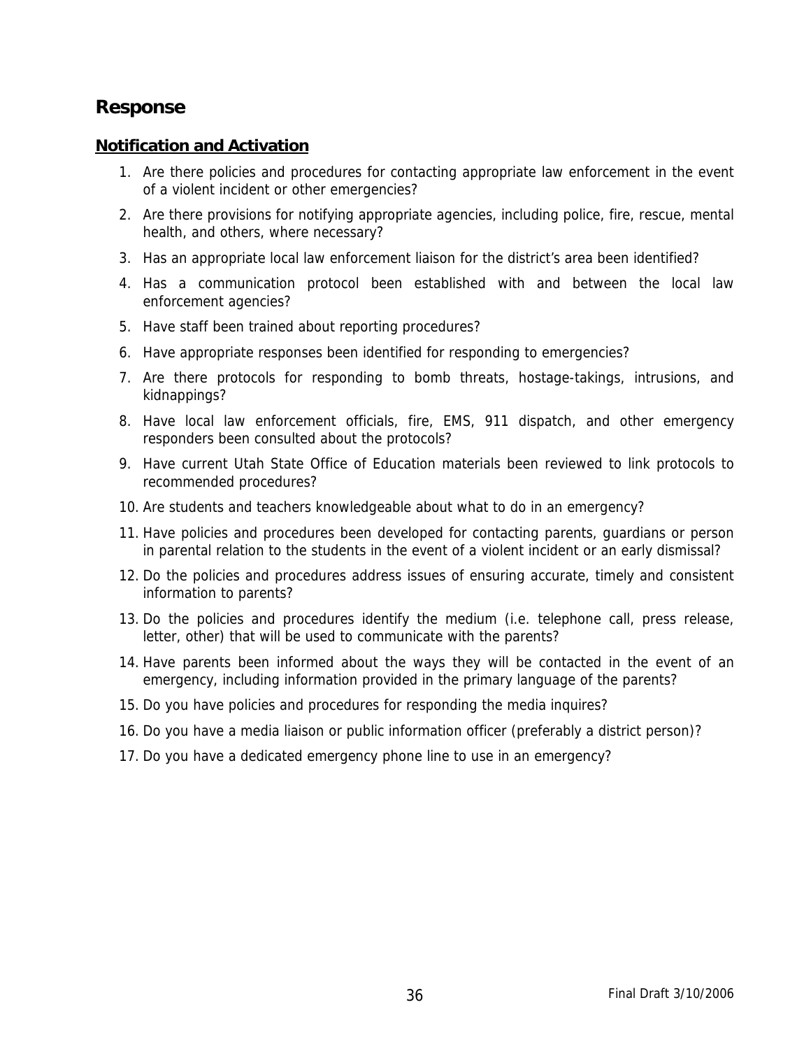## Response

### Notification and Activation

1. Are there policies and procedures for contacting appropriate law enforcement in the event of a violent incident or other emergencies?
2. Are there provisions for notifying appropriate agencies, including police, fire, rescue, mental health, and others, where necessary?
3. Has an appropriate local law enforcement liaison for the district's area been identified?
4. Has a communication protocol been established with and between the local law enforcement agencies?
5. Have staff been trained about reporting procedures?
6. Have appropriate responses been identified for responding to emergencies?
7. Are there protocols for responding to bomb threats, hostage-takings, intrusions, and kidnappings?
8. Have local law enforcement officials, fire, EMS, 911 dispatch, and other emergency responders been consulted about the protocols?
9. Have current Utah State Office of Education materials been reviewed to link protocols to recommended procedures?
10. Are students and teachers knowledgeable about what to do in an emergency?
11. Have policies and procedures been developed for contacting parents, guardians or person in parental relation to the students in the event of a violent incident or an early dismissal?
12. Do the policies and procedures address issues of ensuring accurate, timely and consistent information to parents?
13. Do the policies and procedures identify the medium (i.e. telephone call, press release, letter, other) that will be used to communicate with the parents?
14. Have parents been informed about the ways they will be contacted in the event of an emergency, including information provided in the primary language of the parents?
15. Do you have policies and procedures for responding the media inquires?
16. Do you have a media liaison or public information officer (preferably a district person)?
17. Do you have a dedicated emergency phone line to use in an emergency?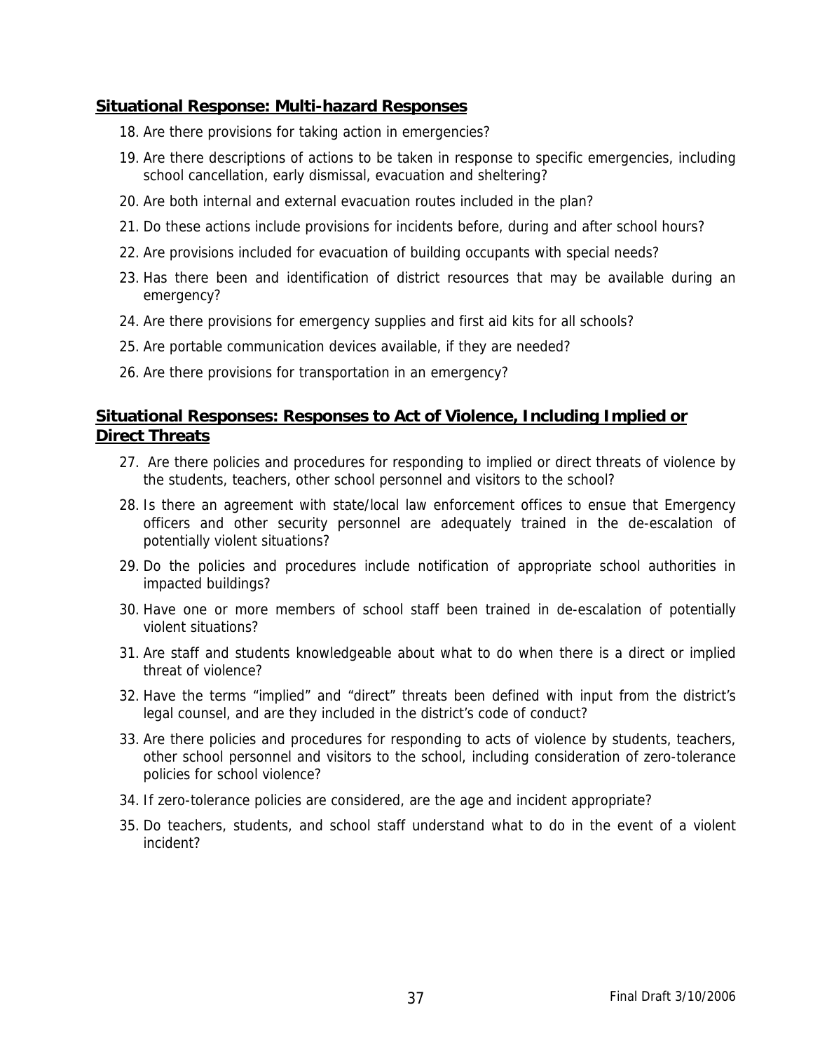## Situational Response: Multi-hazard Responses

18. Are there provisions for taking action in emergencies?
19. Are there descriptions of actions to be taken in response to specific emergencies, including school cancellation, early dismissal, evacuation and sheltering?
20. Are both internal and external evacuation routes included in the plan?
21. Do these actions include provisions for incidents before, during and after school hours?
22. Are provisions included for evacuation of building occupants with special needs?
23. Has there been and identification of district resources that may be available during an emergency?
24. Are there provisions for emergency supplies and first aid kits for all schools?
25. Are portable communication devices available, if they are needed?
26. Are there provisions for transportation in an emergency?

## Situational Responses: Responses to Act of Violence, Including Implied or Direct Threats

27. Are there policies and procedures for responding to implied or direct threats of violence by the students, teachers, other school personnel and visitors to the school?
28. Is there an agreement with state/local law enforcement offices to ensue that Emergency officers and other security personnel are adequately trained in the de-escalation of potentially violent situations?
29. Do the policies and procedures include notification of appropriate school authorities in impacted buildings?
30. Have one or more members of school staff been trained in de-escalation of potentially violent situations?
31. Are staff and students knowledgeable about what to do when there is a direct or implied threat of violence?
32. Have the terms "implied" and "direct" threats been defined with input from the district's legal counsel, and are they included in the district's code of conduct?
33. Are there policies and procedures for responding to acts of violence by students, teachers, other school personnel and visitors to the school, including consideration of zero-tolerance policies for school violence?
34. If zero-tolerance policies are considered, are the age and incident appropriate?
35. Do teachers, students, and school staff understand what to do in the event of a violent incident?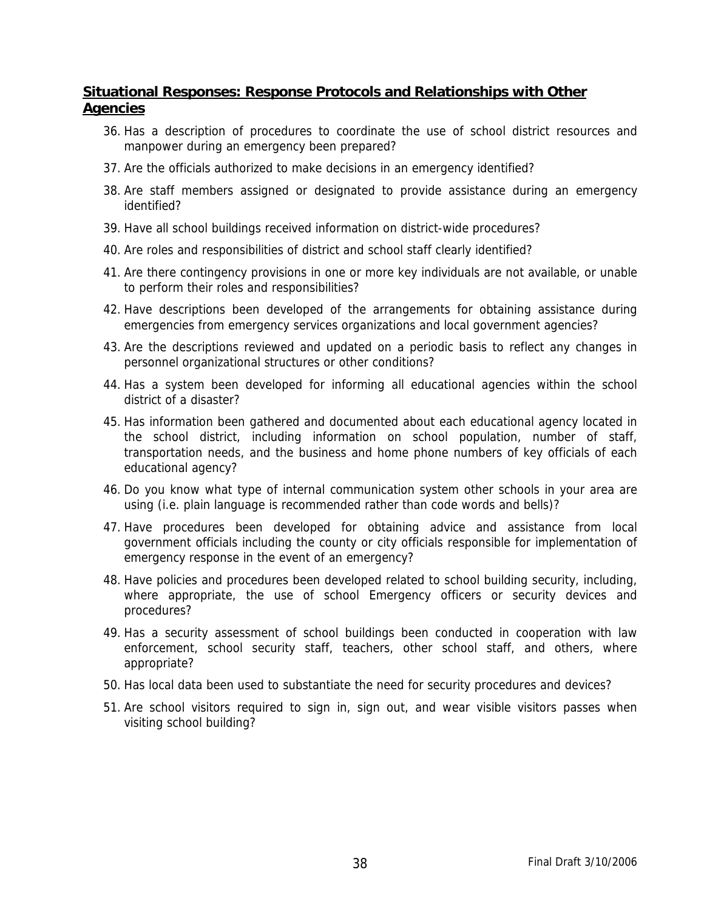## Situational Responses: Response Protocols and Relationships with Other Agencies

36. Has a description of procedures to coordinate the use of school district resources and manpower during an emergency been prepared?
37. Are the officials authorized to make decisions in an emergency identified?
38. Are staff members assigned or designated to provide assistance during an emergency identified?
39. Have all school buildings received information on district-wide procedures?
40. Are roles and responsibilities of district and school staff clearly identified?
41. Are there contingency provisions in one or more key individuals are not available, or unable to perform their roles and responsibilities?
42. Have descriptions been developed of the arrangements for obtaining assistance during emergencies from emergency services organizations and local government agencies?
43. Are the descriptions reviewed and updated on a periodic basis to reflect any changes in personnel organizational structures or other conditions?
44. Has a system been developed for informing all educational agencies within the school district of a disaster?
45. Has information been gathered and documented about each educational agency located in the school district, including information on school population, number of staff, transportation needs, and the business and home phone numbers of key officials of each educational agency?
46. Do you know what type of internal communication system other schools in your area are using (i.e. plain language is recommended rather than code words and bells)?
47. Have procedures been developed for obtaining advice and assistance from local government officials including the county or city officials responsible for implementation of emergency response in the event of an emergency?
48. Have policies and procedures been developed related to school building security, including, where appropriate, the use of school Emergency officers or security devices and procedures?
49. Has a security assessment of school buildings been conducted in cooperation with law enforcement, school security staff, teachers, other school staff, and others, where appropriate?
50. Has local data been used to substantiate the need for security procedures and devices?
51. Are school visitors required to sign in, sign out, and wear visible visitors passes when visiting school building?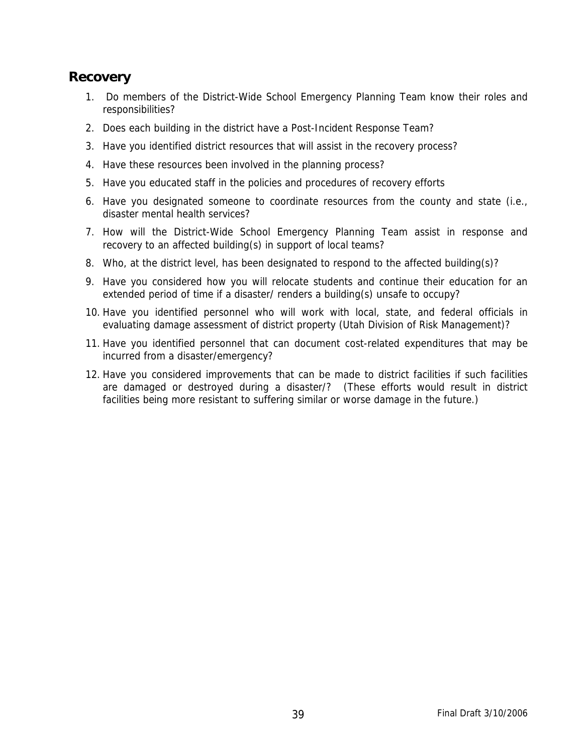## Recovery

1. Do members of the District-Wide School Emergency Planning Team know their roles and responsibilities?
2. Does each building in the district have a Post-Incident Response Team?
3. Have you identified district resources that will assist in the recovery process?
4. Have these resources been involved in the planning process?
5. Have you educated staff in the policies and procedures of recovery efforts
6. Have you designated someone to coordinate resources from the county and state (i.e., disaster mental health services?
7. How will the District-Wide School Emergency Planning Team assist in response and recovery to an affected building(s) in support of local teams?
8. Who, at the district level, has been designated to respond to the affected building(s)?
9. Have you considered how you will relocate students and continue their education for an extended period of time if a disaster/ renders a building(s) unsafe to occupy?
10. Have you identified personnel who will work with local, state, and federal officials in evaluating damage assessment of district property (Utah Division of Risk Management)?
11. Have you identified personnel that can document cost-related expenditures that may be incurred from a disaster/emergency?
12. Have you considered improvements that can be made to district facilities if such facilities are damaged or destroyed during a disaster/? (These efforts would result in district facilities being more resistant to suffering similar or worse damage in the future.)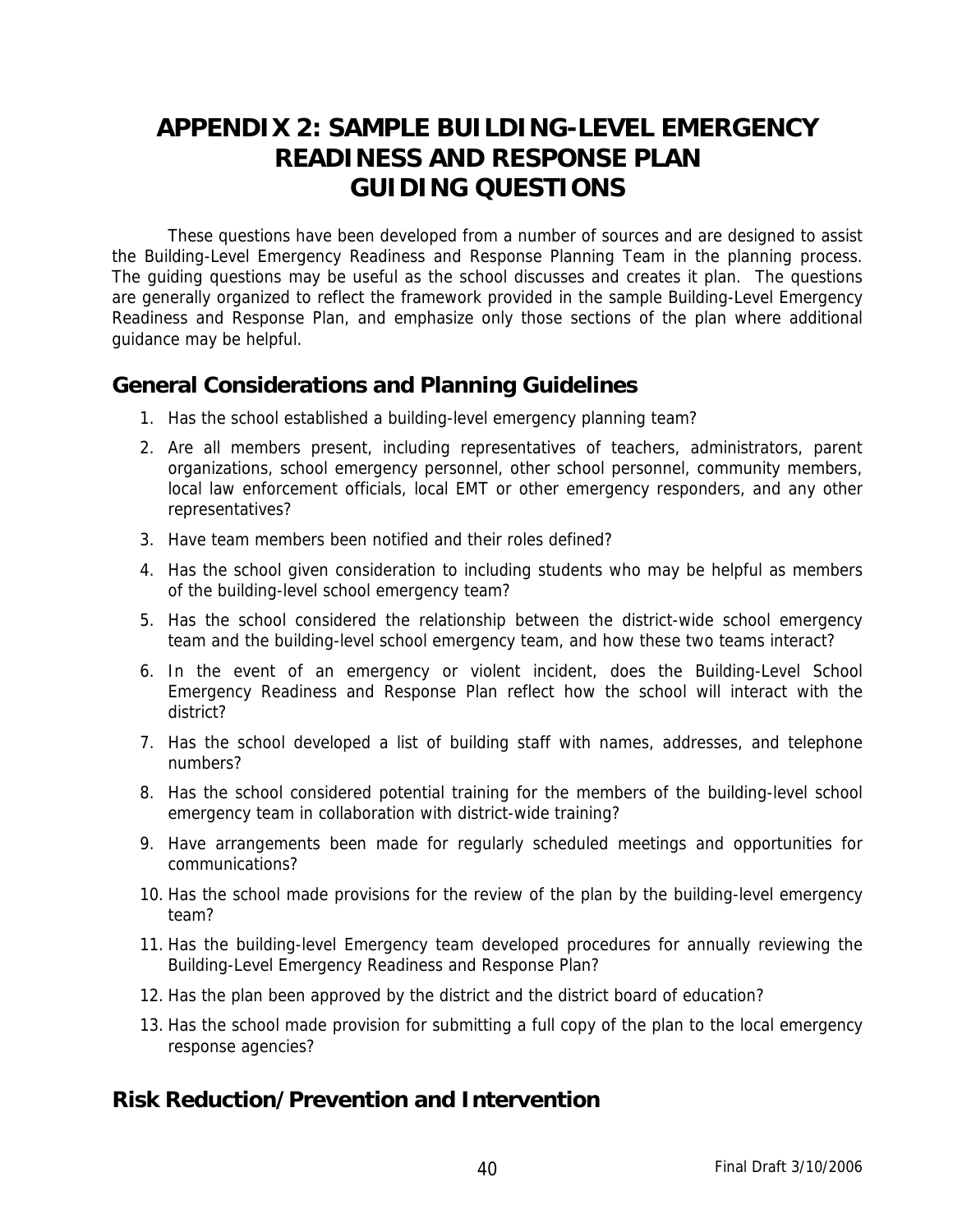# APPENDIX 2: SAMPLE BUILDING-LEVEL EMERGENCY READINESS AND RESPONSE PLAN GUIDING QUESTIONS

These questions have been developed from a number of sources and are designed to assist the Building-Level Emergency Readiness and Response Planning Team in the planning process. The guiding questions may be useful as the school discusses and creates it plan. The questions are generally organized to reflect the framework provided in the sample Building-Level Emergency Readiness and Response Plan, and emphasize only those sections of the plan where additional guidance may be helpful.

## General Considerations and Planning Guidelines

1. Has the school established a building-level emergency planning team?
2. Are all members present, including representatives of teachers, administrators, parent organizations, school emergency personnel, other school personnel, community members, local law enforcement officials, local EMT or other emergency responders, and any other representatives?
3. Have team members been notified and their roles defined?
4. Has the school given consideration to including students who may be helpful as members of the building-level school emergency team?
5. Has the school considered the relationship between the district-wide school emergency team and the building-level school emergency team, and how these two teams interact?
6. In the event of an emergency or violent incident, does the Building-Level School Emergency Readiness and Response Plan reflect how the school will interact with the district?
7. Has the school developed a list of building staff with names, addresses, and telephone numbers?
8. Has the school considered potential training for the members of the building-level school emergency team in collaboration with district-wide training?
9. Have arrangements been made for regularly scheduled meetings and opportunities for communications?
10. Has the school made provisions for the review of the plan by the building-level emergency team?
11. Has the building-level Emergency team developed procedures for annually reviewing the Building-Level Emergency Readiness and Response Plan?
12. Has the plan been approved by the district and the district board of education?
13. Has the school made provision for submitting a full copy of the plan to the local emergency response agencies?

## Risk Reduction/Prevention and Intervention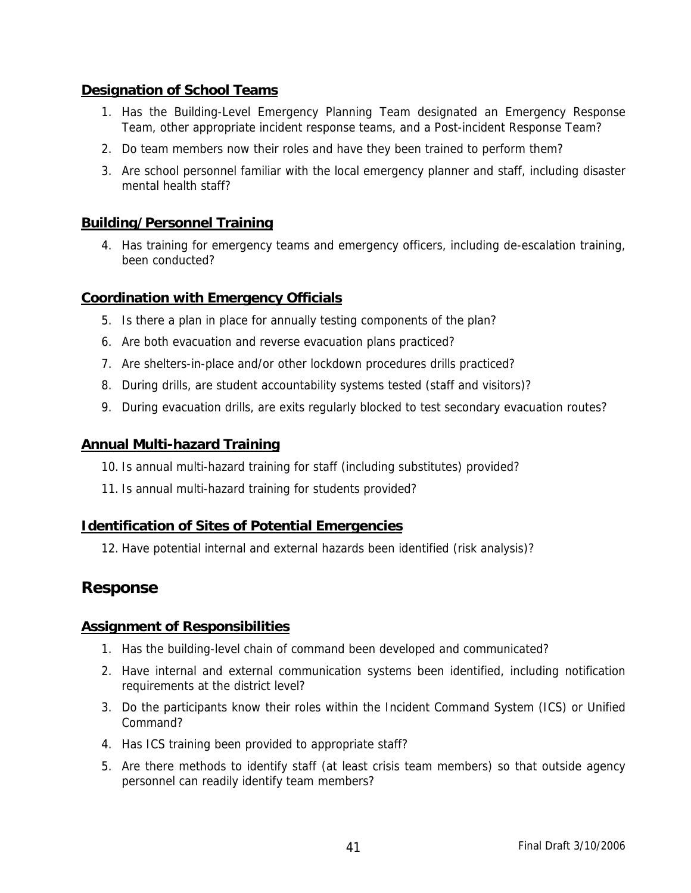### Designation of School Teams

1. Has the Building-Level Emergency Planning Team designated an Emergency Response Team, other appropriate incident response teams, and a Post-incident Response Team?
2. Do team members now their roles and have they been trained to perform them?
3. Are school personnel familiar with the local emergency planner and staff, including disaster mental health staff?

### Building/Personnel Training

4. Has training for emergency teams and emergency officers, including de-escalation training, been conducted?

### Coordination with Emergency Officials

5. Is there a plan in place for annually testing components of the plan?
6. Are both evacuation and reverse evacuation plans practiced?
7. Are shelters-in-place and/or other lockdown procedures drills practiced?
8. During drills, are student accountability systems tested (staff and visitors)?
9. During evacuation drills, are exits regularly blocked to test secondary evacuation routes?

### Annual Multi-hazard Training

10. Is annual multi-hazard training for staff (including substitutes) provided?
11. Is annual multi-hazard training for students provided?

### Identification of Sites of Potential Emergencies

12. Have potential internal and external hazards been identified (risk analysis)?

## Response

### Assignment of Responsibilities

1. Has the building-level chain of command been developed and communicated?
2. Have internal and external communication systems been identified, including notification requirements at the district level?
3. Do the participants know their roles within the Incident Command System (ICS) or Unified Command?
4. Has ICS training been provided to appropriate staff?
5. Are there methods to identify staff (at least crisis team members) so that outside agency personnel can readily identify team members?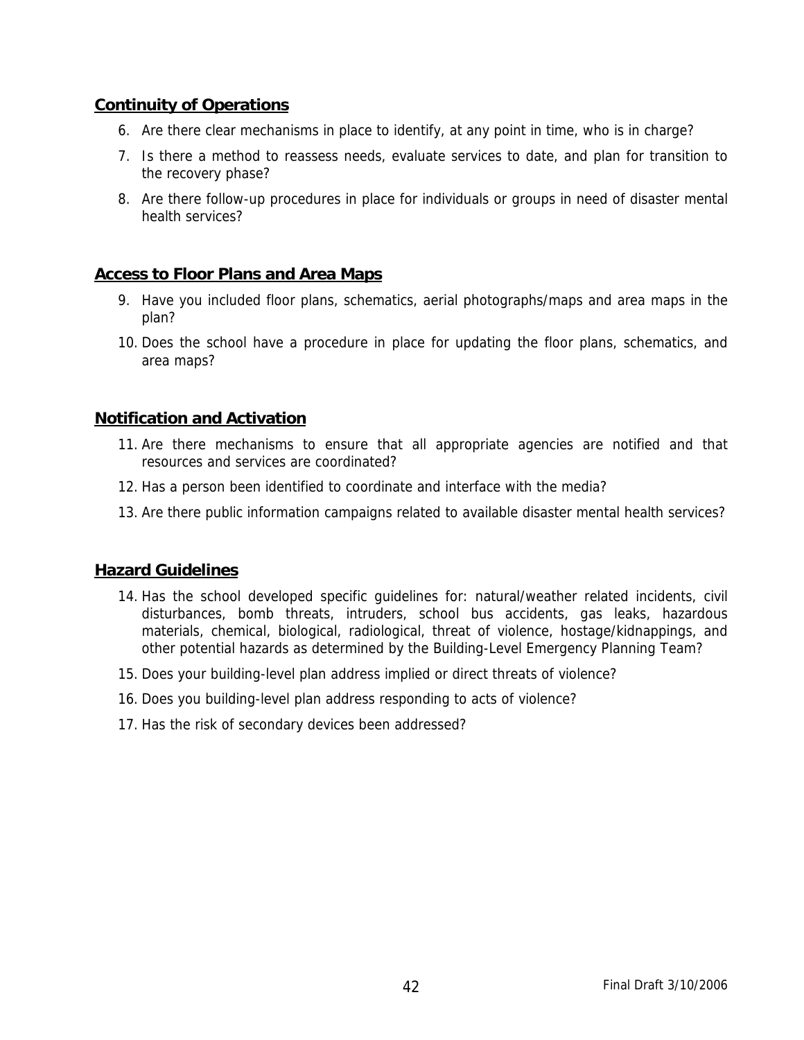## Continuity of Operations

6. Are there clear mechanisms in place to identify, at any point in time, who is in charge?
7. Is there a method to reassess needs, evaluate services to date, and plan for transition to the recovery phase?
8. Are there follow-up procedures in place for individuals or groups in need of disaster mental health services?

## Access to Floor Plans and Area Maps

9. Have you included floor plans, schematics, aerial photographs/maps and area maps in the plan?
10. Does the school have a procedure in place for updating the floor plans, schematics, and area maps?

## Notification and Activation

11. Are there mechanisms to ensure that all appropriate agencies are notified and that resources and services are coordinated?
12. Has a person been identified to coordinate and interface with the media?
13. Are there public information campaigns related to available disaster mental health services?

## Hazard Guidelines

14. Has the school developed specific guidelines for: natural/weather related incidents, civil disturbances, bomb threats, intruders, school bus accidents, gas leaks, hazardous materials, chemical, biological, radiological, threat of violence, hostage/kidnappings, and other potential hazards as determined by the Building-Level Emergency Planning Team?
15. Does your building-level plan address implied or direct threats of violence?
16. Does you building-level plan address responding to acts of violence?
17. Has the risk of secondary devices been addressed?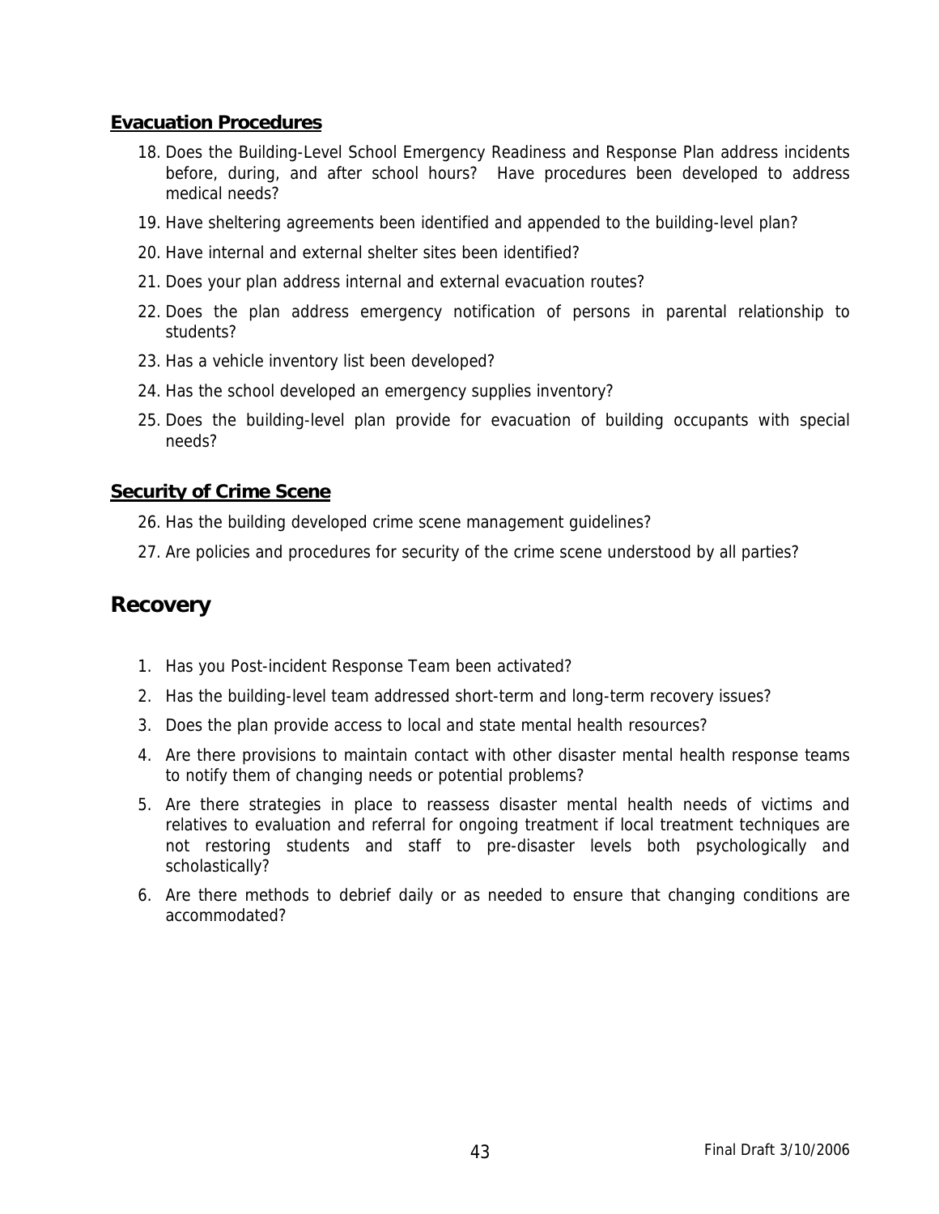**Evacuation Procedures**

18. Does the Building-Level School Emergency Readiness and Response Plan address incidents before, during, and after school hours? Have procedures been developed to address medical needs?
19. Have sheltering agreements been identified and appended to the building-level plan?
20. Have internal and external shelter sites been identified?
21. Does your plan address internal and external evacuation routes?
22. Does the plan address emergency notification of persons in parental relationship to students?
23. Has a vehicle inventory list been developed?
24. Has the school developed an emergency supplies inventory?
25. Does the building-level plan provide for evacuation of building occupants with special needs?

**Security of Crime Scene**

26. Has the building developed crime scene management guidelines?
27. Are policies and procedures for security of the crime scene understood by all parties?

## Recovery

1. Has you Post-incident Response Team been activated?
2. Has the building-level team addressed short-term and long-term recovery issues?
3. Does the plan provide access to local and state mental health resources?
4. Are there provisions to maintain contact with other disaster mental health response teams to notify them of changing needs or potential problems?
5. Are there strategies in place to reassess disaster mental health needs of victims and relatives to evaluation and referral for ongoing treatment if local treatment techniques are not restoring students and staff to pre-disaster levels both psychologically and scholastically?
6. Are there methods to debrief daily or as needed to ensure that changing conditions are accommodated?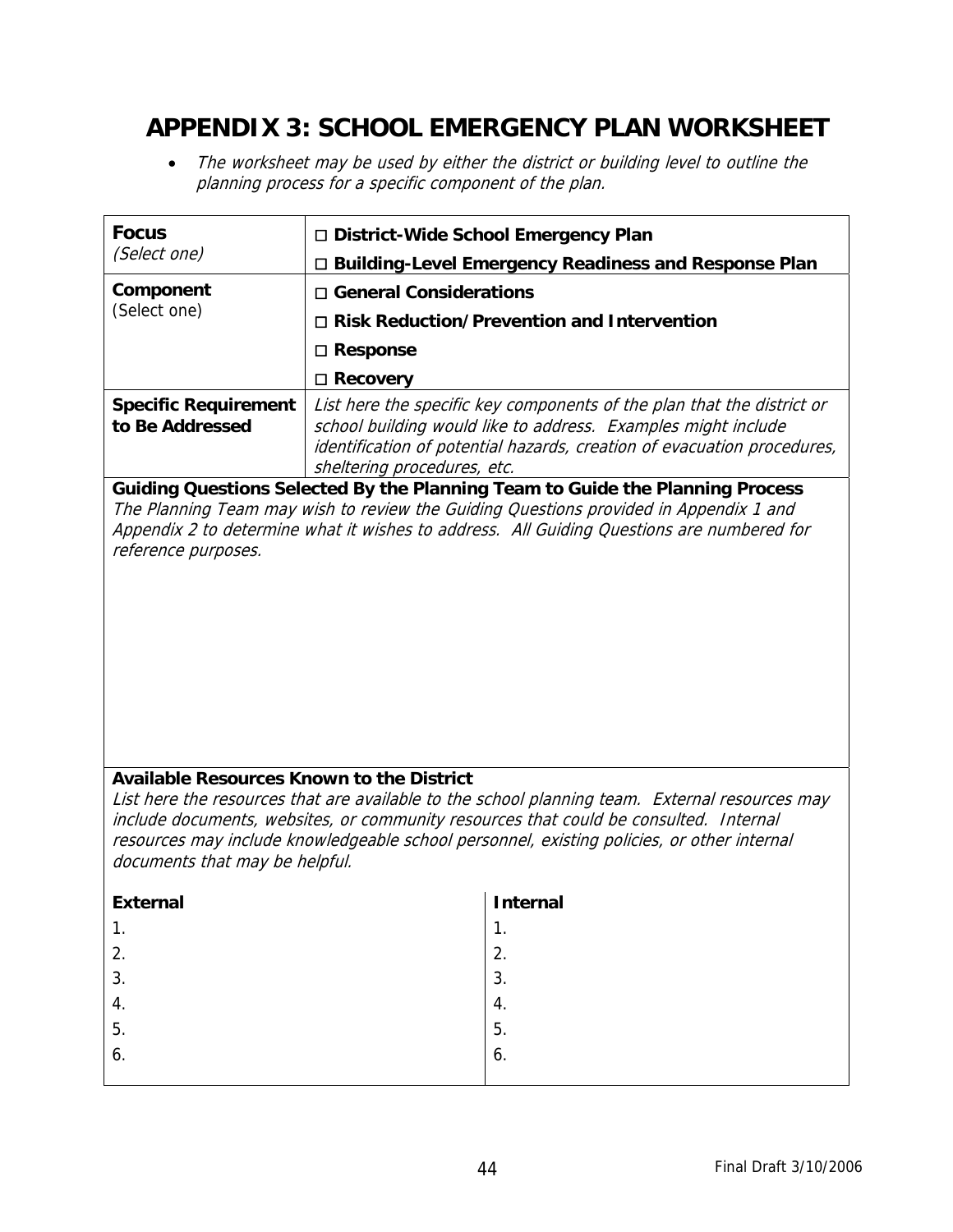# APPENDIX 3: SCHOOL EMERGENCY PLAN WORKSHEET

- *The worksheet may be used by either the district or building level to outline the planning process for a specific component of the plan.*

| | |
|---|---|
| **Focus** *(Select one)* | □ **District-Wide School Emergency Plan**<br>□ **Building-Level Emergency Readiness and Response Plan** |
| **Component** (Select one) | □ **General Considerations**<br>□ **Risk Reduction/Prevention and Intervention**<br>□ **Response**<br>□ **Recovery** |
| **Specific Requirement to Be Addressed** | *List here the specific key components of the plan that the district or school building would like to address. Examples might include identification of potential hazards, creation of evacuation procedures, sheltering procedures, etc.* |

**Guiding Questions Selected By the Planning Team to Guide the Planning Process**

*The Planning Team may wish to review the Guiding Questions provided in Appendix 1 and Appendix 2 to determine what it wishes to address. All Guiding Questions are numbered for reference purposes.*

**Available Resources Known to the District**

*List here the resources that are available to the school planning team. External resources may include documents, websites, or community resources that could be consulted. Internal resources may include knowledgeable school personnel, existing policies, or other internal documents that may be helpful.*

| **External** | **Internal** |
|---|---|
| 1. | 1. |
| 2. | 2. |
| 3. | 3. |
| 4. | 4. |
| 5. | 5. |
| 6. | 6. |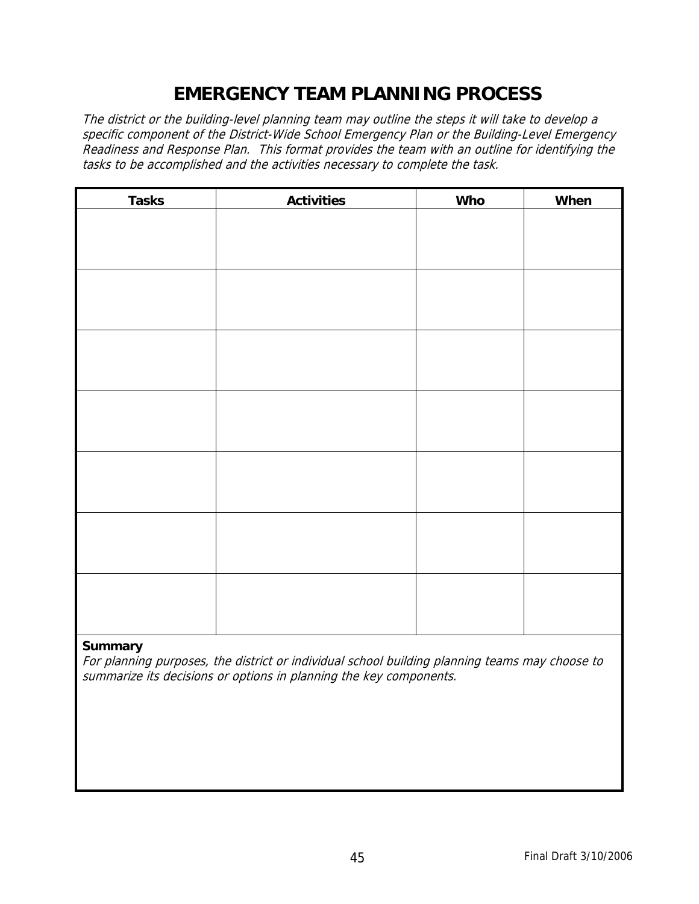# EMERGENCY TEAM PLANNING PROCESS

*The district or the building-level planning team may outline the steps it will take to develop a specific component of the District-Wide School Emergency Plan or the Building-Level Emergency Readiness and Response Plan. This format provides the team with an outline for identifying the tasks to be accomplished and the activities necessary to complete the task.*

| Tasks | Activities | Who | When |
|---|---|---|---|
| | | | |
| | | | |
| | | | |
| | | | |
| | | | |
| | | | |
| | | | |

**Summary**

*For planning purposes, the district or individual school building planning teams may choose to summarize its decisions or options in planning the key components.*

Final Draft 3/10/2006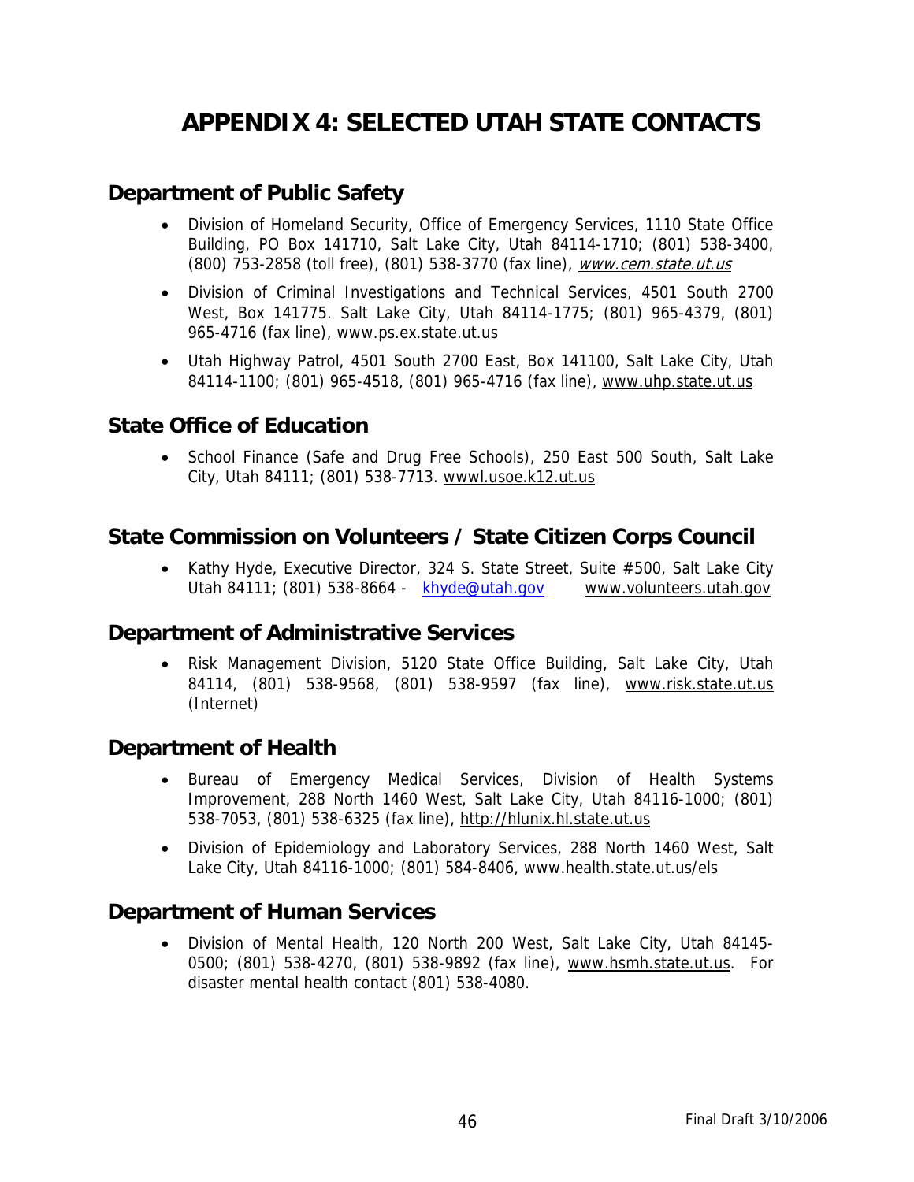# APPENDIX 4: SELECTED UTAH STATE CONTACTS

## Department of Public Safety

- Division of Homeland Security, Office of Emergency Services, 1110 State Office Building, PO Box 141710, Salt Lake City, Utah 84114-1710; (801) 538-3400, (800) 753-2858 (toll free), (801) 538-3770 (fax line), *www.cem.state.ut.us*
- Division of Criminal Investigations and Technical Services, 4501 South 2700 West, Box 141775. Salt Lake City, Utah 84114-1775; (801) 965-4379, (801) 965-4716 (fax line), www.ps.ex.state.ut.us
- Utah Highway Patrol, 4501 South 2700 East, Box 141100, Salt Lake City, Utah 84114-1100; (801) 965-4518, (801) 965-4716 (fax line), www.uhp.state.ut.us

## State Office of Education

- School Finance (Safe and Drug Free Schools), 250 East 500 South, Salt Lake City, Utah 84111; (801) 538-7713. wwwl.usoe.k12.ut.us

## State Commission on Volunteers / State Citizen Corps Council

- Kathy Hyde, Executive Director, 324 S. State Street, Suite #500, Salt Lake City Utah 84111; (801) 538-8664 - khyde@utah.gov www.volunteers.utah.gov

## Department of Administrative Services

- Risk Management Division, 5120 State Office Building, Salt Lake City, Utah 84114, (801) 538-9568, (801) 538-9597 (fax line), www.risk.state.ut.us (Internet)

## Department of Health

- Bureau of Emergency Medical Services, Division of Health Systems Improvement, 288 North 1460 West, Salt Lake City, Utah 84116-1000; (801) 538-7053, (801) 538-6325 (fax line), http://hlunix.hl.state.ut.us
- Division of Epidemiology and Laboratory Services, 288 North 1460 West, Salt Lake City, Utah 84116-1000; (801) 584-8406, www.health.state.ut.us/els

## Department of Human Services

- Division of Mental Health, 120 North 200 West, Salt Lake City, Utah 84145-0500; (801) 538-4270, (801) 538-9892 (fax line), www.hsmh.state.ut.us. For disaster mental health contact (801) 538-4080.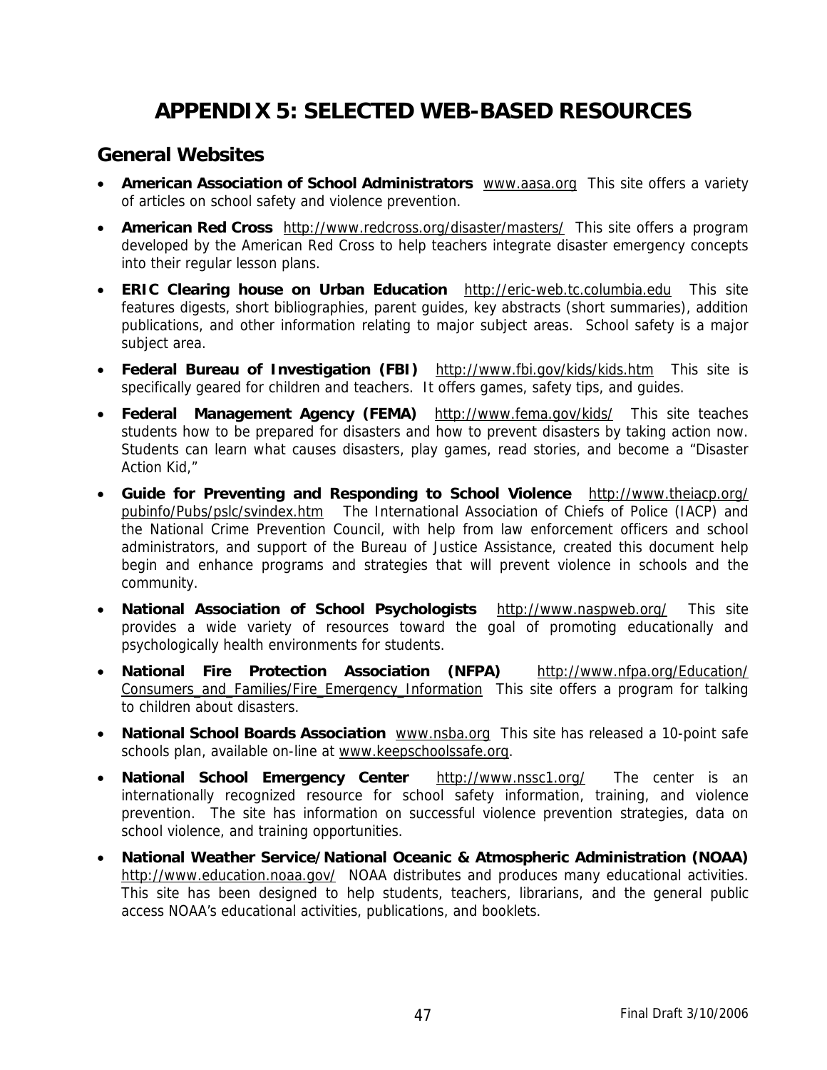# APPENDIX 5: SELECTED WEB-BASED RESOURCES

## General Websites

- **American Association of School Administrators** www.aasa.org This site offers a variety of articles on school safety and violence prevention.
- **American Red Cross** http://www.redcross.org/disaster/masters/ This site offers a program developed by the American Red Cross to help teachers integrate disaster emergency concepts into their regular lesson plans.
- **ERIC Clearing house on Urban Education** http://eric-web.tc.columbia.edu This site features digests, short bibliographies, parent guides, key abstracts (short summaries), addition publications, and other information relating to major subject areas. School safety is a major subject area.
- **Federal Bureau of Investigation (FBI)** http://www.fbi.gov/kids/kids.htm This site is specifically geared for children and teachers. It offers games, safety tips, and guides.
- **Federal Management Agency (FEMA)** http://www.fema.gov/kids/ This site teaches students how to be prepared for disasters and how to prevent disasters by taking action now. Students can learn what causes disasters, play games, read stories, and become a "Disaster Action Kid,"
- **Guide for Preventing and Responding to School Violence** http://www.theiacp.org/pubinfo/Pubs/pslc/svindex.htm The International Association of Chiefs of Police (IACP) and the National Crime Prevention Council, with help from law enforcement officers and school administrators, and support of the Bureau of Justice Assistance, created this document help begin and enhance programs and strategies that will prevent violence in schools and the community.
- **National Association of School Psychologists** http://www.naspweb.org/ This site provides a wide variety of resources toward the goal of promoting educationally and psychologically health environments for students.
- **National Fire Protection Association (NFPA)** http://www.nfpa.org/Education/Consumers_and_Families/Fire_Emergency_Information This site offers a program for talking to children about disasters.
- **National School Boards Association** www.nsba.org This site has released a 10-point safe schools plan, available on-line at www.keepschoolssafe.org.
- **National School Emergency Center** http://www.nssc1.org/ The center is an internationally recognized resource for school safety information, training, and violence prevention. The site has information on successful violence prevention strategies, data on school violence, and training opportunities.
- **National Weather Service/National Oceanic & Atmospheric Administration (NOAA)** http://www.education.noaa.gov/ NOAA distributes and produces many educational activities. This site has been designed to help students, teachers, librarians, and the general public access NOAA's educational activities, publications, and booklets.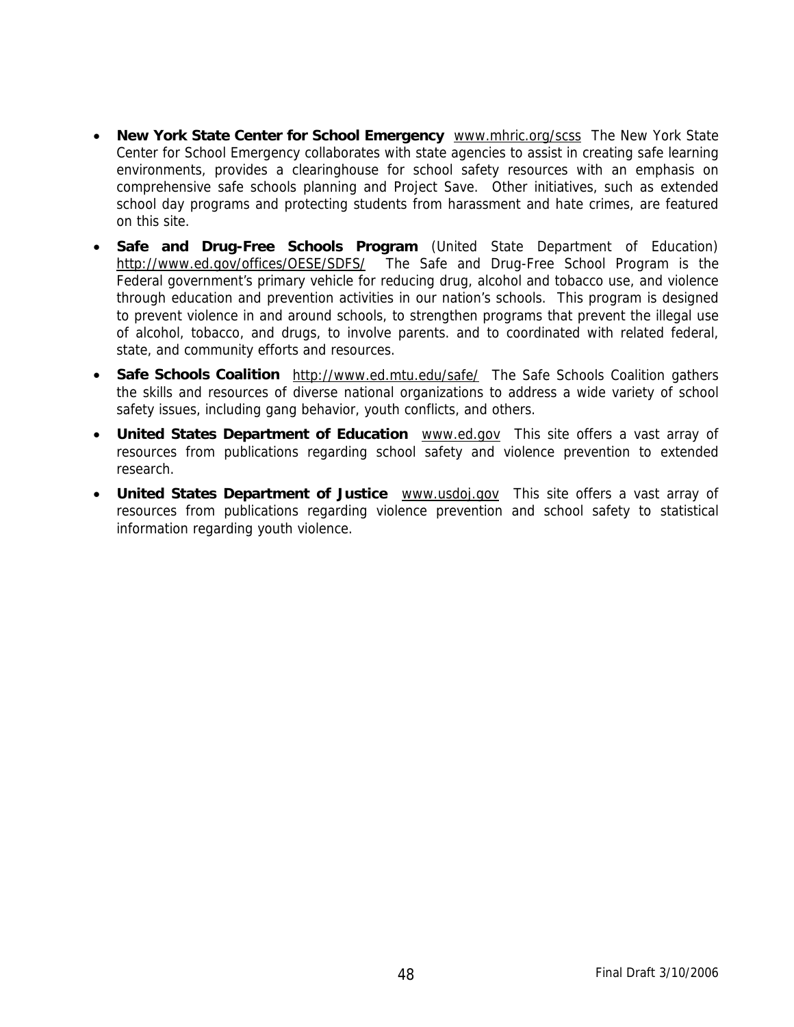- **New York State Center for School Emergency** www.mhric.org/scss The New York State Center for School Emergency collaborates with state agencies to assist in creating safe learning environments, provides a clearinghouse for school safety resources with an emphasis on comprehensive safe schools planning and Project Save. Other initiatives, such as extended school day programs and protecting students from harassment and hate crimes, are featured on this site.
- **Safe and Drug-Free Schools Program** (United State Department of Education) http://www.ed.gov/offices/OESE/SDFS/ The Safe and Drug-Free School Program is the Federal government's primary vehicle for reducing drug, alcohol and tobacco use, and violence through education and prevention activities in our nation's schools. This program is designed to prevent violence in and around schools, to strengthen programs that prevent the illegal use of alcohol, tobacco, and drugs, to involve parents. and to coordinated with related federal, state, and community efforts and resources.
- **Safe Schools Coalition** http://www.ed.mtu.edu/safe/ The Safe Schools Coalition gathers the skills and resources of diverse national organizations to address a wide variety of school safety issues, including gang behavior, youth conflicts, and others.
- **United States Department of Education** www.ed.gov This site offers a vast array of resources from publications regarding school safety and violence prevention to extended research.
- **United States Department of Justice** www.usdoj.gov This site offers a vast array of resources from publications regarding violence prevention and school safety to statistical information regarding youth violence.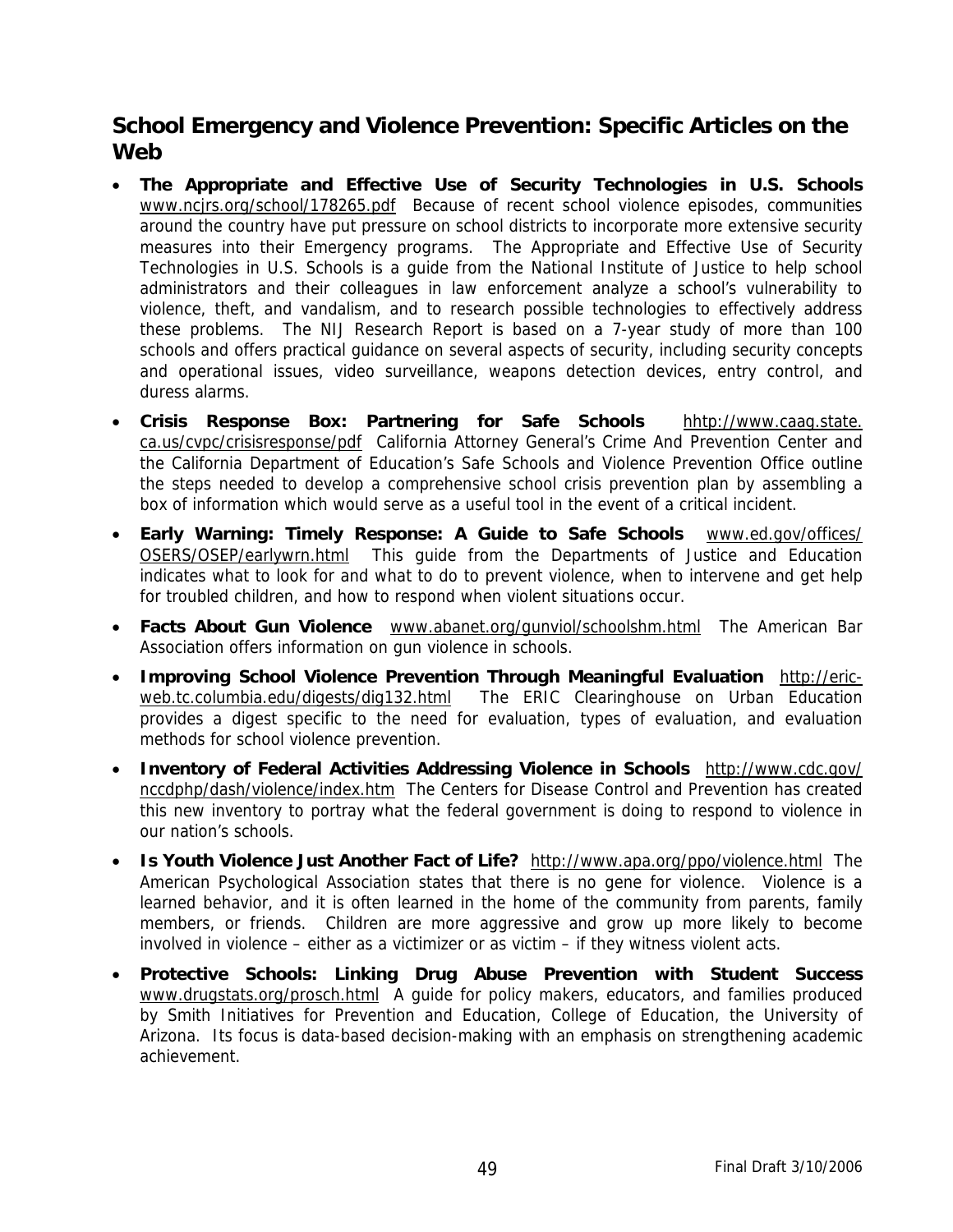## School Emergency and Violence Prevention: Specific Articles on the Web

- **The Appropriate and Effective Use of Security Technologies in U.S. Schools** www.ncjrs.org/school/178265.pdf Because of recent school violence episodes, communities around the country have put pressure on school districts to incorporate more extensive security measures into their Emergency programs. The Appropriate and Effective Use of Security Technologies in U.S. Schools is a guide from the National Institute of Justice to help school administrators and their colleagues in law enforcement analyze a school's vulnerability to violence, theft, and vandalism, and to research possible technologies to effectively address these problems. The NIJ Research Report is based on a 7-year study of more than 100 schools and offers practical guidance on several aspects of security, including security concepts and operational issues, video surveillance, weapons detection devices, entry control, and duress alarms.
- **Crisis Response Box: Partnering for Safe Schools** hhtp://www.caag.state.ca.us/cvpc/crisisresponse/pdf California Attorney General's Crime And Prevention Center and the California Department of Education's Safe Schools and Violence Prevention Office outline the steps needed to develop a comprehensive school crisis prevention plan by assembling a box of information which would serve as a useful tool in the event of a critical incident.
- **Early Warning: Timely Response: A Guide to Safe Schools** www.ed.gov/offices/OSERS/OSEP/earlywrn.html This guide from the Departments of Justice and Education indicates what to look for and what to do to prevent violence, when to intervene and get help for troubled children, and how to respond when violent situations occur.
- **Facts About Gun Violence** www.abanet.org/gunviol/schoolshm.html The American Bar Association offers information on gun violence in schools.
- **Improving School Violence Prevention Through Meaningful Evaluation** http://eric-web.tc.columbia.edu/digests/dig132.html The ERIC Clearinghouse on Urban Education provides a digest specific to the need for evaluation, types of evaluation, and evaluation methods for school violence prevention.
- **Inventory of Federal Activities Addressing Violence in Schools** http://www.cdc.gov/nccdphp/dash/violence/index.htm The Centers for Disease Control and Prevention has created this new inventory to portray what the federal government is doing to respond to violence in our nation's schools.
- **Is Youth Violence Just Another Fact of Life?** http://www.apa.org/ppo/violence.html The American Psychological Association states that there is no gene for violence. Violence is a learned behavior, and it is often learned in the home of the community from parents, family members, or friends. Children are more aggressive and grow up more likely to become involved in violence – either as a victimizer or as victim – if they witness violent acts.
- **Protective Schools: Linking Drug Abuse Prevention with Student Success** www.drugstats.org/prosch.html A guide for policy makers, educators, and families produced by Smith Initiatives for Prevention and Education, College of Education, the University of Arizona. Its focus is data-based decision-making with an emphasis on strengthening academic achievement.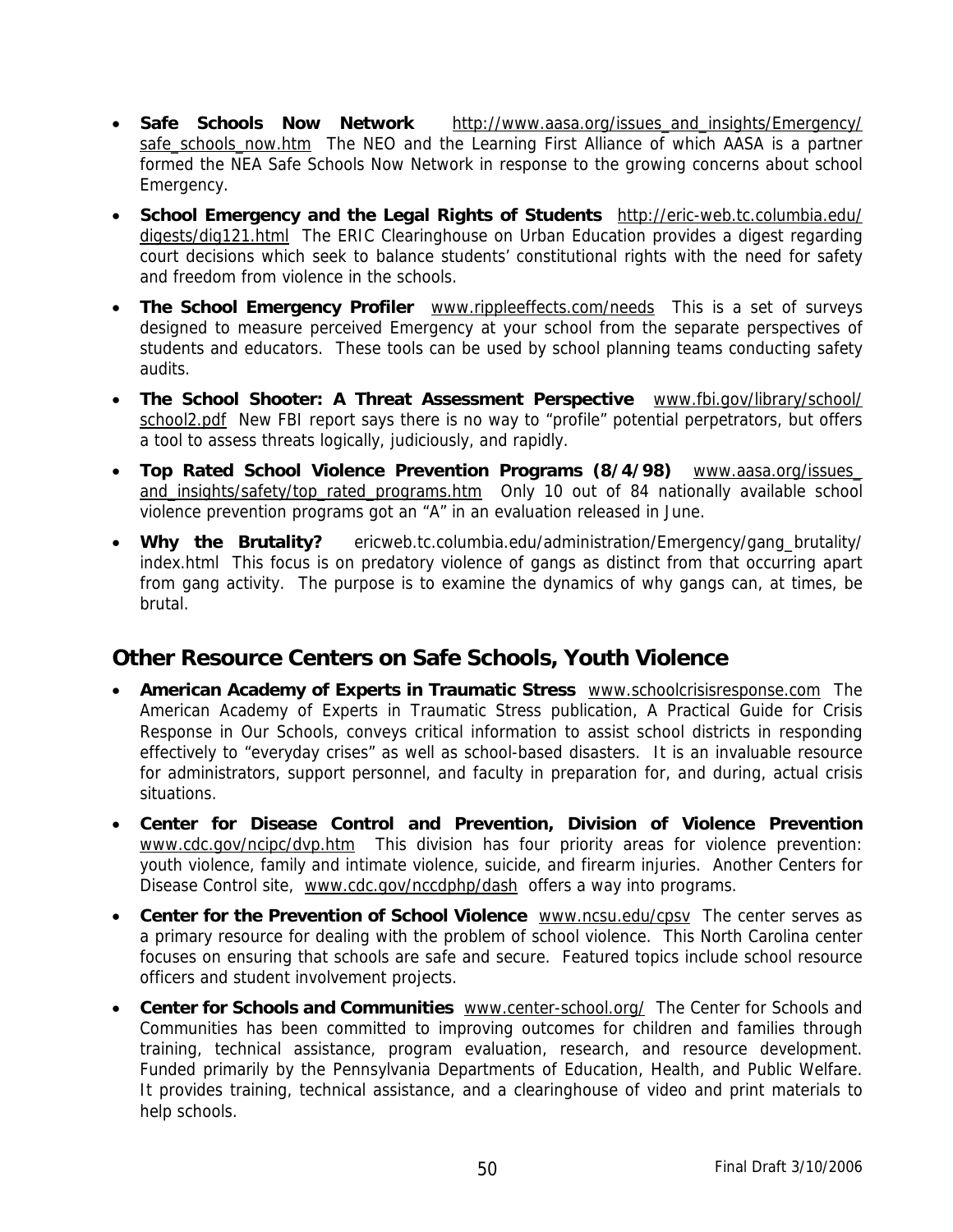- **Safe Schools Now Network** http://www.aasa.org/issues_and_insights/Emergency/safe_schools_now.htm The NEO and the Learning First Alliance of which AASA is a partner formed the NEA Safe Schools Now Network in response to the growing concerns about school Emergency.
- **School Emergency and the Legal Rights of Students** http://eric-web.tc.columbia.edu/digests/dig121.html The ERIC Clearinghouse on Urban Education provides a digest regarding court decisions which seek to balance students' constitutional rights with the need for safety and freedom from violence in the schools.
- **The School Emergency Profiler** www.rippleeffects.com/needs This is a set of surveys designed to measure perceived Emergency at your school from the separate perspectives of students and educators. These tools can be used by school planning teams conducting safety audits.
- **The School Shooter: A Threat Assessment Perspective** www.fbi.gov/library/school/school2.pdf New FBI report says there is no way to "profile" potential perpetrators, but offers a tool to assess threats logically, judiciously, and rapidly.
- **Top Rated School Violence Prevention Programs (8/4/98)** www.aasa.org/issues_and_insights/safety/top_rated_programs.htm Only 10 out of 84 nationally available school violence prevention programs got an "A" in an evaluation released in June.
- **Why the Brutality?** ericweb.tc.columbia.edu/administration/Emergency/gang_brutality/index.html This focus is on predatory violence of gangs as distinct from that occurring apart from gang activity. The purpose is to examine the dynamics of why gangs can, at times, be brutal.

## Other Resource Centers on Safe Schools, Youth Violence

- **American Academy of Experts in Traumatic Stress** www.schoolcrisisresponse.com The American Academy of Experts in Traumatic Stress publication, A Practical Guide for Crisis Response in Our Schools, conveys critical information to assist school districts in responding effectively to "everyday crises" as well as school-based disasters. It is an invaluable resource for administrators, support personnel, and faculty in preparation for, and during, actual crisis situations.
- **Center for Disease Control and Prevention, Division of Violence Prevention** www.cdc.gov/ncipc/dvp.htm This division has four priority areas for violence prevention: youth violence, family and intimate violence, suicide, and firearm injuries. Another Centers for Disease Control site, www.cdc.gov/nccdphp/dash offers a way into programs.
- **Center for the Prevention of School Violence** www.ncsu.edu/cpsv The center serves as a primary resource for dealing with the problem of school violence. This North Carolina center focuses on ensuring that schools are safe and secure. Featured topics include school resource officers and student involvement projects.
- **Center for Schools and Communities** www.center-school.org/ The Center for Schools and Communities has been committed to improving outcomes for children and families through training, technical assistance, program evaluation, research, and resource development. Funded primarily by the Pennsylvania Departments of Education, Health, and Public Welfare. It provides training, technical assistance, and a clearinghouse of video and print materials to help schools.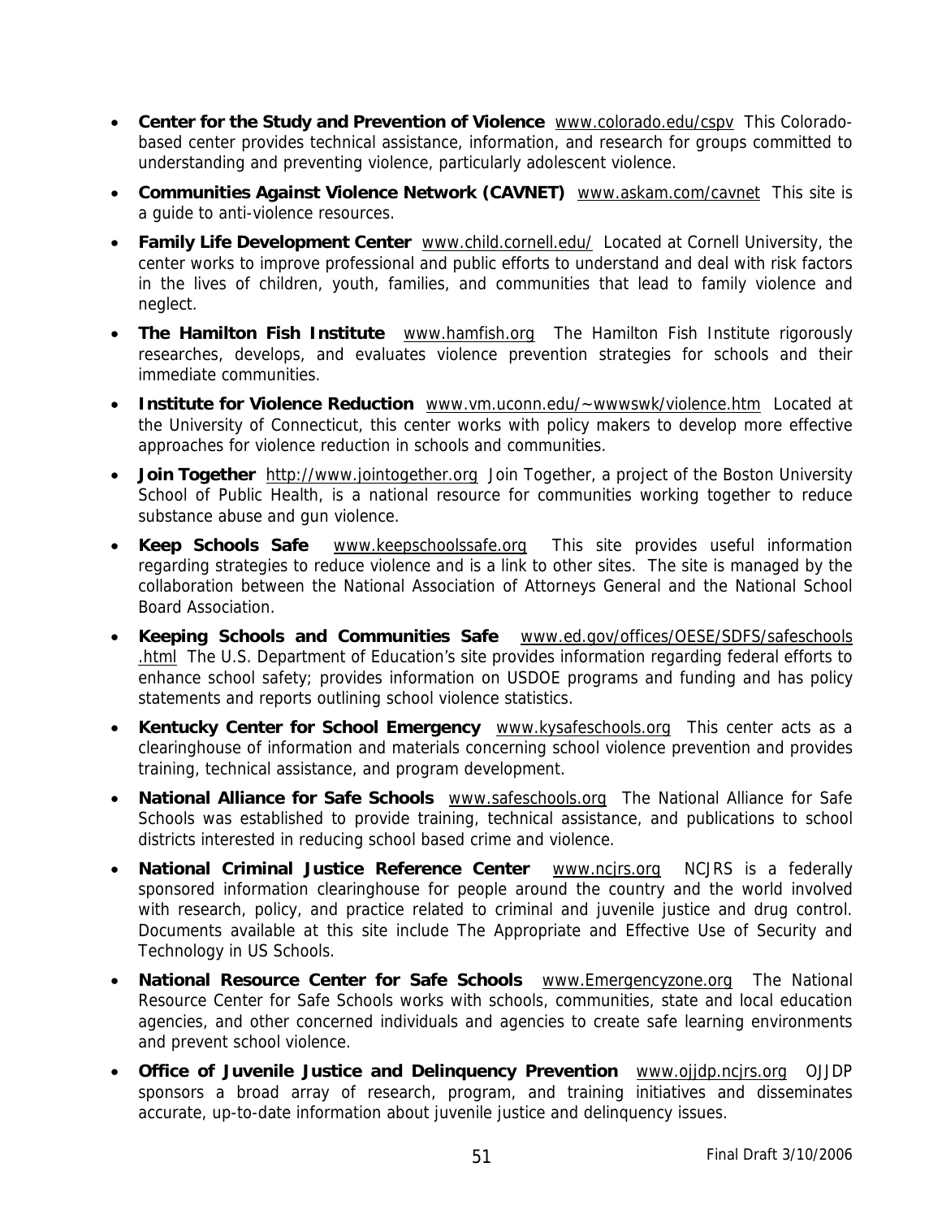- **Center for the Study and Prevention of Violence** www.colorado.edu/cspv This Colorado-based center provides technical assistance, information, and research for groups committed to understanding and preventing violence, particularly adolescent violence.
- **Communities Against Violence Network (CAVNET)** www.askam.com/cavnet This site is a guide to anti-violence resources.
- **Family Life Development Center** www.child.cornell.edu/ Located at Cornell University, the center works to improve professional and public efforts to understand and deal with risk factors in the lives of children, youth, families, and communities that lead to family violence and neglect.
- **The Hamilton Fish Institute** www.hamfish.org The Hamilton Fish Institute rigorously researches, develops, and evaluates violence prevention strategies for schools and their immediate communities.
- **Institute for Violence Reduction** www.vm.uconn.edu/~wwwswk/violence.htm Located at the University of Connecticut, this center works with policy makers to develop more effective approaches for violence reduction in schools and communities.
- **Join Together** http://www.jointogether.org Join Together, a project of the Boston University School of Public Health, is a national resource for communities working together to reduce substance abuse and gun violence.
- **Keep Schools Safe** www.keepschoolssafe.org This site provides useful information regarding strategies to reduce violence and is a link to other sites. The site is managed by the collaboration between the National Association of Attorneys General and the National School Board Association.
- **Keeping Schools and Communities Safe** www.ed.gov/offices/OESE/SDFS/safeschools.html The U.S. Department of Education's site provides information regarding federal efforts to enhance school safety; provides information on USDOE programs and funding and has policy statements and reports outlining school violence statistics.
- **Kentucky Center for School Emergency** www.kysafeschools.org This center acts as a clearinghouse of information and materials concerning school violence prevention and provides training, technical assistance, and program development.
- **National Alliance for Safe Schools** www.safeschools.org The National Alliance for Safe Schools was established to provide training, technical assistance, and publications to school districts interested in reducing school based crime and violence.
- **National Criminal Justice Reference Center** www.ncjrs.org NCJRS is a federally sponsored information clearinghouse for people around the country and the world involved with research, policy, and practice related to criminal and juvenile justice and drug control. Documents available at this site include The Appropriate and Effective Use of Security and Technology in US Schools.
- **National Resource Center for Safe Schools** www.Emergencyzone.org The National Resource Center for Safe Schools works with schools, communities, state and local education agencies, and other concerned individuals and agencies to create safe learning environments and prevent school violence.
- **Office of Juvenile Justice and Delinquency Prevention** www.ojjdp.ncjrs.org OJJDP sponsors a broad array of research, program, and training initiatives and disseminates accurate, up-to-date information about juvenile justice and delinquency issues.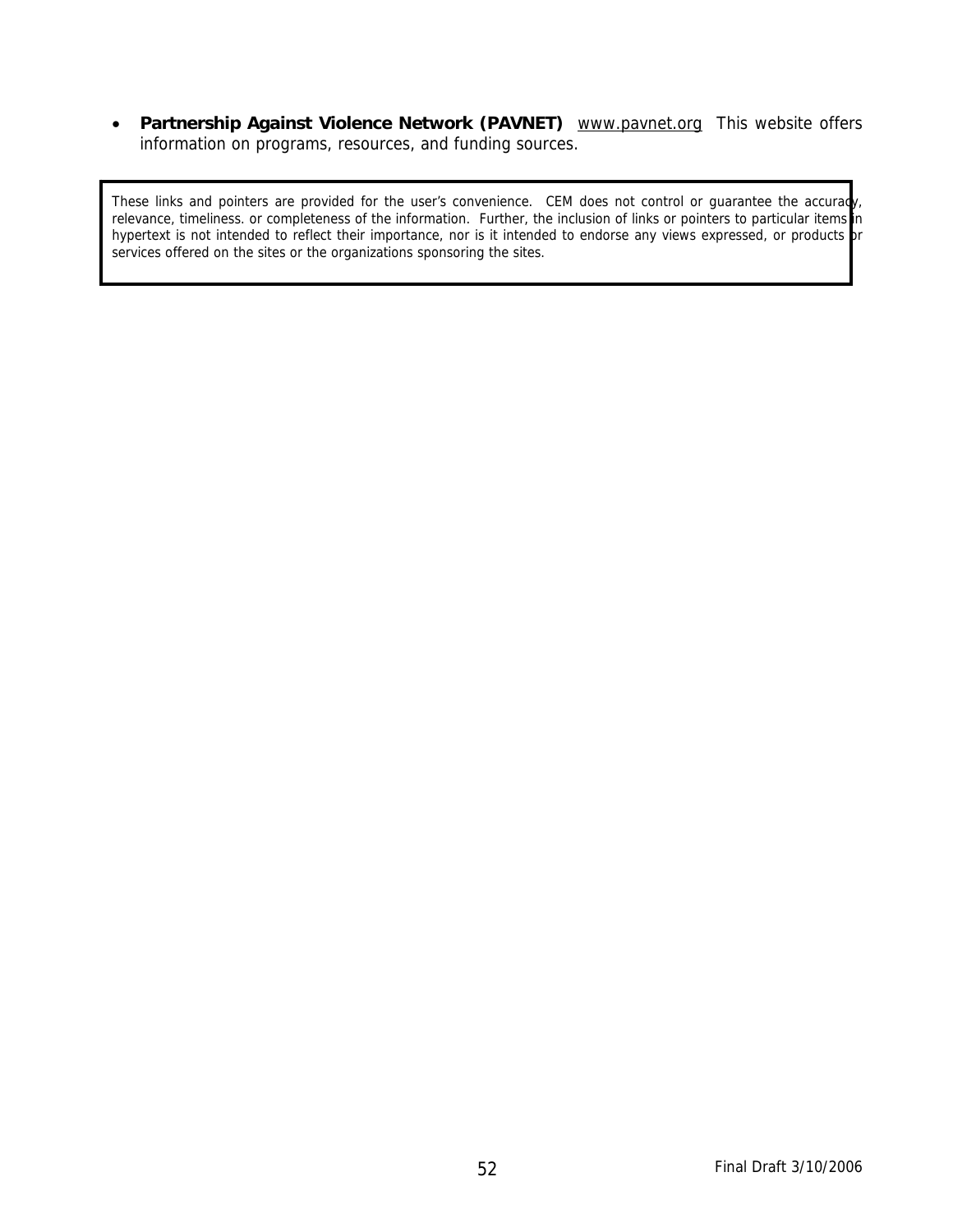- **Partnership Against Violence Network (PAVNET)** www.pavnet.org This website offers information on programs, resources, and funding sources.

> These links and pointers are provided for the user's convenience. CEM does not control or guarantee the accuracy, relevance, timeliness. or completeness of the information. Further, the inclusion of links or pointers to particular items in hypertext is not intended to reflect their importance, nor is it intended to endorse any views expressed, or products or services offered on the sites or the organizations sponsoring the sites.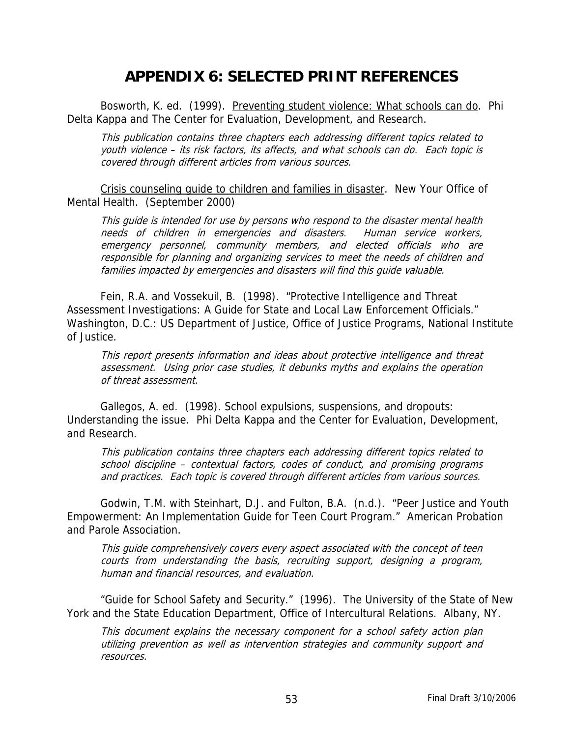# APPENDIX 6: SELECTED PRINT REFERENCES

Bosworth, K. ed. (1999). <u>Preventing student violence: What schools can do</u>. Phi Delta Kappa and The Center for Evaluation, Development, and Research.

> *This publication contains three chapters each addressing different topics related to youth violence – its risk factors, its affects, and what schools can do. Each topic is covered through different articles from various sources.*

<u>Crisis counseling guide to children and families in disaster</u>. New Your Office of Mental Health. (September 2000)

> *This guide is intended for use by persons who respond to the disaster mental health needs of children in emergencies and disasters. Human service workers, emergency personnel, community members, and elected officials who are responsible for planning and organizing services to meet the needs of children and families impacted by emergencies and disasters will find this guide valuable.*

Fein, R.A. and Vossekuil, B. (1998). "Protective Intelligence and Threat Assessment Investigations: A Guide for State and Local Law Enforcement Officials." Washington, D.C.: US Department of Justice, Office of Justice Programs, National Institute of Justice.

> *This report presents information and ideas about protective intelligence and threat assessment. Using prior case studies, it debunks myths and explains the operation of threat assessment.*

Gallegos, A. ed. (1998). School expulsions, suspensions, and dropouts: Understanding the issue. Phi Delta Kappa and the Center for Evaluation, Development, and Research.

> *This publication contains three chapters each addressing different topics related to school discipline – contextual factors, codes of conduct, and promising programs and practices. Each topic is covered through different articles from various sources.*

Godwin, T.M. with Steinhart, D.J. and Fulton, B.A. (n.d.). "Peer Justice and Youth Empowerment: An Implementation Guide for Teen Court Program." American Probation and Parole Association.

> *This guide comprehensively covers every aspect associated with the concept of teen courts from understanding the basis, recruiting support, designing a program, human and financial resources, and evaluation.*

"Guide for School Safety and Security." (1996). The University of the State of New York and the State Education Department, Office of Intercultural Relations. Albany, NY.

> *This document explains the necessary component for a school safety action plan utilizing prevention as well as intervention strategies and community support and resources.*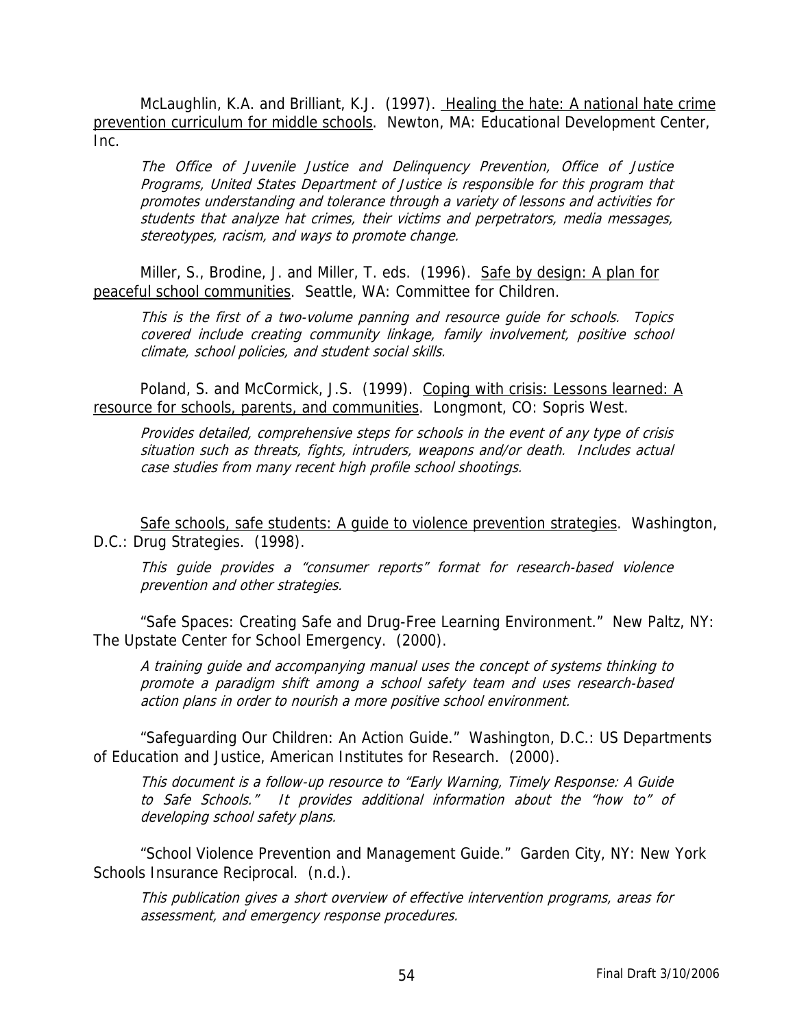McLaughlin, K.A. and Brilliant, K.J. (1997). Healing the hate: A national hate crime prevention curriculum for middle schools. Newton, MA: Educational Development Center, Inc.

> *The Office of Juvenile Justice and Delinquency Prevention, Office of Justice Programs, United States Department of Justice is responsible for this program that promotes understanding and tolerance through a variety of lessons and activities for students that analyze hat crimes, their victims and perpetrators, media messages, stereotypes, racism, and ways to promote change.*

Miller, S., Brodine, J. and Miller, T. eds. (1996). Safe by design: A plan for peaceful school communities. Seattle, WA: Committee for Children.

> *This is the first of a two-volume panning and resource guide for schools. Topics covered include creating community linkage, family involvement, positive school climate, school policies, and student social skills.*

Poland, S. and McCormick, J.S. (1999). Coping with crisis: Lessons learned: A resource for schools, parents, and communities. Longmont, CO: Sopris West.

> *Provides detailed, comprehensive steps for schools in the event of any type of crisis situation such as threats, fights, intruders, weapons and/or death. Includes actual case studies from many recent high profile school shootings.*

Safe schools, safe students: A guide to violence prevention strategies. Washington, D.C.: Drug Strategies. (1998).

> *This guide provides a "consumer reports" format for research-based violence prevention and other strategies.*

"Safe Spaces: Creating Safe and Drug-Free Learning Environment." New Paltz, NY: The Upstate Center for School Emergency. (2000).

> *A training guide and accompanying manual uses the concept of systems thinking to promote a paradigm shift among a school safety team and uses research-based action plans in order to nourish a more positive school environment.*

"Safeguarding Our Children: An Action Guide." Washington, D.C.: US Departments of Education and Justice, American Institutes for Research. (2000).

> *This document is a follow-up resource to "Early Warning, Timely Response: A Guide to Safe Schools." It provides additional information about the "how to" of developing school safety plans.*

"School Violence Prevention and Management Guide." Garden City, NY: New York Schools Insurance Reciprocal. (n.d.).

> *This publication gives a short overview of effective intervention programs, areas for assessment, and emergency response procedures.*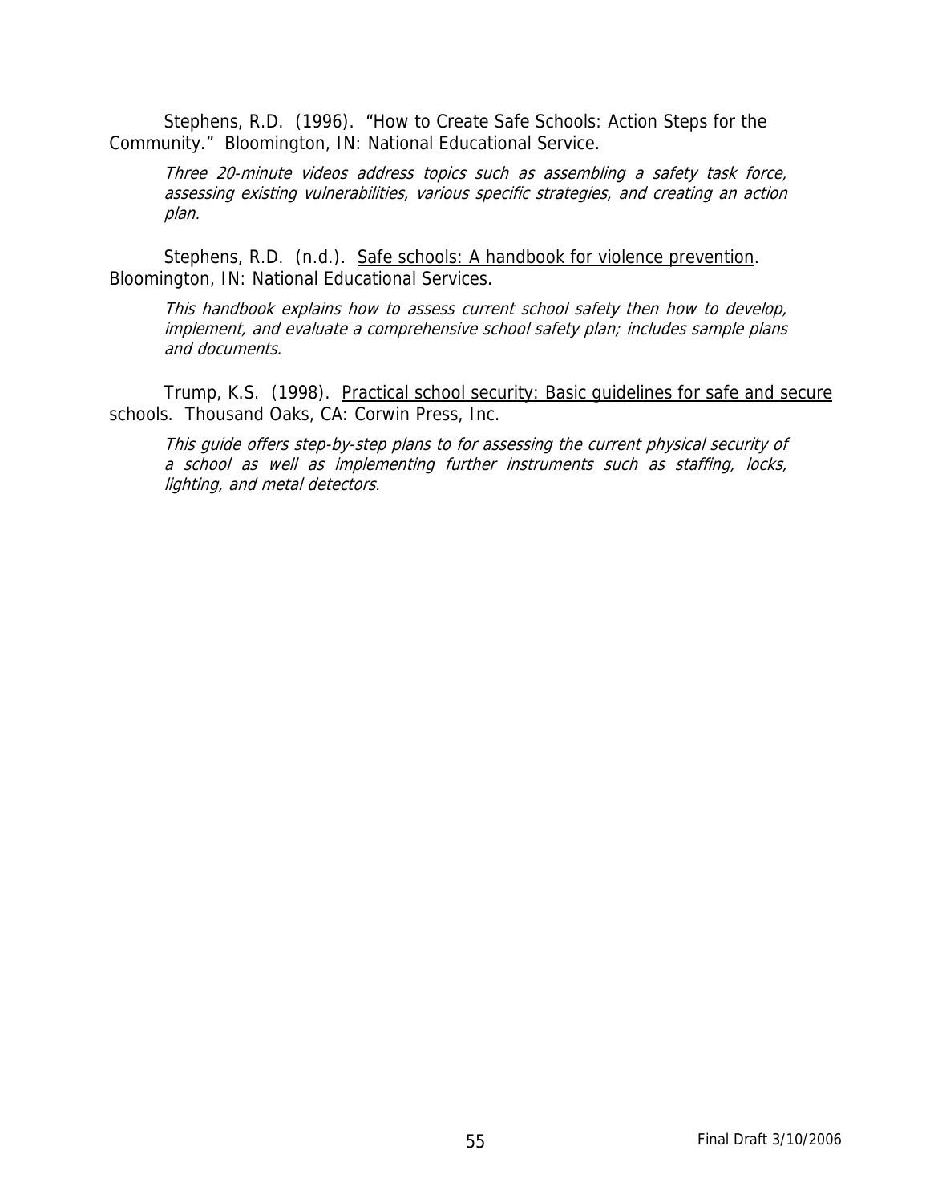Stephens, R.D. (1996). "How to Create Safe Schools: Action Steps for the Community." Bloomington, IN: National Educational Service.

> *Three 20-minute videos address topics such as assembling a safety task force, assessing existing vulnerabilities, various specific strategies, and creating an action plan.*

Stephens, R.D. (n.d.). <u>Safe schools: A handbook for violence prevention</u>. Bloomington, IN: National Educational Services.

> *This handbook explains how to assess current school safety then how to develop, implement, and evaluate a comprehensive school safety plan; includes sample plans and documents.*

Trump, K.S. (1998). <u>Practical school security: Basic guidelines for safe and secure schools</u>. Thousand Oaks, CA: Corwin Press, Inc.

> *This guide offers step-by-step plans to for assessing the current physical security of a school as well as implementing further instruments such as staffing, locks, lighting, and metal detectors.*